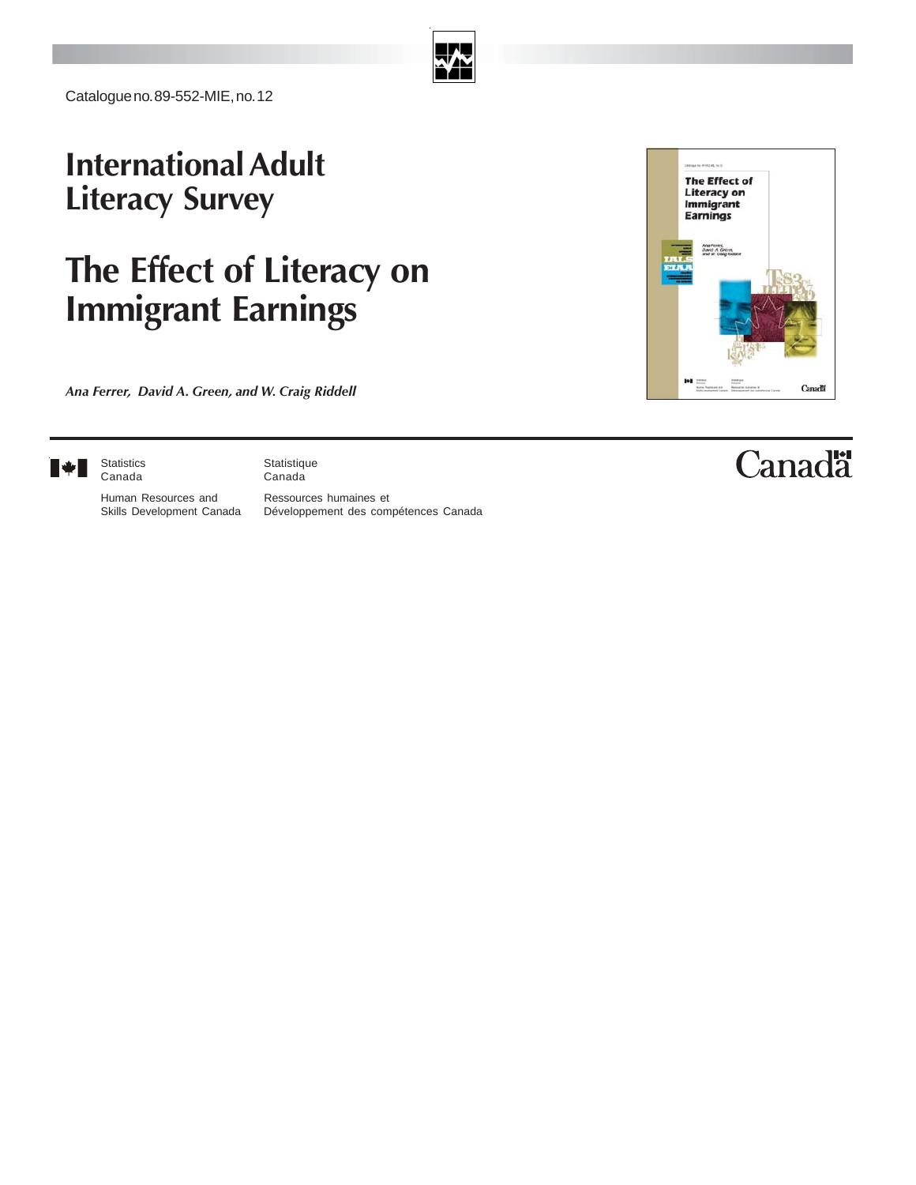Catalogue no. 89-552-MIE, no. 12

# International Adult Literacy Survey

# The Effect of Literacy on Immigrant Earnings

***Ana Ferrer, David A. Green, and W. Craig Riddell***

Statistics Canada | Statistique Canada

Human Resources and Skills Development Canada | Ressources humaines et Développement des compétences Canada

Canada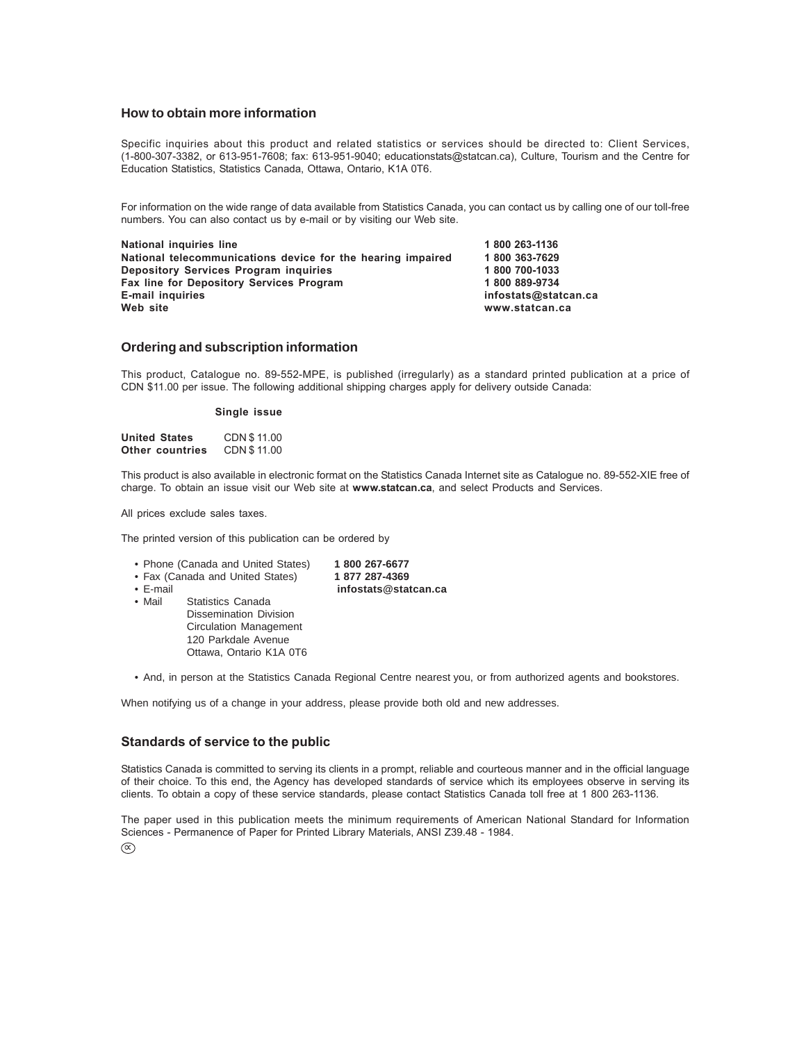## How to obtain more information

Specific inquiries about this product and related statistics or services should be directed to: Client Services, (1-800-307-3382, or 613-951-7608; fax: 613-951-9040; educationstats@statcan.ca), Culture, Tourism and the Centre for Education Statistics, Statistics Canada, Ottawa, Ontario, K1A 0T6.

For information on the wide range of data available from Statistics Canada, you can contact us by calling one of our toll-free numbers. You can also contact us by e-mail or by visiting our Web site.

| | |
|---|---|
| **National inquiries line** | **1 800 263-1136** |
| **National telecommunications device for the hearing impaired** | **1 800 363-7629** |
| **Depository Services Program inquiries** | **1 800 700-1033** |
| **Fax line for Depository Services Program** | **1 800 889-9734** |
| **E-mail inquiries** | **infostats@statcan.ca** |
| **Web site** | **www.statcan.ca** |

## Ordering and subscription information

This product, Catalogue no. 89-552-MPE, is published (irregularly) as a standard printed publication at a price of CDN $11.00 per issue. The following additional shipping charges apply for delivery outside Canada:

| | **Single issue** |
|---|---|
| **United States** | CDN $ 11.00 |
| **Other countries** | CDN $ 11.00 |

This product is also available in electronic format on the Statistics Canada Internet site as Catalogue no. 89-552-XIE free of charge. To obtain an issue visit our Web site at **www.statcan.ca**, and select Products and Services.

All prices exclude sales taxes.

The printed version of this publication can be ordered by

- Phone (Canada and United States) **1 800 267-6677**
- Fax (Canada and United States) **1 877 287-4369**
- E-mail **infostats@statcan.ca**
- Mail Statistics Canada
  Dissemination Division
  Circulation Management
  120 Parkdale Avenue
  Ottawa, Ontario K1A 0T6

- And, in person at the Statistics Canada Regional Centre nearest you, or from authorized agents and bookstores.

When notifying us of a change in your address, please provide both old and new addresses.

## Standards of service to the public

Statistics Canada is committed to serving its clients in a prompt, reliable and courteous manner and in the official language of their choice. To this end, the Agency has developed standards of service which its employees observe in serving its clients. To obtain a copy of these service standards, please contact Statistics Canada toll free at 1 800 263-1136.

The paper used in this publication meets the minimum requirements of American National Standard for Information Sciences - Permanence of Paper for Printed Library Materials, ANSI Z39.48 - 1984.

∞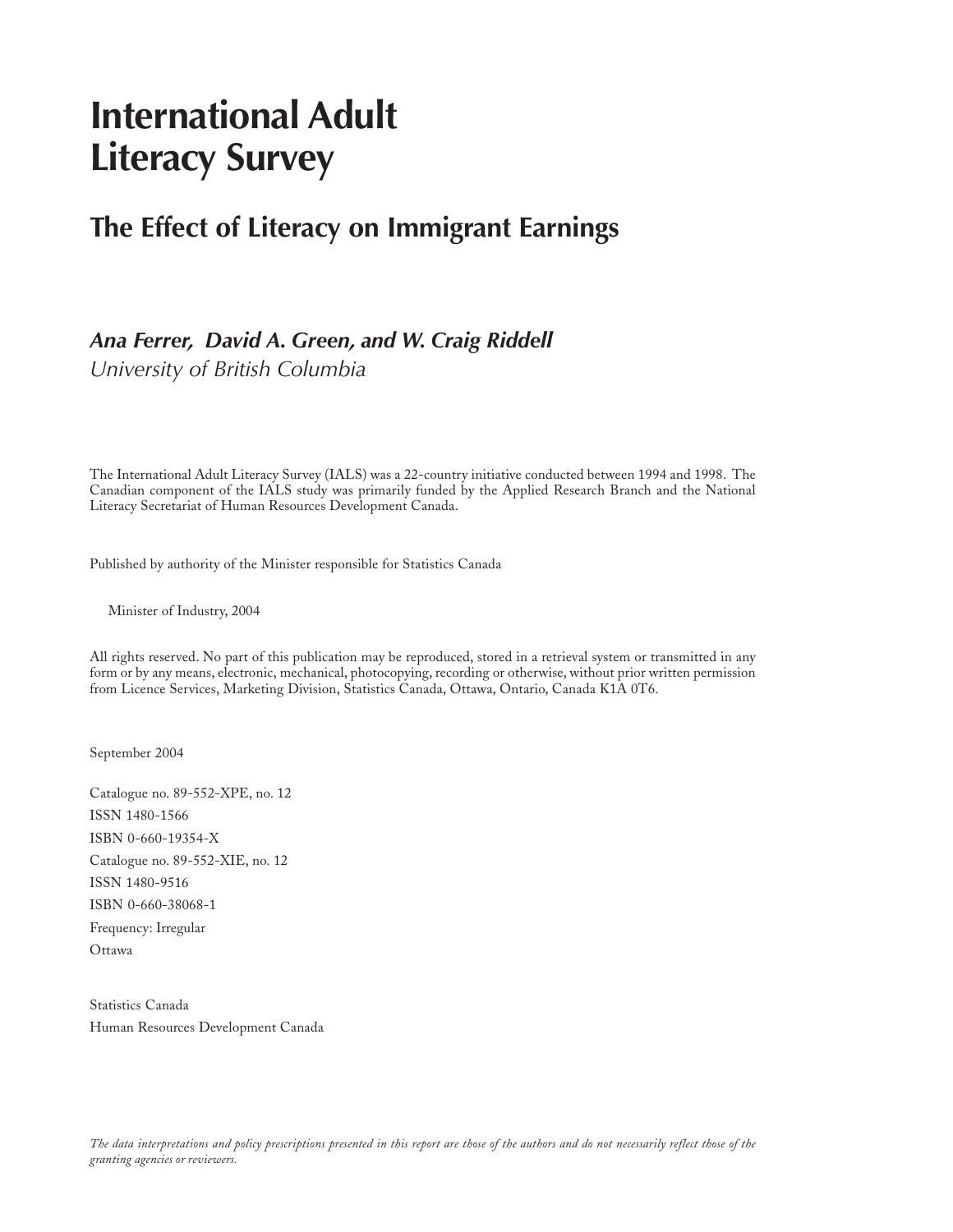# International Adult Literacy Survey

## The Effect of Literacy on Immigrant Earnings

***Ana Ferrer, David A. Green, and W. Craig Riddell***
*University of British Columbia*

The International Adult Literacy Survey (IALS) was a 22-country initiative conducted between 1994 and 1998. The Canadian component of the IALS study was primarily funded by the Applied Research Branch and the National Literacy Secretariat of Human Resources Development Canada.

Published by authority of the Minister responsible for Statistics Canada

Minister of Industry, 2004

All rights reserved. No part of this publication may be reproduced, stored in a retrieval system or transmitted in any form or by any means, electronic, mechanical, photocopying, recording or otherwise, without prior written permission from Licence Services, Marketing Division, Statistics Canada, Ottawa, Ontario, Canada K1A 0T6.

September 2004

Catalogue no. 89-552-XPE, no. 12
ISSN 1480-1566
ISBN 0-660-19354-X
Catalogue no. 89-552-XIE, no. 12
ISSN 1480-9516
ISBN 0-660-38068-1
Frequency: Irregular
Ottawa

Statistics Canada
Human Resources Development Canada

*The data interpretations and policy prescriptions presented in this report are those of the authors and do not necessarily reflect those of the granting agencies or reviewers.*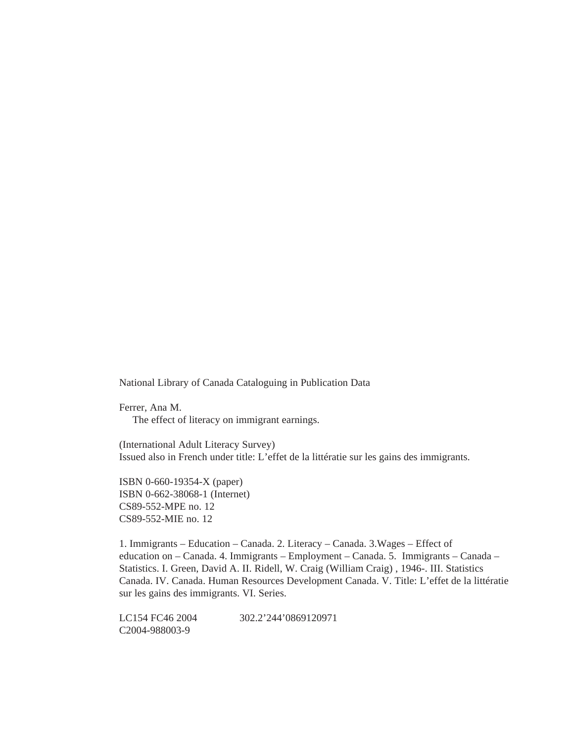National Library of Canada Cataloguing in Publication Data

Ferrer, Ana M.
The effect of literacy on immigrant earnings.

(International Adult Literacy Survey)
Issued also in French under title: L'effet de la littératie sur les gains des immigrants.

ISBN 0-660-19354-X (paper)
ISBN 0-662-38068-1 (Internet)
CS89-552-MPE no. 12
CS89-552-MIE no. 12

1. Immigrants – Education – Canada. 2. Literacy – Canada. 3.Wages – Effect of education on – Canada. 4. Immigrants – Employment – Canada. 5. Immigrants – Canada – Statistics. I. Green, David A. II. Ridell, W. Craig (William Craig) , 1946-. III. Statistics Canada. IV. Canada. Human Resources Development Canada. V. Title: L'effet de la littératie sur les gains des immigrants. VI. Series.

LC154 FC46 2004 302.2'244'0869120971
C2004-988003-9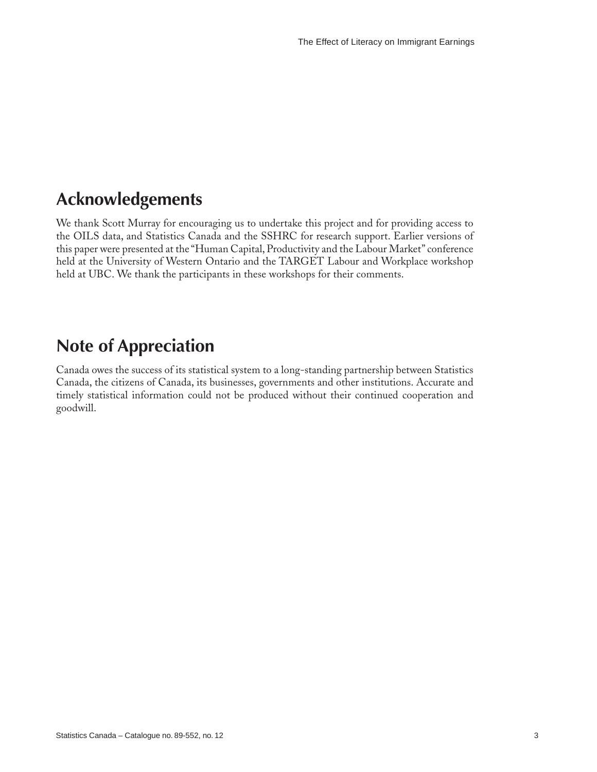## Acknowledgements

We thank Scott Murray for encouraging us to undertake this project and for providing access to the OILS data, and Statistics Canada and the SSHRC for research support. Earlier versions of this paper were presented at the "Human Capital, Productivity and the Labour Market" conference held at the University of Western Ontario and the TARGET Labour and Workplace workshop held at UBC. We thank the participants in these workshops for their comments.

## Note of Appreciation

Canada owes the success of its statistical system to a long-standing partnership between Statistics Canada, the citizens of Canada, its businesses, governments and other institutions. Accurate and timely statistical information could not be produced without their continued cooperation and goodwill.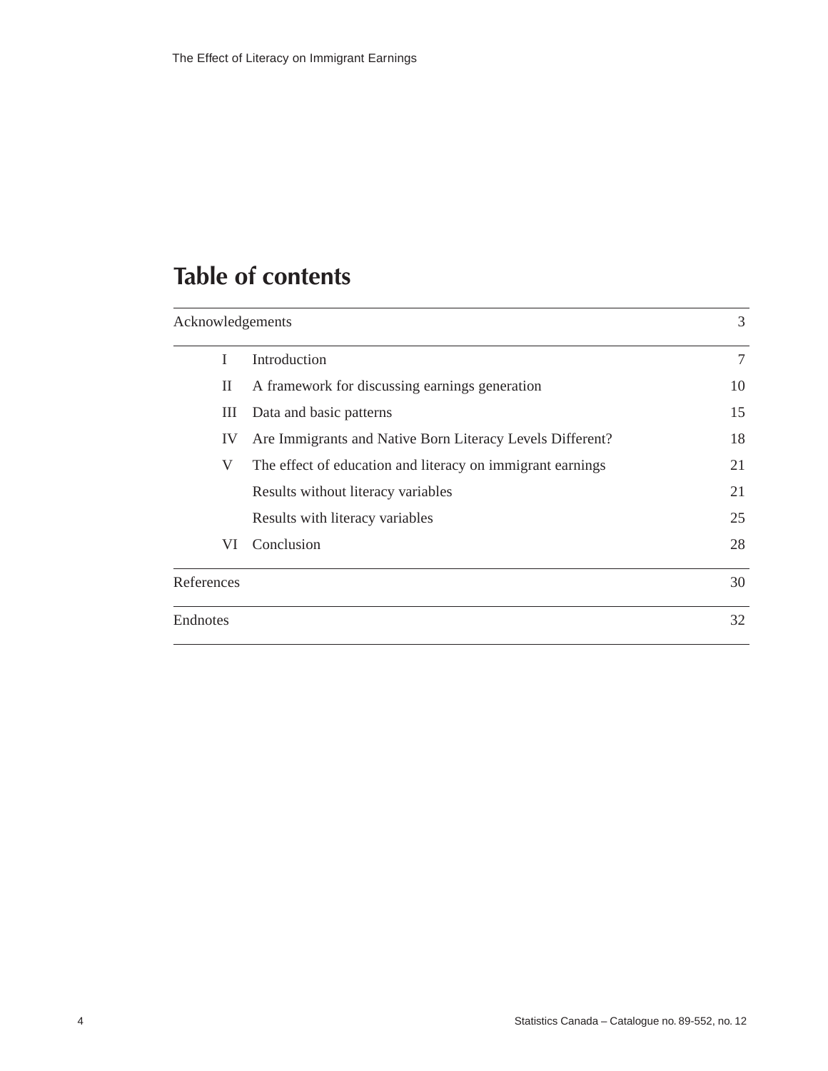# Table of contents

| | | |
|---|---|---|
| Acknowledgements | | 3 |
| I | Introduction | 7 |
| II | A framework for discussing earnings generation | 10 |
| III | Data and basic patterns | 15 |
| IV | Are Immigrants and Native Born Literacy Levels Different? | 18 |
| V | The effect of education and literacy on immigrant earnings | 21 |
| | Results without literacy variables | 21 |
| | Results with literacy variables | 25 |
| VI | Conclusion | 28 |
| References | | 30 |
| Endnotes | | 32 |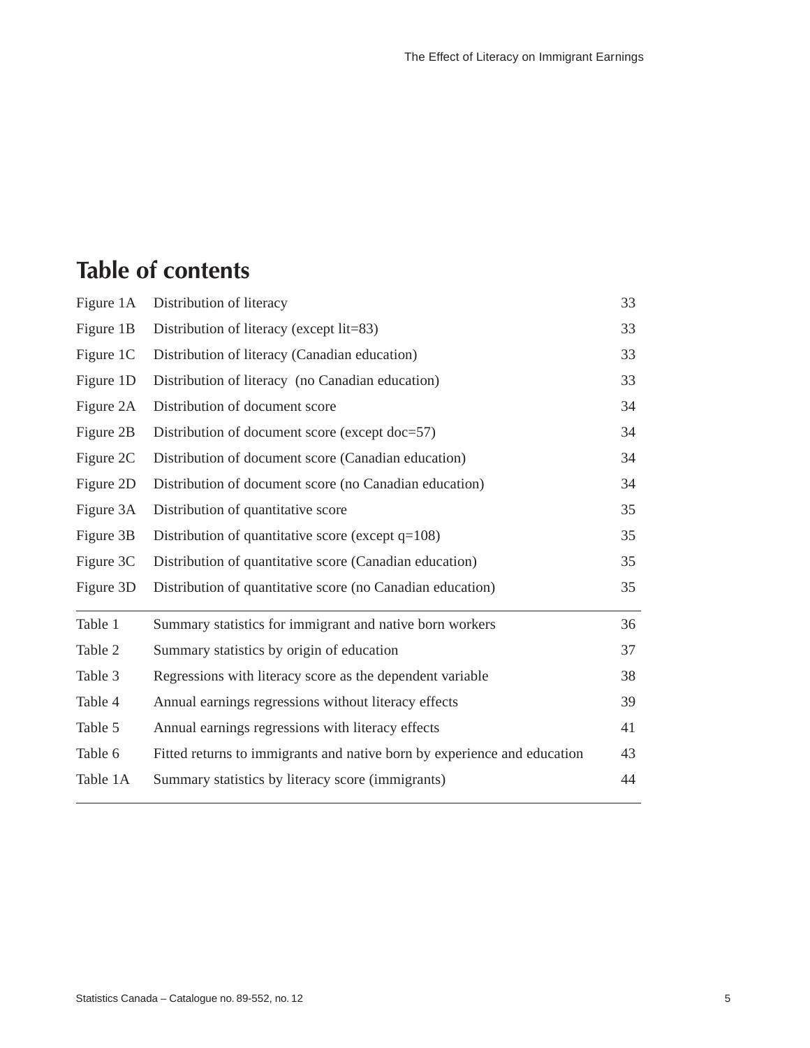# Table of contents

| | | |
|---|---|---|
| Figure 1A | Distribution of literacy | 33 |
| Figure 1B | Distribution of literacy (except lit=83) | 33 |
| Figure 1C | Distribution of literacy (Canadian education) | 33 |
| Figure 1D | Distribution of literacy (no Canadian education) | 33 |
| Figure 2A | Distribution of document score | 34 |
| Figure 2B | Distribution of document score (except doc=57) | 34 |
| Figure 2C | Distribution of document score (Canadian education) | 34 |
| Figure 2D | Distribution of document score (no Canadian education) | 34 |
| Figure 3A | Distribution of quantitative score | 35 |
| Figure 3B | Distribution of quantitative score (except q=108) | 35 |
| Figure 3C | Distribution of quantitative score (Canadian education) | 35 |
| Figure 3D | Distribution of quantitative score (no Canadian education) | 35 |
| Table 1 | Summary statistics for immigrant and native born workers | 36 |
| Table 2 | Summary statistics by origin of education | 37 |
| Table 3 | Regressions with literacy score as the dependent variable | 38 |
| Table 4 | Annual earnings regressions without literacy effects | 39 |
| Table 5 | Annual earnings regressions with literacy effects | 41 |
| Table 6 | Fitted returns to immigrants and native born by experience and education | 43 |
| Table 1A | Summary statistics by literacy score (immigrants) | 44 |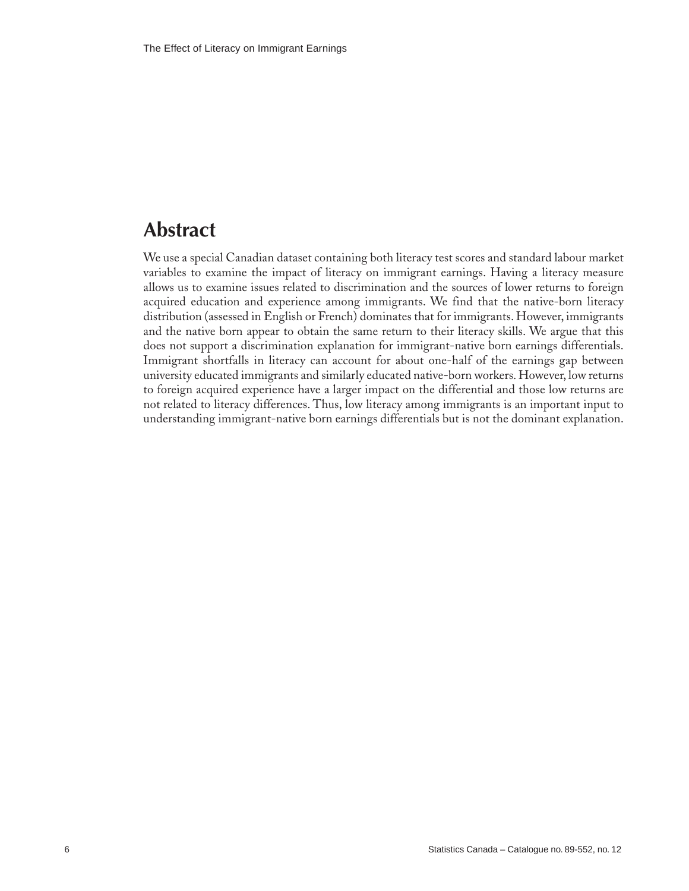## Abstract

We use a special Canadian dataset containing both literacy test scores and standard labour market variables to examine the impact of literacy on immigrant earnings. Having a literacy measure allows us to examine issues related to discrimination and the sources of lower returns to foreign acquired education and experience among immigrants. We find that the native-born literacy distribution (assessed in English or French) dominates that for immigrants. However, immigrants and the native born appear to obtain the same return to their literacy skills. We argue that this does not support a discrimination explanation for immigrant-native born earnings differentials. Immigrant shortfalls in literacy can account for about one-half of the earnings gap between university educated immigrants and similarly educated native-born workers. However, low returns to foreign acquired experience have a larger impact on the differential and those low returns are not related to literacy differences. Thus, low literacy among immigrants is an important input to understanding immigrant-native born earnings differentials but is not the dominant explanation.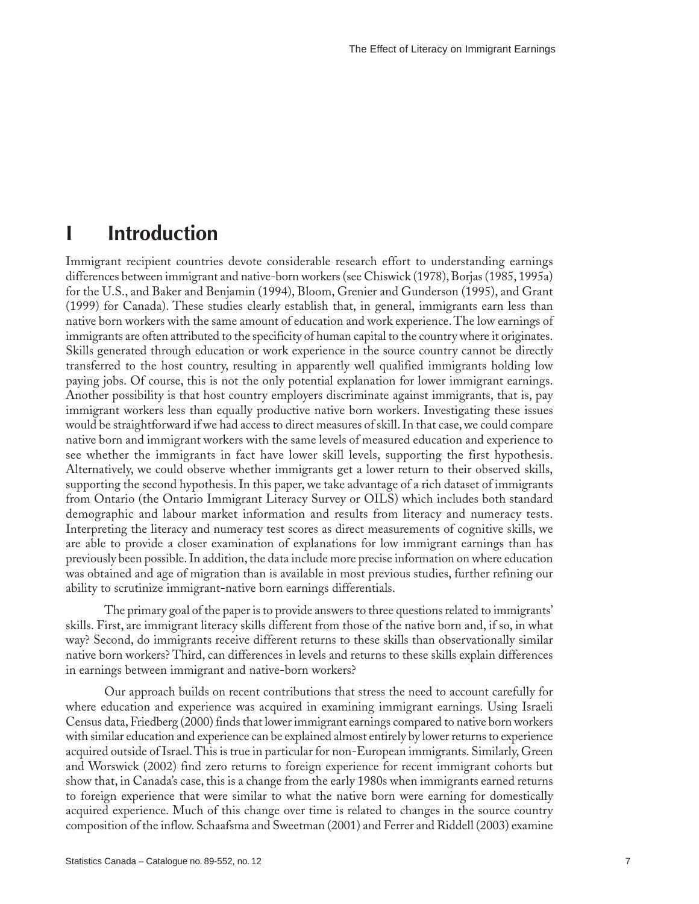# I Introduction

Immigrant recipient countries devote considerable research effort to understanding earnings differences between immigrant and native-born workers (see Chiswick (1978), Borjas (1985, 1995a) for the U.S., and Baker and Benjamin (1994), Bloom, Grenier and Gunderson (1995), and Grant (1999) for Canada). These studies clearly establish that, in general, immigrants earn less than native born workers with the same amount of education and work experience. The low earnings of immigrants are often attributed to the specificity of human capital to the country where it originates. Skills generated through education or work experience in the source country cannot be directly transferred to the host country, resulting in apparently well qualified immigrants holding low paying jobs. Of course, this is not the only potential explanation for lower immigrant earnings. Another possibility is that host country employers discriminate against immigrants, that is, pay immigrant workers less than equally productive native born workers. Investigating these issues would be straightforward if we had access to direct measures of skill. In that case, we could compare native born and immigrant workers with the same levels of measured education and experience to see whether the immigrants in fact have lower skill levels, supporting the first hypothesis. Alternatively, we could observe whether immigrants get a lower return to their observed skills, supporting the second hypothesis. In this paper, we take advantage of a rich dataset of immigrants from Ontario (the Ontario Immigrant Literacy Survey or OILS) which includes both standard demographic and labour market information and results from literacy and numeracy tests. Interpreting the literacy and numeracy test scores as direct measurements of cognitive skills, we are able to provide a closer examination of explanations for low immigrant earnings than has previously been possible. In addition, the data include more precise information on where education was obtained and age of migration than is available in most previous studies, further refining our ability to scrutinize immigrant-native born earnings differentials.

The primary goal of the paper is to provide answers to three questions related to immigrants' skills. First, are immigrant literacy skills different from those of the native born and, if so, in what way? Second, do immigrants receive different returns to these skills than observationally similar native born workers? Third, can differences in levels and returns to these skills explain differences in earnings between immigrant and native-born workers?

Our approach builds on recent contributions that stress the need to account carefully for where education and experience was acquired in examining immigrant earnings. Using Israeli Census data, Friedberg (2000) finds that lower immigrant earnings compared to native born workers with similar education and experience can be explained almost entirely by lower returns to experience acquired outside of Israel. This is true in particular for non-European immigrants. Similarly, Green and Worswick (2002) find zero returns to foreign experience for recent immigrant cohorts but show that, in Canada's case, this is a change from the early 1980s when immigrants earned returns to foreign experience that were similar to what the native born were earning for domestically acquired experience. Much of this change over time is related to changes in the source country composition of the inflow. Schaafsma and Sweetman (2001) and Ferrer and Riddell (2003) examine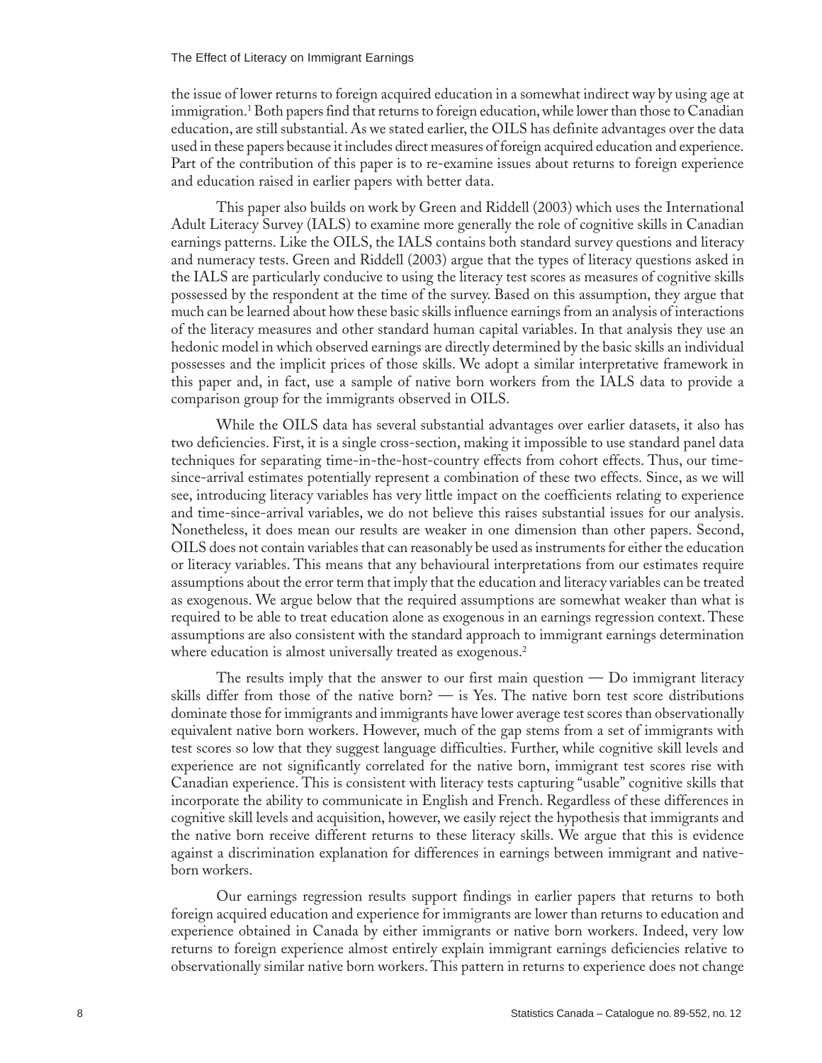the issue of lower returns to foreign acquired education in a somewhat indirect way by using age at immigration.[1] Both papers find that returns to foreign education, while lower than those to Canadian education, are still substantial. As we stated earlier, the OILS has definite advantages over the data used in these papers because it includes direct measures of foreign acquired education and experience. Part of the contribution of this paper is to re-examine issues about returns to foreign experience and education raised in earlier papers with better data.

This paper also builds on work by Green and Riddell (2003) which uses the International Adult Literacy Survey (IALS) to examine more generally the role of cognitive skills in Canadian earnings patterns. Like the OILS, the IALS contains both standard survey questions and literacy and numeracy tests. Green and Riddell (2003) argue that the types of literacy questions asked in the IALS are particularly conducive to using the literacy test scores as measures of cognitive skills possessed by the respondent at the time of the survey. Based on this assumption, they argue that much can be learned about how these basic skills influence earnings from an analysis of interactions of the literacy measures and other standard human capital variables. In that analysis they use an hedonic model in which observed earnings are directly determined by the basic skills an individual possesses and the implicit prices of those skills. We adopt a similar interpretative framework in this paper and, in fact, use a sample of native born workers from the IALS data to provide a comparison group for the immigrants observed in OILS.

While the OILS data has several substantial advantages over earlier datasets, it also has two deficiencies. First, it is a single cross-section, making it impossible to use standard panel data techniques for separating time-in-the-host-country effects from cohort effects. Thus, our time-since-arrival estimates potentially represent a combination of these two effects. Since, as we will see, introducing literacy variables has very little impact on the coefficients relating to experience and time-since-arrival variables, we do not believe this raises substantial issues for our analysis. Nonetheless, it does mean our results are weaker in one dimension than other papers. Second, OILS does not contain variables that can reasonably be used as instruments for either the education or literacy variables. This means that any behavioural interpretations from our estimates require assumptions about the error term that imply that the education and literacy variables can be treated as exogenous. We argue below that the required assumptions are somewhat weaker than what is required to be able to treat education alone as exogenous in an earnings regression context. These assumptions are also consistent with the standard approach to immigrant earnings determination where education is almost universally treated as exogenous.[2]

The results imply that the answer to our first main question — Do immigrant literacy skills differ from those of the native born? — is Yes. The native born test score distributions dominate those for immigrants and immigrants have lower average test scores than observationally equivalent native born workers. However, much of the gap stems from a set of immigrants with test scores so low that they suggest language difficulties. Further, while cognitive skill levels and experience are not significantly correlated for the native born, immigrant test scores rise with Canadian experience. This is consistent with literacy tests capturing "usable" cognitive skills that incorporate the ability to communicate in English and French. Regardless of these differences in cognitive skill levels and acquisition, however, we easily reject the hypothesis that immigrants and the native born receive different returns to these literacy skills. We argue that this is evidence against a discrimination explanation for differences in earnings between immigrant and native-born workers.

Our earnings regression results support findings in earlier papers that returns to both foreign acquired education and experience for immigrants are lower than returns to education and experience obtained in Canada by either immigrants or native born workers. Indeed, very low returns to foreign experience almost entirely explain immigrant earnings deficiencies relative to observationally similar native born workers. This pattern in returns to experience does not change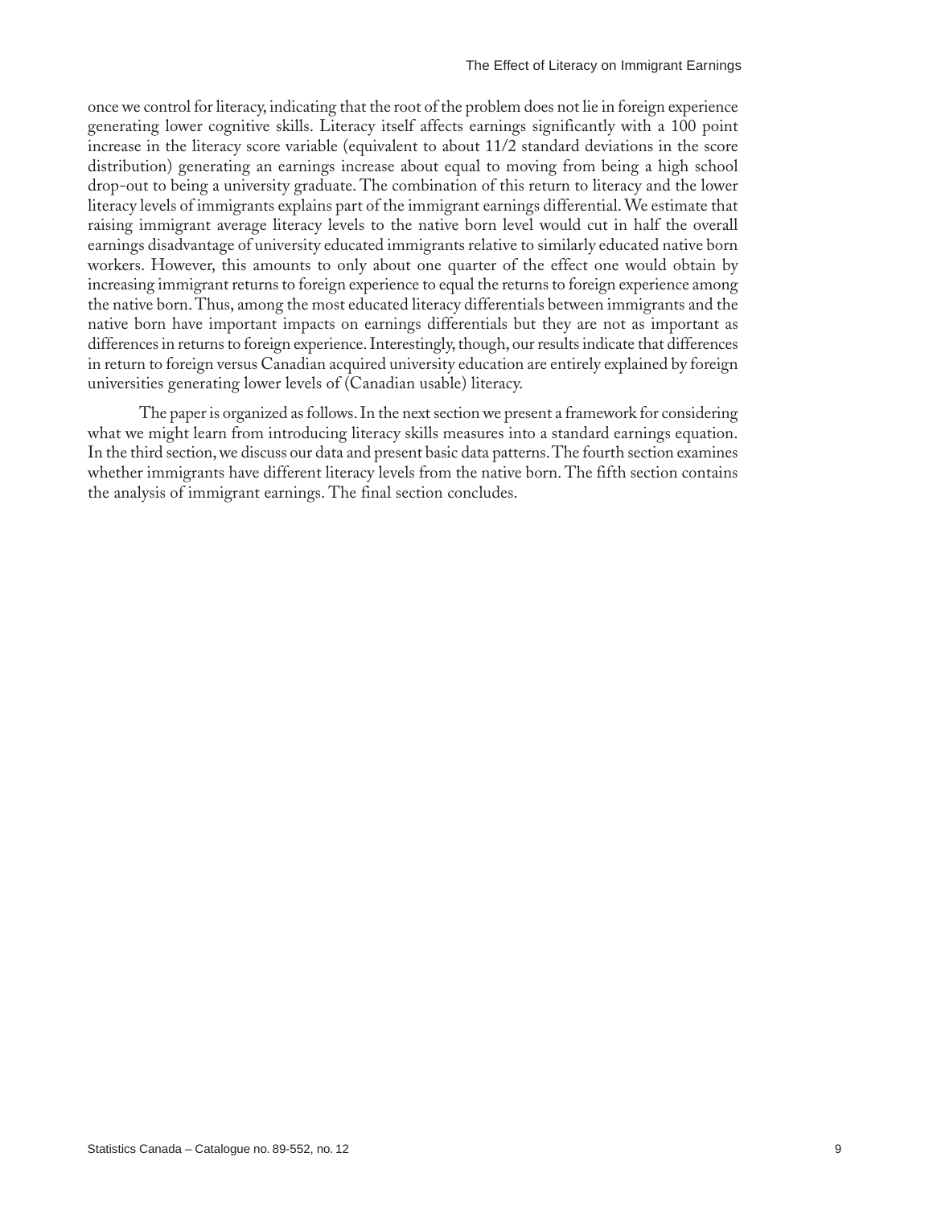once we control for literacy, indicating that the root of the problem does not lie in foreign experience generating lower cognitive skills. Literacy itself affects earnings significantly with a 100 point increase in the literacy score variable (equivalent to about 11/2 standard deviations in the score distribution) generating an earnings increase about equal to moving from being a high school drop-out to being a university graduate. The combination of this return to literacy and the lower literacy levels of immigrants explains part of the immigrant earnings differential. We estimate that raising immigrant average literacy levels to the native born level would cut in half the overall earnings disadvantage of university educated immigrants relative to similarly educated native born workers. However, this amounts to only about one quarter of the effect one would obtain by increasing immigrant returns to foreign experience to equal the returns to foreign experience among the native born. Thus, among the most educated literacy differentials between immigrants and the native born have important impacts on earnings differentials but they are not as important as differences in returns to foreign experience. Interestingly, though, our results indicate that differences in return to foreign versus Canadian acquired university education are entirely explained by foreign universities generating lower levels of (Canadian usable) literacy.

The paper is organized as follows. In the next section we present a framework for considering what we might learn from introducing literacy skills measures into a standard earnings equation. In the third section, we discuss our data and present basic data patterns. The fourth section examines whether immigrants have different literacy levels from the native born. The fifth section contains the analysis of immigrant earnings. The final section concludes.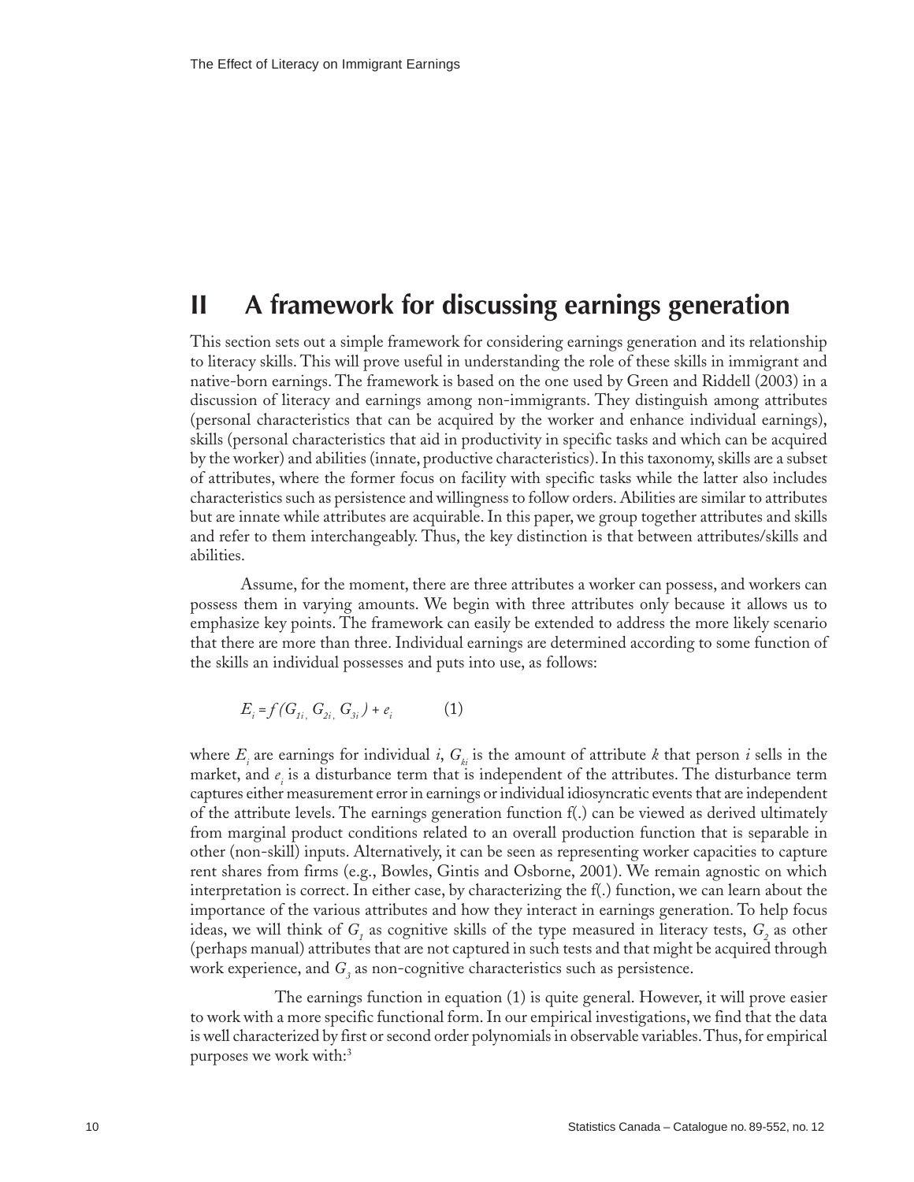## II A framework for discussing earnings generation

This section sets out a simple framework for considering earnings generation and its relationship to literacy skills. This will prove useful in understanding the role of these skills in immigrant and native-born earnings. The framework is based on the one used by Green and Riddell (2003) in a discussion of literacy and earnings among non-immigrants. They distinguish among attributes (personal characteristics that can be acquired by the worker and enhance individual earnings), skills (personal characteristics that aid in productivity in specific tasks and which can be acquired by the worker) and abilities (innate, productive characteristics). In this taxonomy, skills are a subset of attributes, where the former focus on facility with specific tasks while the latter also includes characteristics such as persistence and willingness to follow orders. Abilities are similar to attributes but are innate while attributes are acquirable. In this paper, we group together attributes and skills and refer to them interchangeably. Thus, the key distinction is that between attributes/skills and abilities.

Assume, for the moment, there are three attributes a worker can possess, and workers can possess them in varying amounts. We begin with three attributes only because it allows us to emphasize key points. The framework can easily be extended to address the more likely scenario that there are more than three. Individual earnings are determined according to some function of the skills an individual possesses and puts into use, as follows:

$$E_i = f(G_{1i}, G_{2i}, G_{3i}) + e_i \qquad (1)$$

where $E_i$ are earnings for individual $i$, $G_{ki}$ is the amount of attribute $k$ that person $i$ sells in the market, and $e_i$ is a disturbance term that is independent of the attributes. The disturbance term captures either measurement error in earnings or individual idiosyncratic events that are independent of the attribute levels. The earnings generation function f(.) can be viewed as derived ultimately from marginal product conditions related to an overall production function that is separable in other (non-skill) inputs. Alternatively, it can be seen as representing worker capacities to capture rent shares from firms (e.g., Bowles, Gintis and Osborne, 2001). We remain agnostic on which interpretation is correct. In either case, by characterizing the f(.) function, we can learn about the importance of the various attributes and how they interact in earnings generation. To help focus ideas, we will think of $G_1$ as cognitive skills of the type measured in literacy tests, $G_2$ as other (perhaps manual) attributes that are not captured in such tests and that might be acquired through work experience, and $G_3$ as non-cognitive characteristics such as persistence.

The earnings function in equation (1) is quite general. However, it will prove easier to work with a more specific functional form. In our empirical investigations, we find that the data is well characterized by first or second order polynomials in observable variables. Thus, for empirical purposes we work with:[3]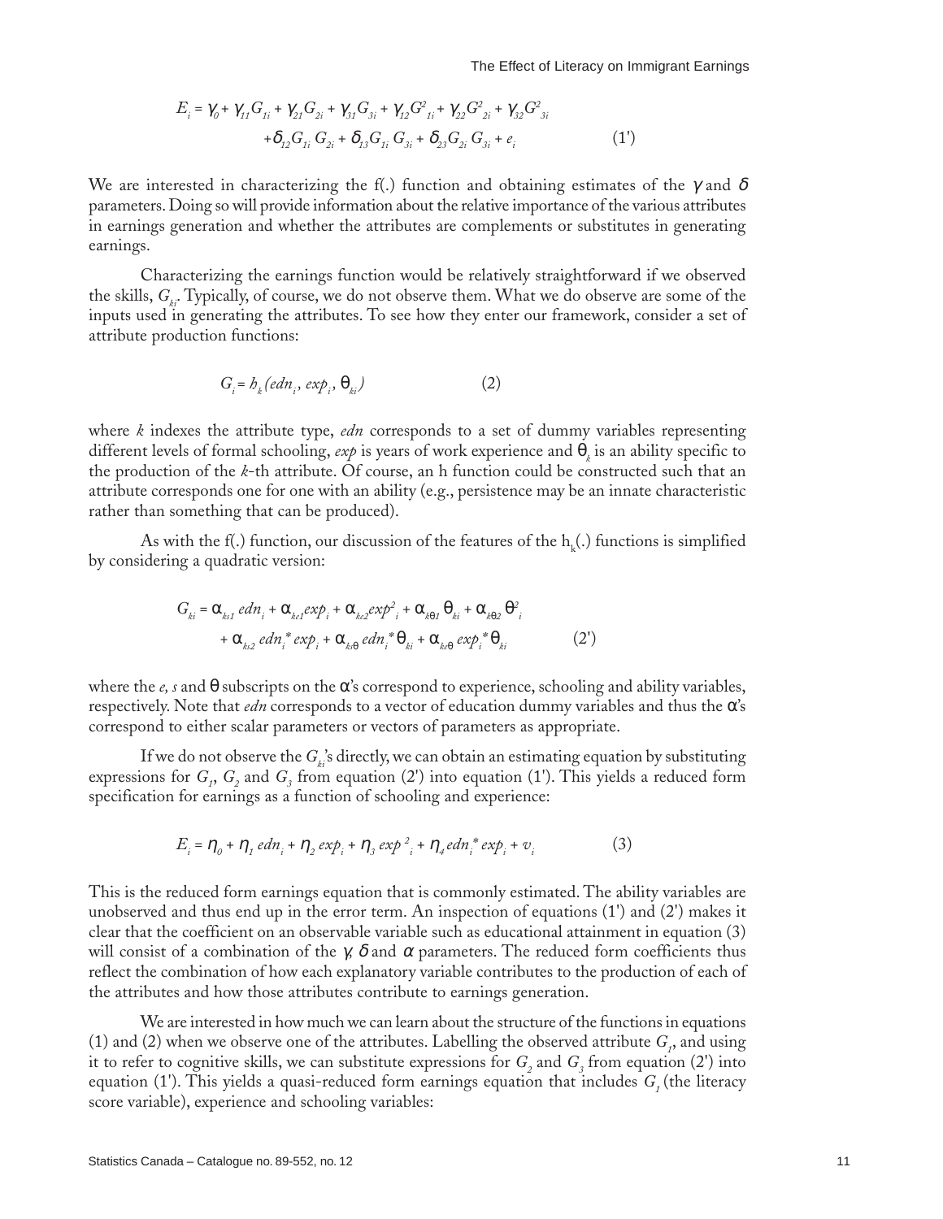$$E_i = \gamma_0 + \gamma_{11} G_{1i} + \gamma_{21} G_{2i} + \gamma_{31} G_{3i} + \gamma_{12} G^2_{1i} + \gamma_{22} G^2_{2i} + \gamma_{32} G^2_{3i}$$
$$+ \delta_{12} G_{1i} G_{2i} + \delta_{13} G_{1i} G_{3i} + \delta_{23} G_{2i} G_{3i} + e_i \qquad (1')$$

We are interested in characterizing the f(.) function and obtaining estimates of the $\gamma$ and $\delta$ parameters. Doing so will provide information about the relative importance of the various attributes in earnings generation and whether the attributes are complements or substitutes in generating earnings.

Characterizing the earnings function would be relatively straightforward if we observed the skills, $G_{ki}$. Typically, of course, we do not observe them. What we do observe are some of the inputs used in generating the attributes. To see how they enter our framework, consider a set of attribute production functions:

$$G_i = h_k(edn_i, exp_i, \theta_{ki}) \qquad (2)$$

where *k* indexes the attribute type, *edn* corresponds to a set of dummy variables representing different levels of formal schooling, *exp* is years of work experience and $\theta_k$ is an ability specific to the production of the *k*-th attribute. Of course, an h function could be constructed such that an attribute corresponds one for one with an ability (e.g., persistence may be an innate characteristic rather than something that can be produced).

As with the f(.) function, our discussion of the features of the $h_k(.)$ functions is simplified by considering a quadratic version:

$$G_{ki} = \alpha_{ks1}\, edn_i + \alpha_{ke1} exp_i + \alpha_{ke2} exp^2_i + \alpha_{k\theta 1}\, \theta_{ki} + \alpha_{k\theta 2}\, \theta^2_i$$
$$+ \alpha_{ks2}\, edn_i{}^* exp_i + \alpha_{ks\theta}\, edn_i{}^* \theta_{ki} + \alpha_{ke\theta}\, exp_i{}^* \theta_{ki} \qquad (2')$$

where the *e, s* and $\theta$ subscripts on the $\alpha$'s correspond to experience, schooling and ability variables, respectively. Note that *edn* corresponds to a vector of education dummy variables and thus the $\alpha$'s correspond to either scalar parameters or vectors of parameters as appropriate.

If we do not observe the $G_{ki}$'s directly, we can obtain an estimating equation by substituting expressions for $G_1$, $G_2$ and $G_3$ from equation (2') into equation (1'). This yields a reduced form specification for earnings as a function of schooling and experience:

$$E_i = \eta_0 + \eta_1\, edn_i + \eta_2\, exp_i + \eta_3\, exp^2_i + \eta_4\, edn_i{}^* exp_i + v_i \qquad (3)$$

This is the reduced form earnings equation that is commonly estimated. The ability variables are unobserved and thus end up in the error term. An inspection of equations (1') and (2') makes it clear that the coefficient on an observable variable such as educational attainment in equation (3) will consist of a combination of the $\gamma$, $\delta$ and $\alpha$ parameters. The reduced form coefficients thus reflect the combination of how each explanatory variable contributes to the production of each of the attributes and how those attributes contribute to earnings generation.

We are interested in how much we can learn about the structure of the functions in equations (1) and (2) when we observe one of the attributes. Labelling the observed attribute $G_1$, and using it to refer to cognitive skills, we can substitute expressions for $G_2$ and $G_3$ from equation (2') into equation (1'). This yields a quasi-reduced form earnings equation that includes $G_1$ (the literacy score variable), experience and schooling variables: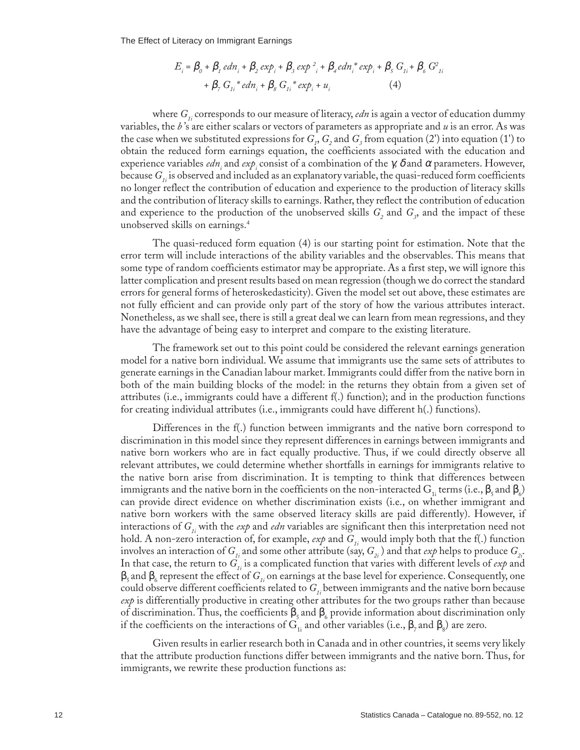$$E_i = \beta_0 + \beta_1 edn_i + \beta_2 exp_i + \beta_3 exp^2_i + \beta_4 edn_i{}^* exp_i + \beta_5 G_{1i} + \beta_6 G^2_{1i} + \beta_7 G_{1i}{}^* edn_i + \beta_8 G_{1i}{}^* exp_i + u_i \quad (4)$$

where $G_{1i}$ corresponds to our measure of literacy, *edn* is again a vector of education dummy variables, the *b*'s are either scalars or vectors of parameters as appropriate and *u* is an error. As was the case when we substituted expressions for $G_1$, $G_2$ and $G_3$ from equation (2') into equation (1') to obtain the reduced form earnings equation, the coefficients associated with the education and experience variables $edn_i$ and $exp_i$ consist of a combination of the $\gamma$, $\delta$ and $\alpha$ parameters. However, because $G_{1i}$ is observed and included as an explanatory variable, the quasi-reduced form coefficients no longer reflect the contribution of education and experience to the production of literacy skills and the contribution of literacy skills to earnings. Rather, they reflect the contribution of education and experience to the production of the unobserved skills $G_2$ and $G_3$, and the impact of these unobserved skills on earnings.[4]

The quasi-reduced form equation (4) is our starting point for estimation. Note that the error term will include interactions of the ability variables and the observables. This means that some type of random coefficients estimator may be appropriate. As a first step, we will ignore this latter complication and present results based on mean regression (though we do correct the standard errors for general forms of heteroskedasticity). Given the model set out above, these estimates are not fully efficient and can provide only part of the story of how the various attributes interact. Nonetheless, as we shall see, there is still a great deal we can learn from mean regressions, and they have the advantage of being easy to interpret and compare to the existing literature.

The framework set out to this point could be considered the relevant earnings generation model for a native born individual. We assume that immigrants use the same sets of attributes to generate earnings in the Canadian labour market. Immigrants could differ from the native born in both of the main building blocks of the model: in the returns they obtain from a given set of attributes (i.e., immigrants could have a different f(.) function); and in the production functions for creating individual attributes (i.e., immigrants could have different h(.) functions).

Differences in the f(.) function between immigrants and the native born correspond to discrimination in this model since they represent differences in earnings between immigrants and native born workers who are in fact equally productive. Thus, if we could directly observe all relevant attributes, we could determine whether shortfalls in earnings for immigrants relative to the native born arise from discrimination. It is tempting to think that differences between immigrants and the native born in the coefficients on the non-interacted $G_{1i}$ terms (i.e., $\beta_5$ and $\beta_6$) can provide direct evidence on whether discrimination exists (i.e., on whether immigrant and native born workers with the same observed literacy skills are paid differently). However, if interactions of $G_{1i}$ with the *exp* and *edn* variables are significant then this interpretation need not hold. A non-zero interaction of, for example, *exp* and $G_{1i}$ would imply both that the f(.) function involves an interaction of $G_{1i}$ and some other attribute (say, $G_{2i}$) and that *exp* helps to produce $G_{2i}$. In that case, the return to $G_{1i}$ is a complicated function that varies with different levels of *exp* and $\beta_5$ and $\beta_6$ represent the effect of $G_{1i}$ on earnings at the base level for experience. Consequently, one could observe different coefficients related to $G_{1i}$ between immigrants and the native born because *exp* is differentially productive in creating other attributes for the two groups rather than because of discrimination. Thus, the coefficients $\beta_5$ and $\beta_6$ provide information about discrimination only if the coefficients on the interactions of $G_{1i}$ and other variables (i.e., $\beta_7$ and $\beta_8$) are zero.

Given results in earlier research both in Canada and in other countries, it seems very likely that the attribute production functions differ between immigrants and the native born. Thus, for immigrants, we rewrite these production functions as: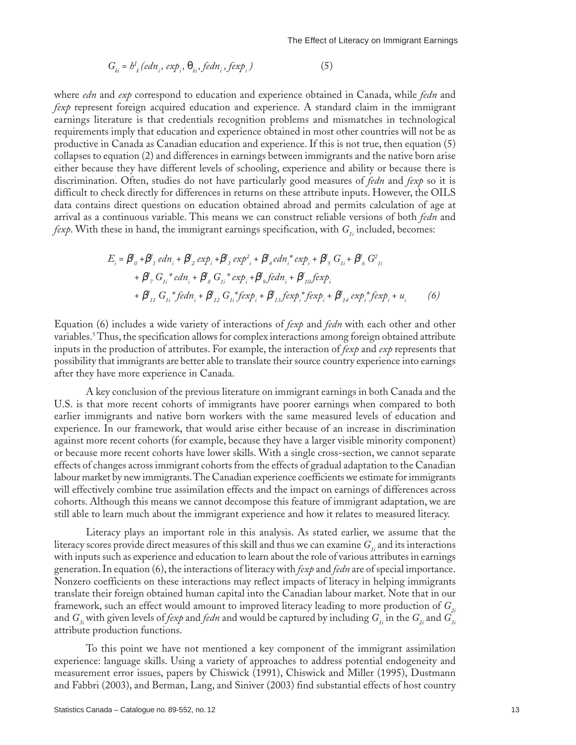$$G_{ki} = h^I_k(edn_i, exp_i, \theta_{ki}, fedn_i, fexp_i) \qquad (5)$$

where *edn* and *exp* correspond to education and experience obtained in Canada, while *fedn* and *fexp* represent foreign acquired education and experience. A standard claim in the immigrant earnings literature is that credentials recognition problems and mismatches in technological requirements imply that education and experience obtained in most other countries will not be as productive in Canada as Canadian education and experience. If this is not true, then equation (5) collapses to equation (2) and differences in earnings between immigrants and the native born arise either because they have different levels of schooling, experience and ability or because there is discrimination. Often, studies do not have particularly good measures of *fedn* and *fexp* so it is difficult to check directly for differences in returns on these attribute inputs. However, the OILS data contains direct questions on education obtained abroad and permits calculation of age at arrival as a continuous variable. This means we can construct reliable versions of both *fedn* and *fexp*. With these in hand, the immigrant earnings specification, with $G_{1i}$ included, becomes:

$$\begin{aligned} E_i = \; & \beta^I_0 + \beta^I_1 edn_i + \beta^I_2 exp_i + \beta^I_3 exp^2_i + \beta^I_4 edn_i * exp_i + \beta^I_5 G_{1i} + \beta^I_6 G^2_{1i} \\ & + \beta^I_7 G_{1i} * edn_i + \beta^I_8 G_{1i} * exp_i + \beta^I_9 fedn_i + \beta^I_{10} fexp_i \\ & + \beta^I_{11} G_{1i} * fedn_i + \beta^I_{12} G_{1i} * fexp_i + \beta^I_{13} fexp_i * fexp_i + \beta^I_{14} exp_i * fexp_i + u_i \qquad (6) \end{aligned}$$

Equation (6) includes a wide variety of interactions of *fexp* and *fedn* with each other and other variables.[5] Thus, the specification allows for complex interactions among foreign obtained attribute inputs in the production of attributes. For example, the interaction of *fexp* and *exp* represents that possibility that immigrants are better able to translate their source country experience into earnings after they have more experience in Canada.

A key conclusion of the previous literature on immigrant earnings in both Canada and the U.S. is that more recent cohorts of immigrants have poorer earnings when compared to both earlier immigrants and native born workers with the same measured levels of education and experience. In our framework, that would arise either because of an increase in discrimination against more recent cohorts (for example, because they have a larger visible minority component) or because more recent cohorts have lower skills. With a single cross-section, we cannot separate effects of changes across immigrant cohorts from the effects of gradual adaptation to the Canadian labour market by new immigrants. The Canadian experience coefficients we estimate for immigrants will effectively combine true assimilation effects and the impact on earnings of differences across cohorts. Although this means we cannot decompose this feature of immigrant adaptation, we are still able to learn much about the immigrant experience and how it relates to measured literacy.

Literacy plays an important role in this analysis. As stated earlier, we assume that the literacy scores provide direct measures of this skill and thus we can examine $G_{1i}$ and its interactions with inputs such as experience and education to learn about the role of various attributes in earnings generation. In equation (6), the interactions of literacy with *fexp* and *fedn* are of special importance. Nonzero coefficients on these interactions may reflect impacts of literacy in helping immigrants translate their foreign obtained human capital into the Canadian labour market. Note that in our framework, such an effect would amount to improved literacy leading to more production of $G_{2i}$ and $G_{3i}$ with given levels of *fexp* and *fedn* and would be captured by including $G_{1i}$ in the $G_{2i}$ and $G_{3i}$ attribute production functions.

To this point we have not mentioned a key component of the immigrant assimilation experience: language skills. Using a variety of approaches to address potential endogeneity and measurement error issues, papers by Chiswick (1991), Chiswick and Miller (1995), Dustmann and Fabbri (2003), and Berman, Lang, and Siniver (2003) find substantial effects of host country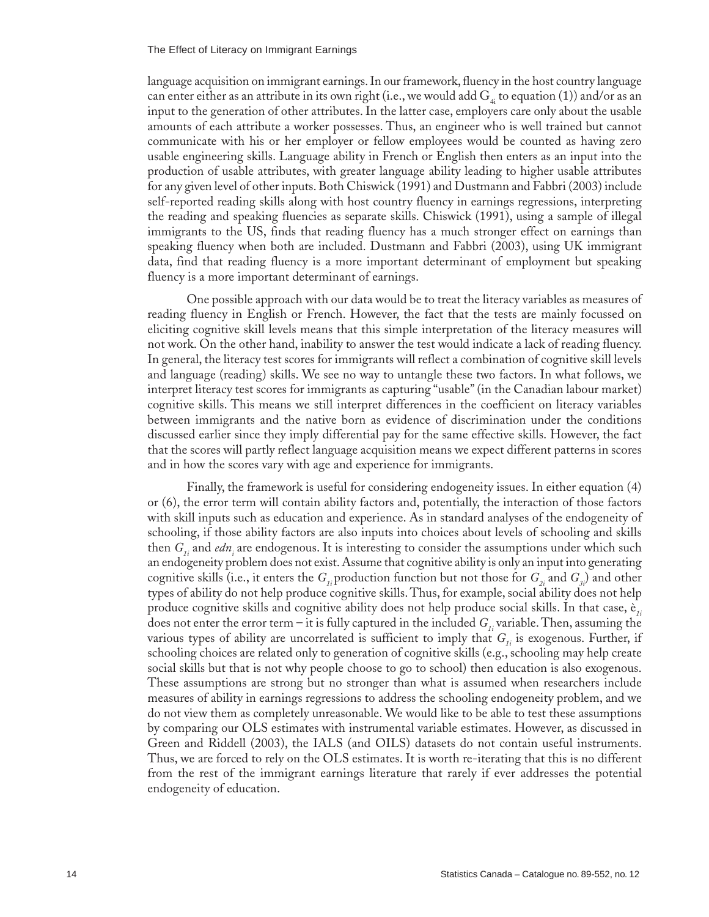language acquisition on immigrant earnings. In our framework, fluency in the host country language can enter either as an attribute in its own right (i.e., we would add $G_{4i}$ to equation (1)) and/or as an input to the generation of other attributes. In the latter case, employers care only about the usable amounts of each attribute a worker possesses. Thus, an engineer who is well trained but cannot communicate with his or her employer or fellow employees would be counted as having zero usable engineering skills. Language ability in French or English then enters as an input into the production of usable attributes, with greater language ability leading to higher usable attributes for any given level of other inputs. Both Chiswick (1991) and Dustmann and Fabbri (2003) include self-reported reading skills along with host country fluency in earnings regressions, interpreting the reading and speaking fluencies as separate skills. Chiswick (1991), using a sample of illegal immigrants to the US, finds that reading fluency has a much stronger effect on earnings than speaking fluency when both are included. Dustmann and Fabbri (2003), using UK immigrant data, find that reading fluency is a more important determinant of employment but speaking fluency is a more important determinant of earnings.

One possible approach with our data would be to treat the literacy variables as measures of reading fluency in English or French. However, the fact that the tests are mainly focussed on eliciting cognitive skill levels means that this simple interpretation of the literacy measures will not work. On the other hand, inability to answer the test would indicate a lack of reading fluency. In general, the literacy test scores for immigrants will reflect a combination of cognitive skill levels and language (reading) skills. We see no way to untangle these two factors. In what follows, we interpret literacy test scores for immigrants as capturing "usable" (in the Canadian labour market) cognitive skills. This means we still interpret differences in the coefficient on literacy variables between immigrants and the native born as evidence of discrimination under the conditions discussed earlier since they imply differential pay for the same effective skills. However, the fact that the scores will partly reflect language acquisition means we expect different patterns in scores and in how the scores vary with age and experience for immigrants.

Finally, the framework is useful for considering endogeneity issues. In either equation (4) or (6), the error term will contain ability factors and, potentially, the interaction of those factors with skill inputs such as education and experience. As in standard analyses of the endogeneity of schooling, if those ability factors are also inputs into choices about levels of schooling and skills then $G_{1i}$ and $edn_i$ are endogenous. It is interesting to consider the assumptions under which such an endogeneity problem does not exist. Assume that cognitive ability is only an input into generating cognitive skills (i.e., it enters the $G_{1i}$ production function but not those for $G_{2i}$ and $G_{3i}$) and other types of ability do not help produce cognitive skills. Thus, for example, social ability does not help produce cognitive skills and cognitive ability does not help produce social skills. In that case, $\theta_{1i}$ does not enter the error term – it is fully captured in the included $G_{1i}$ variable. Then, assuming the various types of ability are uncorrelated is sufficient to imply that $G_{1i}$ is exogenous. Further, if schooling choices are related only to generation of cognitive skills (e.g., schooling may help create social skills but that is not why people choose to go to school) then education is also exogenous. These assumptions are strong but no stronger than what is assumed when researchers include measures of ability in earnings regressions to address the schooling endogeneity problem, and we do not view them as completely unreasonable. We would like to be able to test these assumptions by comparing our OLS estimates with instrumental variable estimates. However, as discussed in Green and Riddell (2003), the IALS (and OILS) datasets do not contain useful instruments. Thus, we are forced to rely on the OLS estimates. It is worth re-iterating that this is no different from the rest of the immigrant earnings literature that rarely if ever addresses the potential endogeneity of education.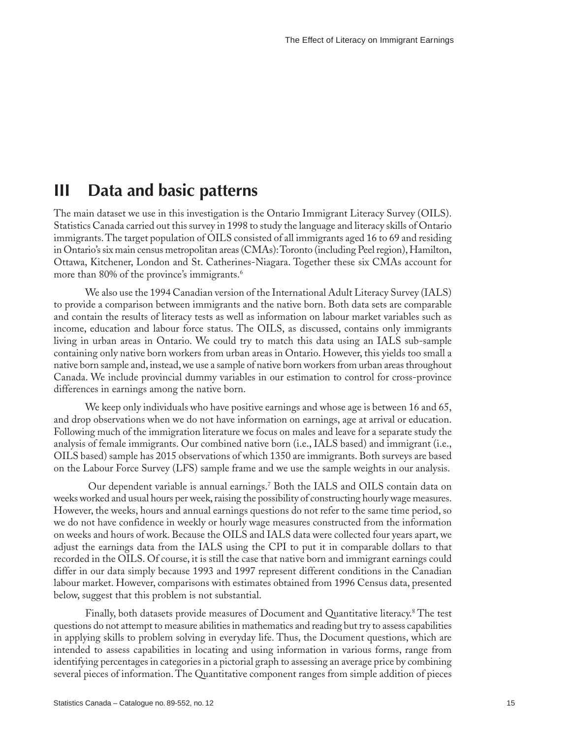# III Data and basic patterns

The main dataset we use in this investigation is the Ontario Immigrant Literacy Survey (OILS). Statistics Canada carried out this survey in 1998 to study the language and literacy skills of Ontario immigrants. The target population of OILS consisted of all immigrants aged 16 to 69 and residing in Ontario's six main census metropolitan areas (CMAs): Toronto (including Peel region), Hamilton, Ottawa, Kitchener, London and St. Catherines-Niagara. Together these six CMAs account for more than 80% of the province's immigrants.[6]

We also use the 1994 Canadian version of the International Adult Literacy Survey (IALS) to provide a comparison between immigrants and the native born. Both data sets are comparable and contain the results of literacy tests as well as information on labour market variables such as income, education and labour force status. The OILS, as discussed, contains only immigrants living in urban areas in Ontario. We could try to match this data using an IALS sub-sample containing only native born workers from urban areas in Ontario. However, this yields too small a native born sample and, instead, we use a sample of native born workers from urban areas throughout Canada. We include provincial dummy variables in our estimation to control for cross-province differences in earnings among the native born.

We keep only individuals who have positive earnings and whose age is between 16 and 65, and drop observations when we do not have information on earnings, age at arrival or education. Following much of the immigration literature we focus on males and leave for a separate study the analysis of female immigrants. Our combined native born (i.e., IALS based) and immigrant (i.e., OILS based) sample has 2015 observations of which 1350 are immigrants. Both surveys are based on the Labour Force Survey (LFS) sample frame and we use the sample weights in our analysis.

Our dependent variable is annual earnings.[7] Both the IALS and OILS contain data on weeks worked and usual hours per week, raising the possibility of constructing hourly wage measures. However, the weeks, hours and annual earnings questions do not refer to the same time period, so we do not have confidence in weekly or hourly wage measures constructed from the information on weeks and hours of work. Because the OILS and IALS data were collected four years apart, we adjust the earnings data from the IALS using the CPI to put it in comparable dollars to that recorded in the OILS. Of course, it is still the case that native born and immigrant earnings could differ in our data simply because 1993 and 1997 represent different conditions in the Canadian labour market. However, comparisons with estimates obtained from 1996 Census data, presented below, suggest that this problem is not substantial.

Finally, both datasets provide measures of Document and Quantitative literacy.[8] The test questions do not attempt to measure abilities in mathematics and reading but try to assess capabilities in applying skills to problem solving in everyday life. Thus, the Document questions, which are intended to assess capabilities in locating and using information in various forms, range from identifying percentages in categories in a pictorial graph to assessing an average price by combining several pieces of information. The Quantitative component ranges from simple addition of pieces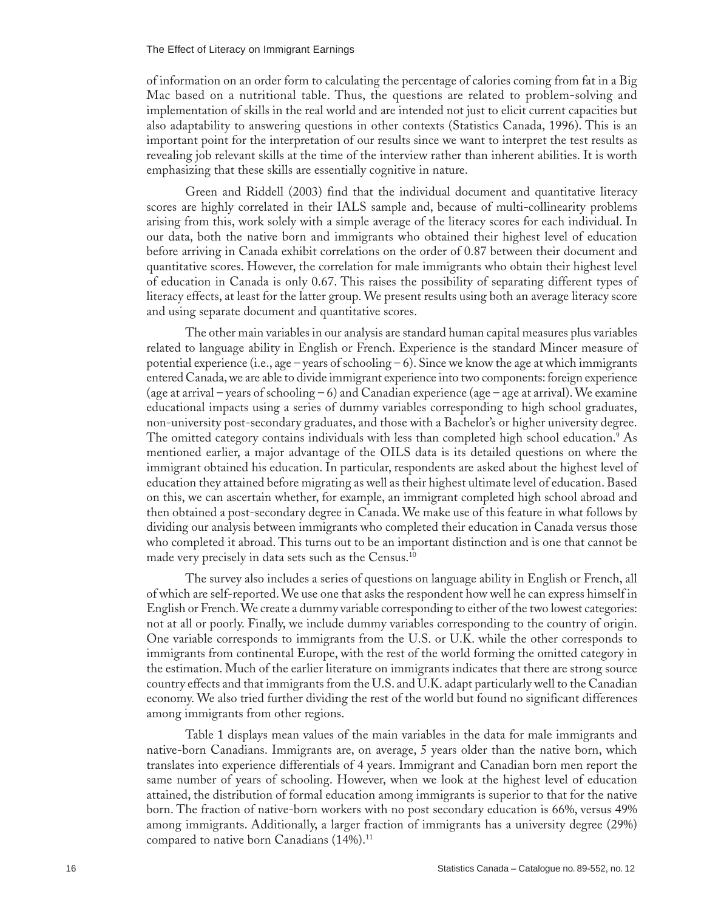of information on an order form to calculating the percentage of calories coming from fat in a Big Mac based on a nutritional table. Thus, the questions are related to problem-solving and implementation of skills in the real world and are intended not just to elicit current capacities but also adaptability to answering questions in other contexts (Statistics Canada, 1996). This is an important point for the interpretation of our results since we want to interpret the test results as revealing job relevant skills at the time of the interview rather than inherent abilities. It is worth emphasizing that these skills are essentially cognitive in nature.

Green and Riddell (2003) find that the individual document and quantitative literacy scores are highly correlated in their IALS sample and, because of multi-collinearity problems arising from this, work solely with a simple average of the literacy scores for each individual. In our data, both the native born and immigrants who obtained their highest level of education before arriving in Canada exhibit correlations on the order of 0.87 between their document and quantitative scores. However, the correlation for male immigrants who obtain their highest level of education in Canada is only 0.67. This raises the possibility of separating different types of literacy effects, at least for the latter group. We present results using both an average literacy score and using separate document and quantitative scores.

The other main variables in our analysis are standard human capital measures plus variables related to language ability in English or French. Experience is the standard Mincer measure of potential experience (i.e., age – years of schooling – 6). Since we know the age at which immigrants entered Canada, we are able to divide immigrant experience into two components: foreign experience (age at arrival – years of schooling – 6) and Canadian experience (age – age at arrival). We examine educational impacts using a series of dummy variables corresponding to high school graduates, non-university post-secondary graduates, and those with a Bachelor's or higher university degree. The omitted category contains individuals with less than completed high school education.[9] As mentioned earlier, a major advantage of the OILS data is its detailed questions on where the immigrant obtained his education. In particular, respondents are asked about the highest level of education they attained before migrating as well as their highest ultimate level of education. Based on this, we can ascertain whether, for example, an immigrant completed high school abroad and then obtained a post-secondary degree in Canada. We make use of this feature in what follows by dividing our analysis between immigrants who completed their education in Canada versus those who completed it abroad. This turns out to be an important distinction and is one that cannot be made very precisely in data sets such as the Census.[10]

The survey also includes a series of questions on language ability in English or French, all of which are self-reported. We use one that asks the respondent how well he can express himself in English or French. We create a dummy variable corresponding to either of the two lowest categories: not at all or poorly. Finally, we include dummy variables corresponding to the country of origin. One variable corresponds to immigrants from the U.S. or U.K. while the other corresponds to immigrants from continental Europe, with the rest of the world forming the omitted category in the estimation. Much of the earlier literature on immigrants indicates that there are strong source country effects and that immigrants from the U.S. and U.K. adapt particularly well to the Canadian economy. We also tried further dividing the rest of the world but found no significant differences among immigrants from other regions.

Table 1 displays mean values of the main variables in the data for male immigrants and native-born Canadians. Immigrants are, on average, 5 years older than the native born, which translates into experience differentials of 4 years. Immigrant and Canadian born men report the same number of years of schooling. However, when we look at the highest level of education attained, the distribution of formal education among immigrants is superior to that for the native born. The fraction of native-born workers with no post secondary education is 66%, versus 49% among immigrants. Additionally, a larger fraction of immigrants has a university degree (29%) compared to native born Canadians (14%).[11]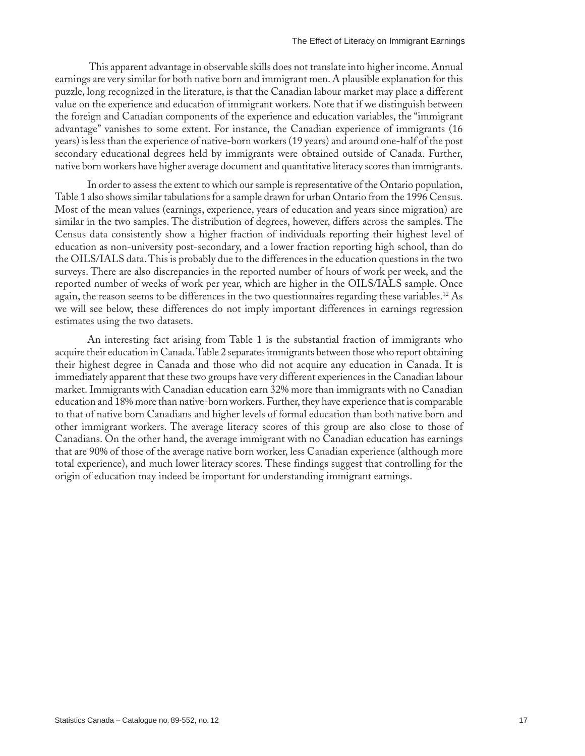This apparent advantage in observable skills does not translate into higher income. Annual earnings are very similar for both native born and immigrant men. A plausible explanation for this puzzle, long recognized in the literature, is that the Canadian labour market may place a different value on the experience and education of immigrant workers. Note that if we distinguish between the foreign and Canadian components of the experience and education variables, the "immigrant advantage" vanishes to some extent. For instance, the Canadian experience of immigrants (16 years) is less than the experience of native-born workers (19 years) and around one-half of the post secondary educational degrees held by immigrants were obtained outside of Canada. Further, native born workers have higher average document and quantitative literacy scores than immigrants.

In order to assess the extent to which our sample is representative of the Ontario population, Table 1 also shows similar tabulations for a sample drawn for urban Ontario from the 1996 Census. Most of the mean values (earnings, experience, years of education and years since migration) are similar in the two samples. The distribution of degrees, however, differs across the samples. The Census data consistently show a higher fraction of individuals reporting their highest level of education as non-university post-secondary, and a lower fraction reporting high school, than do the OILS/IALS data. This is probably due to the differences in the education questions in the two surveys. There are also discrepancies in the reported number of hours of work per week, and the reported number of weeks of work per year, which are higher in the OILS/IALS sample. Once again, the reason seems to be differences in the two questionnaires regarding these variables.[12] As we will see below, these differences do not imply important differences in earnings regression estimates using the two datasets.

An interesting fact arising from Table 1 is the substantial fraction of immigrants who acquire their education in Canada. Table 2 separates immigrants between those who report obtaining their highest degree in Canada and those who did not acquire any education in Canada. It is immediately apparent that these two groups have very different experiences in the Canadian labour market. Immigrants with Canadian education earn 32% more than immigrants with no Canadian education and 18% more than native-born workers. Further, they have experience that is comparable to that of native born Canadians and higher levels of formal education than both native born and other immigrant workers. The average literacy scores of this group are also close to those of Canadians. On the other hand, the average immigrant with no Canadian education has earnings that are 90% of those of the average native born worker, less Canadian experience (although more total experience), and much lower literacy scores. These findings suggest that controlling for the origin of education may indeed be important for understanding immigrant earnings.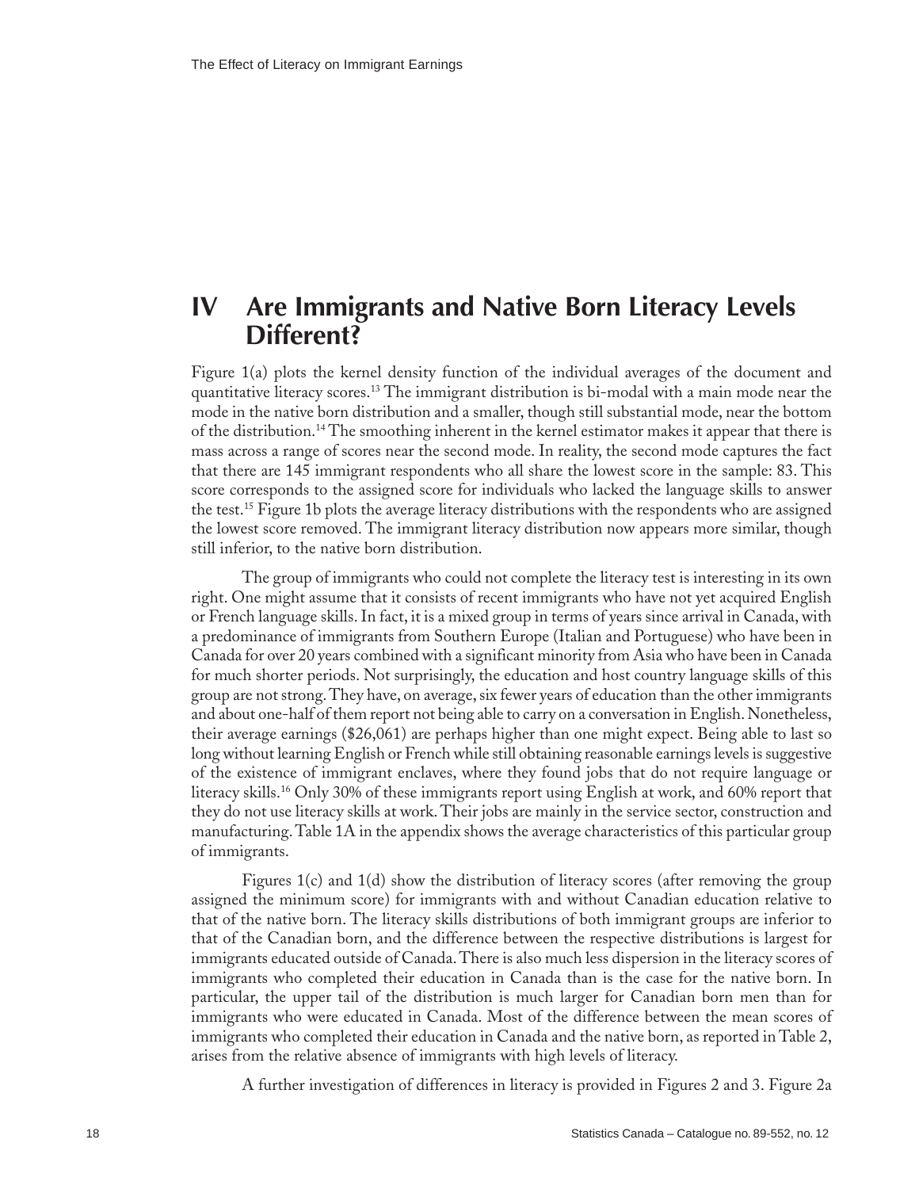# IV Are Immigrants and Native Born Literacy Levels Different?

Figure 1(a) plots the kernel density function of the individual averages of the document and quantitative literacy scores.[13] The immigrant distribution is bi-modal with a main mode near the mode in the native born distribution and a smaller, though still substantial mode, near the bottom of the distribution.[14] The smoothing inherent in the kernel estimator makes it appear that there is mass across a range of scores near the second mode. In reality, the second mode captures the fact that there are 145 immigrant respondents who all share the lowest score in the sample: 83. This score corresponds to the assigned score for individuals who lacked the language skills to answer the test.[15] Figure 1b plots the average literacy distributions with the respondents who are assigned the lowest score removed. The immigrant literacy distribution now appears more similar, though still inferior, to the native born distribution.

The group of immigrants who could not complete the literacy test is interesting in its own right. One might assume that it consists of recent immigrants who have not yet acquired English or French language skills. In fact, it is a mixed group in terms of years since arrival in Canada, with a predominance of immigrants from Southern Europe (Italian and Portuguese) who have been in Canada for over 20 years combined with a significant minority from Asia who have been in Canada for much shorter periods. Not surprisingly, the education and host country language skills of this group are not strong. They have, on average, six fewer years of education than the other immigrants and about one-half of them report not being able to carry on a conversation in English. Nonetheless, their average earnings ($26,061) are perhaps higher than one might expect. Being able to last so long without learning English or French while still obtaining reasonable earnings levels is suggestive of the existence of immigrant enclaves, where they found jobs that do not require language or literacy skills.[16] Only 30% of these immigrants report using English at work, and 60% report that they do not use literacy skills at work. Their jobs are mainly in the service sector, construction and manufacturing. Table 1A in the appendix shows the average characteristics of this particular group of immigrants.

Figures 1(c) and 1(d) show the distribution of literacy scores (after removing the group assigned the minimum score) for immigrants with and without Canadian education relative to that of the native born. The literacy skills distributions of both immigrant groups are inferior to that of the Canadian born, and the difference between the respective distributions is largest for immigrants educated outside of Canada. There is also much less dispersion in the literacy scores of immigrants who completed their education in Canada than is the case for the native born. In particular, the upper tail of the distribution is much larger for Canadian born men than for immigrants who were educated in Canada. Most of the difference between the mean scores of immigrants who completed their education in Canada and the native born, as reported in Table 2, arises from the relative absence of immigrants with high levels of literacy.

A further investigation of differences in literacy is provided in Figures 2 and 3. Figure 2a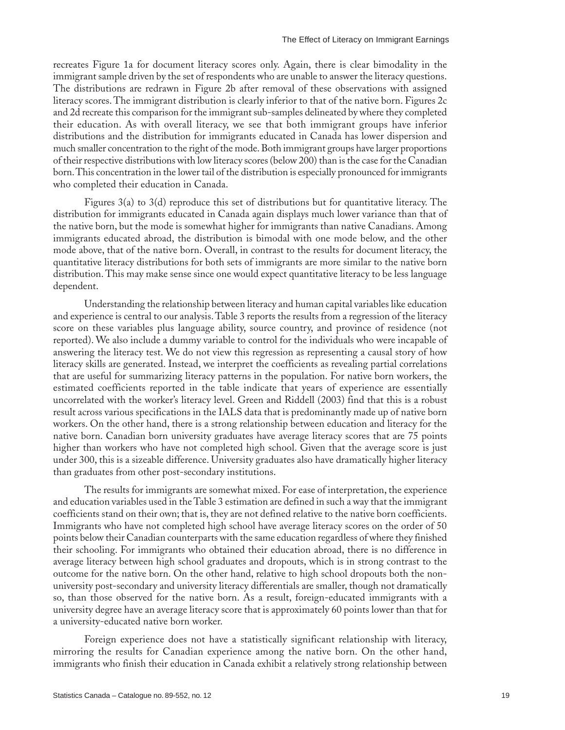recreates Figure 1a for document literacy scores only. Again, there is clear bimodality in the immigrant sample driven by the set of respondents who are unable to answer the literacy questions. The distributions are redrawn in Figure 2b after removal of these observations with assigned literacy scores. The immigrant distribution is clearly inferior to that of the native born. Figures 2c and 2d recreate this comparison for the immigrant sub-samples delineated by where they completed their education. As with overall literacy, we see that both immigrant groups have inferior distributions and the distribution for immigrants educated in Canada has lower dispersion and much smaller concentration to the right of the mode. Both immigrant groups have larger proportions of their respective distributions with low literacy scores (below 200) than is the case for the Canadian born. This concentration in the lower tail of the distribution is especially pronounced for immigrants who completed their education in Canada.

Figures 3(a) to 3(d) reproduce this set of distributions but for quantitative literacy. The distribution for immigrants educated in Canada again displays much lower variance than that of the native born, but the mode is somewhat higher for immigrants than native Canadians. Among immigrants educated abroad, the distribution is bimodal with one mode below, and the other mode above, that of the native born. Overall, in contrast to the results for document literacy, the quantitative literacy distributions for both sets of immigrants are more similar to the native born distribution. This may make sense since one would expect quantitative literacy to be less language dependent.

Understanding the relationship between literacy and human capital variables like education and experience is central to our analysis. Table 3 reports the results from a regression of the literacy score on these variables plus language ability, source country, and province of residence (not reported). We also include a dummy variable to control for the individuals who were incapable of answering the literacy test. We do not view this regression as representing a causal story of how literacy skills are generated. Instead, we interpret the coefficients as revealing partial correlations that are useful for summarizing literacy patterns in the population. For native born workers, the estimated coefficients reported in the table indicate that years of experience are essentially uncorrelated with the worker's literacy level. Green and Riddell (2003) find that this is a robust result across various specifications in the IALS data that is predominantly made up of native born workers. On the other hand, there is a strong relationship between education and literacy for the native born. Canadian born university graduates have average literacy scores that are 75 points higher than workers who have not completed high school. Given that the average score is just under 300, this is a sizeable difference. University graduates also have dramatically higher literacy than graduates from other post-secondary institutions.

The results for immigrants are somewhat mixed. For ease of interpretation, the experience and education variables used in the Table 3 estimation are defined in such a way that the immigrant coefficients stand on their own; that is, they are not defined relative to the native born coefficients. Immigrants who have not completed high school have average literacy scores on the order of 50 points below their Canadian counterparts with the same education regardless of where they finished their schooling. For immigrants who obtained their education abroad, there is no difference in average literacy between high school graduates and dropouts, which is in strong contrast to the outcome for the native born. On the other hand, relative to high school dropouts both the non-university post-secondary and university literacy differentials are smaller, though not dramatically so, than those observed for the native born. As a result, foreign-educated immigrants with a university degree have an average literacy score that is approximately 60 points lower than that for a university-educated native born worker.

Foreign experience does not have a statistically significant relationship with literacy, mirroring the results for Canadian experience among the native born. On the other hand, immigrants who finish their education in Canada exhibit a relatively strong relationship between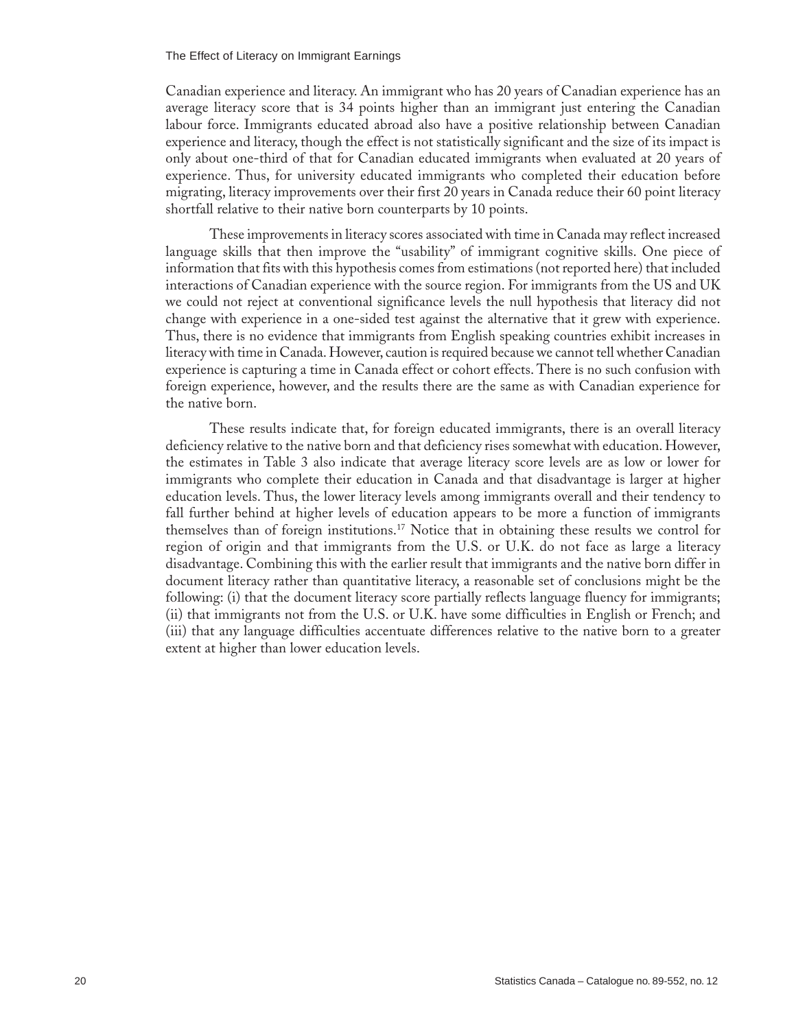Canadian experience and literacy. An immigrant who has 20 years of Canadian experience has an average literacy score that is 34 points higher than an immigrant just entering the Canadian labour force. Immigrants educated abroad also have a positive relationship between Canadian experience and literacy, though the effect is not statistically significant and the size of its impact is only about one-third of that for Canadian educated immigrants when evaluated at 20 years of experience. Thus, for university educated immigrants who completed their education before migrating, literacy improvements over their first 20 years in Canada reduce their 60 point literacy shortfall relative to their native born counterparts by 10 points.

These improvements in literacy scores associated with time in Canada may reflect increased language skills that then improve the "usability" of immigrant cognitive skills. One piece of information that fits with this hypothesis comes from estimations (not reported here) that included interactions of Canadian experience with the source region. For immigrants from the US and UK we could not reject at conventional significance levels the null hypothesis that literacy did not change with experience in a one-sided test against the alternative that it grew with experience. Thus, there is no evidence that immigrants from English speaking countries exhibit increases in literacy with time in Canada. However, caution is required because we cannot tell whether Canadian experience is capturing a time in Canada effect or cohort effects. There is no such confusion with foreign experience, however, and the results there are the same as with Canadian experience for the native born.

These results indicate that, for foreign educated immigrants, there is an overall literacy deficiency relative to the native born and that deficiency rises somewhat with education. However, the estimates in Table 3 also indicate that average literacy score levels are as low or lower for immigrants who complete their education in Canada and that disadvantage is larger at higher education levels. Thus, the lower literacy levels among immigrants overall and their tendency to fall further behind at higher levels of education appears to be more a function of immigrants themselves than of foreign institutions.[17] Notice that in obtaining these results we control for region of origin and that immigrants from the U.S. or U.K. do not face as large a literacy disadvantage. Combining this with the earlier result that immigrants and the native born differ in document literacy rather than quantitative literacy, a reasonable set of conclusions might be the following: (i) that the document literacy score partially reflects language fluency for immigrants; (ii) that immigrants not from the U.S. or U.K. have some difficulties in English or French; and (iii) that any language difficulties accentuate differences relative to the native born to a greater extent at higher than lower education levels.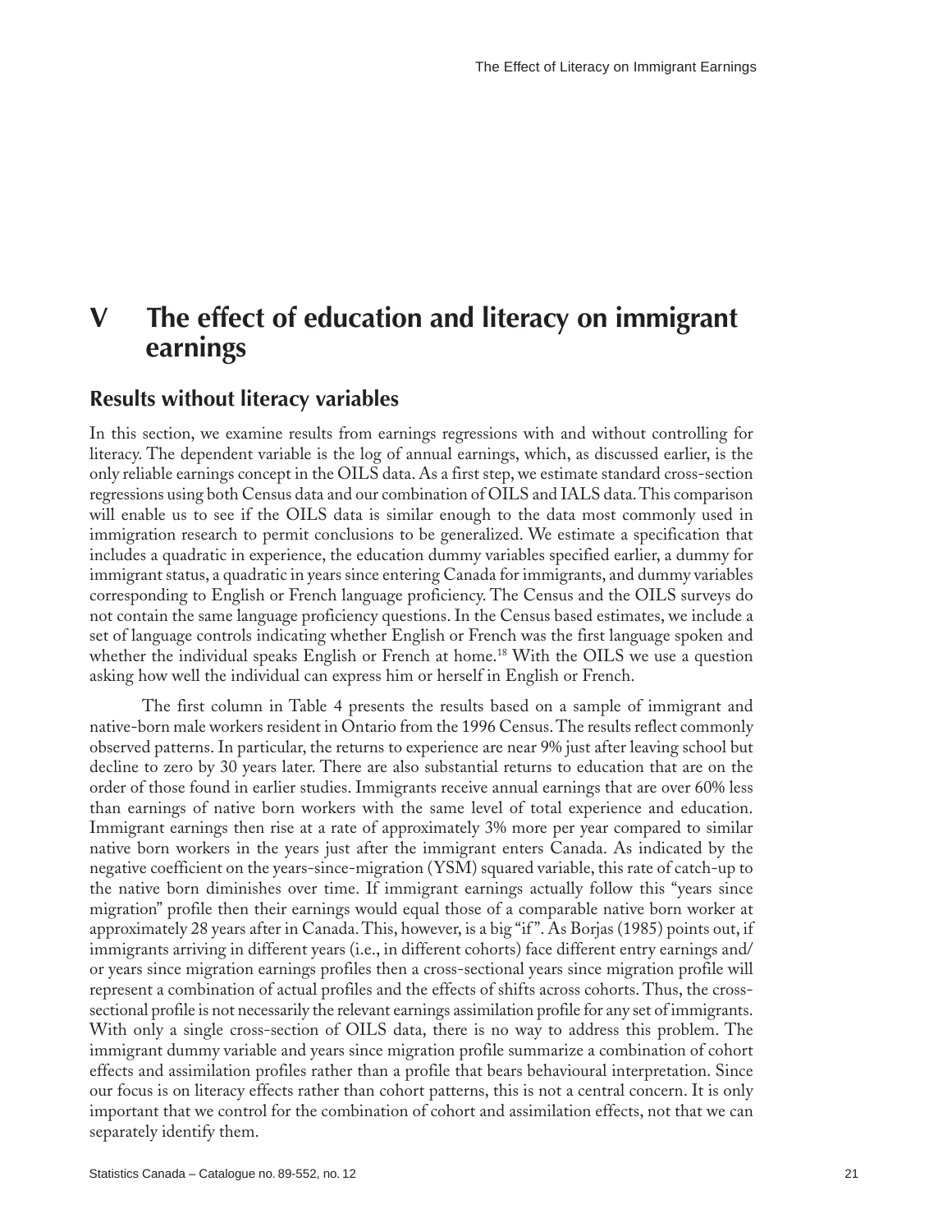# V The effect of education and literacy on immigrant earnings

## Results without literacy variables

In this section, we examine results from earnings regressions with and without controlling for literacy. The dependent variable is the log of annual earnings, which, as discussed earlier, is the only reliable earnings concept in the OILS data. As a first step, we estimate standard cross-section regressions using both Census data and our combination of OILS and IALS data. This comparison will enable us to see if the OILS data is similar enough to the data most commonly used in immigration research to permit conclusions to be generalized. We estimate a specification that includes a quadratic in experience, the education dummy variables specified earlier, a dummy for immigrant status, a quadratic in years since entering Canada for immigrants, and dummy variables corresponding to English or French language proficiency. The Census and the OILS surveys do not contain the same language proficiency questions. In the Census based estimates, we include a set of language controls indicating whether English or French was the first language spoken and whether the individual speaks English or French at home.[18] With the OILS we use a question asking how well the individual can express him or herself in English or French.

The first column in Table 4 presents the results based on a sample of immigrant and native-born male workers resident in Ontario from the 1996 Census. The results reflect commonly observed patterns. In particular, the returns to experience are near 9% just after leaving school but decline to zero by 30 years later. There are also substantial returns to education that are on the order of those found in earlier studies. Immigrants receive annual earnings that are over 60% less than earnings of native born workers with the same level of total experience and education. Immigrant earnings then rise at a rate of approximately 3% more per year compared to similar native born workers in the years just after the immigrant enters Canada. As indicated by the negative coefficient on the years-since-migration (YSM) squared variable, this rate of catch-up to the native born diminishes over time. If immigrant earnings actually follow this "years since migration" profile then their earnings would equal those of a comparable native born worker at approximately 28 years after in Canada. This, however, is a big "if". As Borjas (1985) points out, if immigrants arriving in different years (i.e., in different cohorts) face different entry earnings and/or years since migration earnings profiles then a cross-sectional years since migration profile will represent a combination of actual profiles and the effects of shifts across cohorts. Thus, the cross-sectional profile is not necessarily the relevant earnings assimilation profile for any set of immigrants. With only a single cross-section of OILS data, there is no way to address this problem. The immigrant dummy variable and years since migration profile summarize a combination of cohort effects and assimilation profiles rather than a profile that bears behavioural interpretation. Since our focus is on literacy effects rather than cohort patterns, this is not a central concern. It is only important that we control for the combination of cohort and assimilation effects, not that we can separately identify them.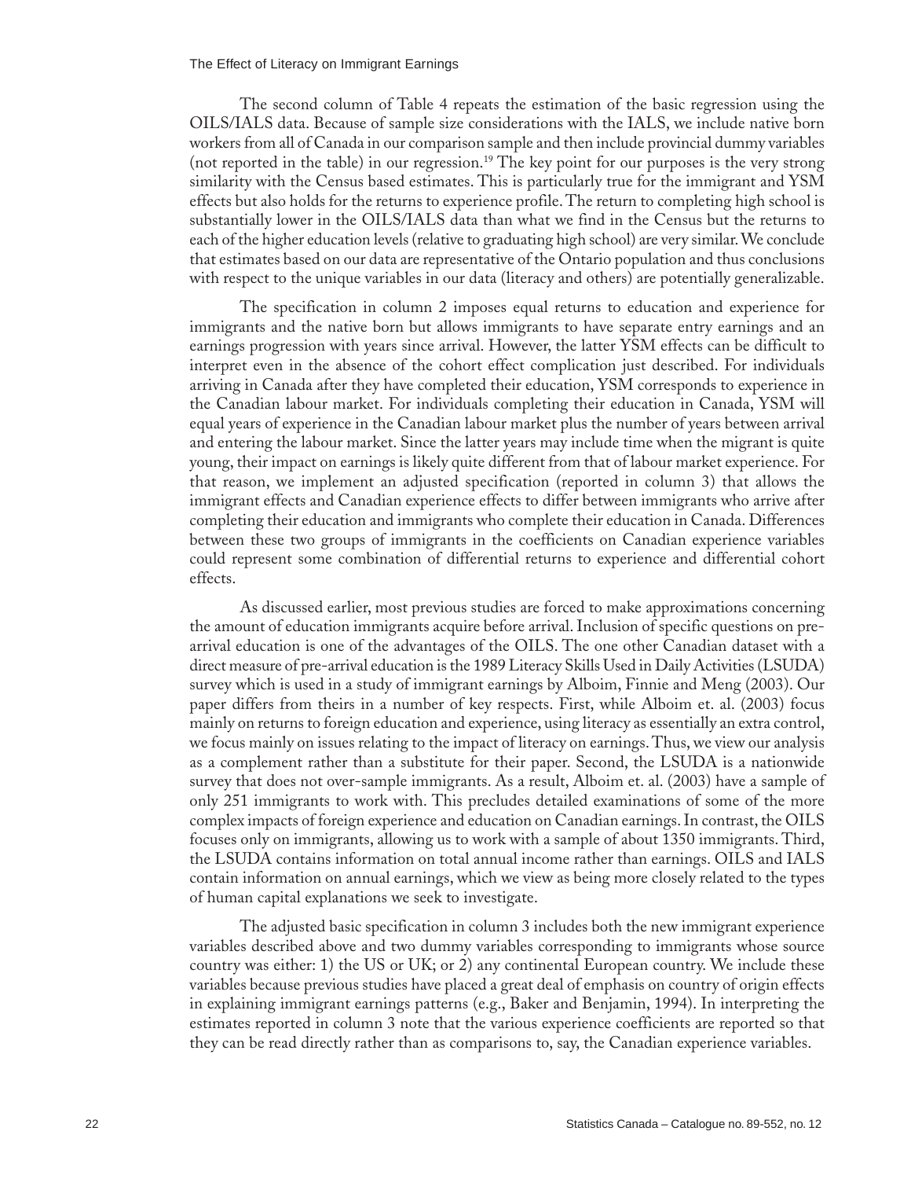The second column of Table 4 repeats the estimation of the basic regression using the OILS/IALS data. Because of sample size considerations with the IALS, we include native born workers from all of Canada in our comparison sample and then include provincial dummy variables (not reported in the table) in our regression.[19] The key point for our purposes is the very strong similarity with the Census based estimates. This is particularly true for the immigrant and YSM effects but also holds for the returns to experience profile. The return to completing high school is substantially lower in the OILS/IALS data than what we find in the Census but the returns to each of the higher education levels (relative to graduating high school) are very similar. We conclude that estimates based on our data are representative of the Ontario population and thus conclusions with respect to the unique variables in our data (literacy and others) are potentially generalizable.

The specification in column 2 imposes equal returns to education and experience for immigrants and the native born but allows immigrants to have separate entry earnings and an earnings progression with years since arrival. However, the latter YSM effects can be difficult to interpret even in the absence of the cohort effect complication just described. For individuals arriving in Canada after they have completed their education, YSM corresponds to experience in the Canadian labour market. For individuals completing their education in Canada, YSM will equal years of experience in the Canadian labour market plus the number of years between arrival and entering the labour market. Since the latter years may include time when the migrant is quite young, their impact on earnings is likely quite different from that of labour market experience. For that reason, we implement an adjusted specification (reported in column 3) that allows the immigrant effects and Canadian experience effects to differ between immigrants who arrive after completing their education and immigrants who complete their education in Canada. Differences between these two groups of immigrants in the coefficients on Canadian experience variables could represent some combination of differential returns to experience and differential cohort effects.

As discussed earlier, most previous studies are forced to make approximations concerning the amount of education immigrants acquire before arrival. Inclusion of specific questions on pre-arrival education is one of the advantages of the OILS. The one other Canadian dataset with a direct measure of pre-arrival education is the 1989 Literacy Skills Used in Daily Activities (LSUDA) survey which is used in a study of immigrant earnings by Alboim, Finnie and Meng (2003). Our paper differs from theirs in a number of key respects. First, while Alboim et. al. (2003) focus mainly on returns to foreign education and experience, using literacy as essentially an extra control, we focus mainly on issues relating to the impact of literacy on earnings. Thus, we view our analysis as a complement rather than a substitute for their paper. Second, the LSUDA is a nationwide survey that does not over-sample immigrants. As a result, Alboim et. al. (2003) have a sample of only 251 immigrants to work with. This precludes detailed examinations of some of the more complex impacts of foreign experience and education on Canadian earnings. In contrast, the OILS focuses only on immigrants, allowing us to work with a sample of about 1350 immigrants. Third, the LSUDA contains information on total annual income rather than earnings. OILS and IALS contain information on annual earnings, which we view as being more closely related to the types of human capital explanations we seek to investigate.

The adjusted basic specification in column 3 includes both the new immigrant experience variables described above and two dummy variables corresponding to immigrants whose source country was either: 1) the US or UK; or 2) any continental European country. We include these variables because previous studies have placed a great deal of emphasis on country of origin effects in explaining immigrant earnings patterns (e.g., Baker and Benjamin, 1994). In interpreting the estimates reported in column 3 note that the various experience coefficients are reported so that they can be read directly rather than as comparisons to, say, the Canadian experience variables.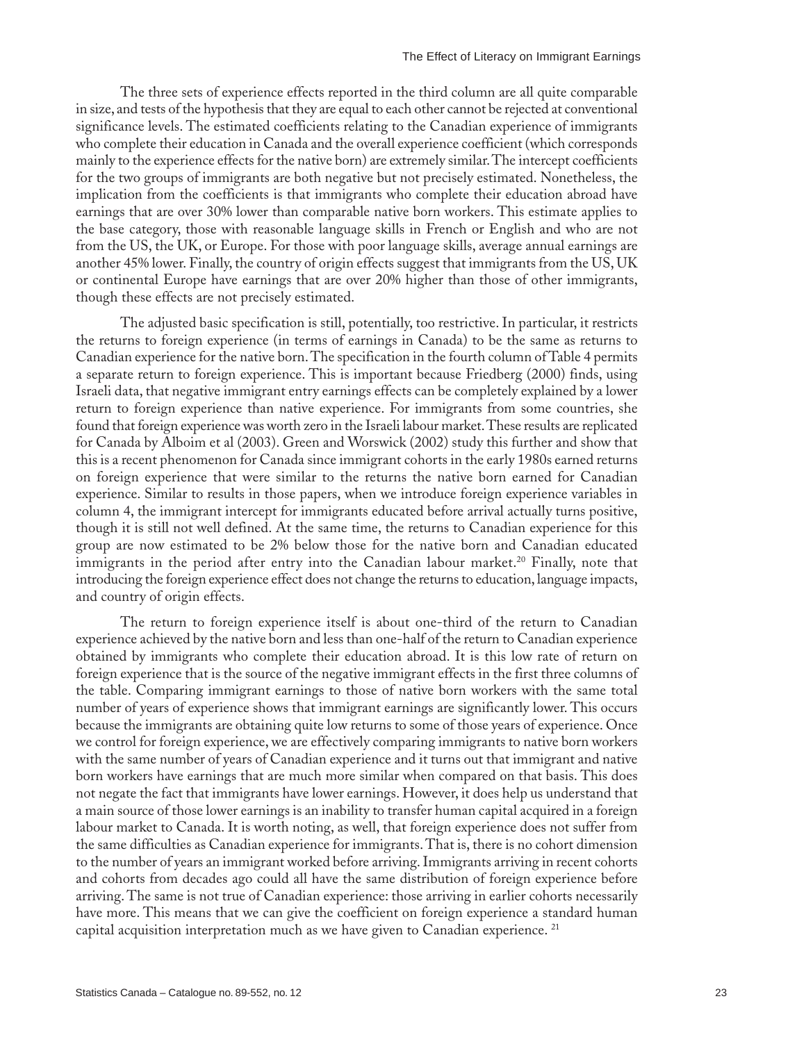The three sets of experience effects reported in the third column are all quite comparable in size, and tests of the hypothesis that they are equal to each other cannot be rejected at conventional significance levels. The estimated coefficients relating to the Canadian experience of immigrants who complete their education in Canada and the overall experience coefficient (which corresponds mainly to the experience effects for the native born) are extremely similar. The intercept coefficients for the two groups of immigrants are both negative but not precisely estimated. Nonetheless, the implication from the coefficients is that immigrants who complete their education abroad have earnings that are over 30% lower than comparable native born workers. This estimate applies to the base category, those with reasonable language skills in French or English and who are not from the US, the UK, or Europe. For those with poor language skills, average annual earnings are another 45% lower. Finally, the country of origin effects suggest that immigrants from the US, UK or continental Europe have earnings that are over 20% higher than those of other immigrants, though these effects are not precisely estimated.

The adjusted basic specification is still, potentially, too restrictive. In particular, it restricts the returns to foreign experience (in terms of earnings in Canada) to be the same as returns to Canadian experience for the native born. The specification in the fourth column of Table 4 permits a separate return to foreign experience. This is important because Friedberg (2000) finds, using Israeli data, that negative immigrant entry earnings effects can be completely explained by a lower return to foreign experience than native experience. For immigrants from some countries, she found that foreign experience was worth zero in the Israeli labour market. These results are replicated for Canada by Alboim et al (2003). Green and Worswick (2002) study this further and show that this is a recent phenomenon for Canada since immigrant cohorts in the early 1980s earned returns on foreign experience that were similar to the returns the native born earned for Canadian experience. Similar to results in those papers, when we introduce foreign experience variables in column 4, the immigrant intercept for immigrants educated before arrival actually turns positive, though it is still not well defined. At the same time, the returns to Canadian experience for this group are now estimated to be 2% below those for the native born and Canadian educated immigrants in the period after entry into the Canadian labour market.[20] Finally, note that introducing the foreign experience effect does not change the returns to education, language impacts, and country of origin effects.

The return to foreign experience itself is about one-third of the return to Canadian experience achieved by the native born and less than one-half of the return to Canadian experience obtained by immigrants who complete their education abroad. It is this low rate of return on foreign experience that is the source of the negative immigrant effects in the first three columns of the table. Comparing immigrant earnings to those of native born workers with the same total number of years of experience shows that immigrant earnings are significantly lower. This occurs because the immigrants are obtaining quite low returns to some of those years of experience. Once we control for foreign experience, we are effectively comparing immigrants to native born workers with the same number of years of Canadian experience and it turns out that immigrant and native born workers have earnings that are much more similar when compared on that basis. This does not negate the fact that immigrants have lower earnings. However, it does help us understand that a main source of those lower earnings is an inability to transfer human capital acquired in a foreign labour market to Canada. It is worth noting, as well, that foreign experience does not suffer from the same difficulties as Canadian experience for immigrants. That is, there is no cohort dimension to the number of years an immigrant worked before arriving. Immigrants arriving in recent cohorts and cohorts from decades ago could all have the same distribution of foreign experience before arriving. The same is not true of Canadian experience: those arriving in earlier cohorts necessarily have more. This means that we can give the coefficient on foreign experience a standard human capital acquisition interpretation much as we have given to Canadian experience.[21]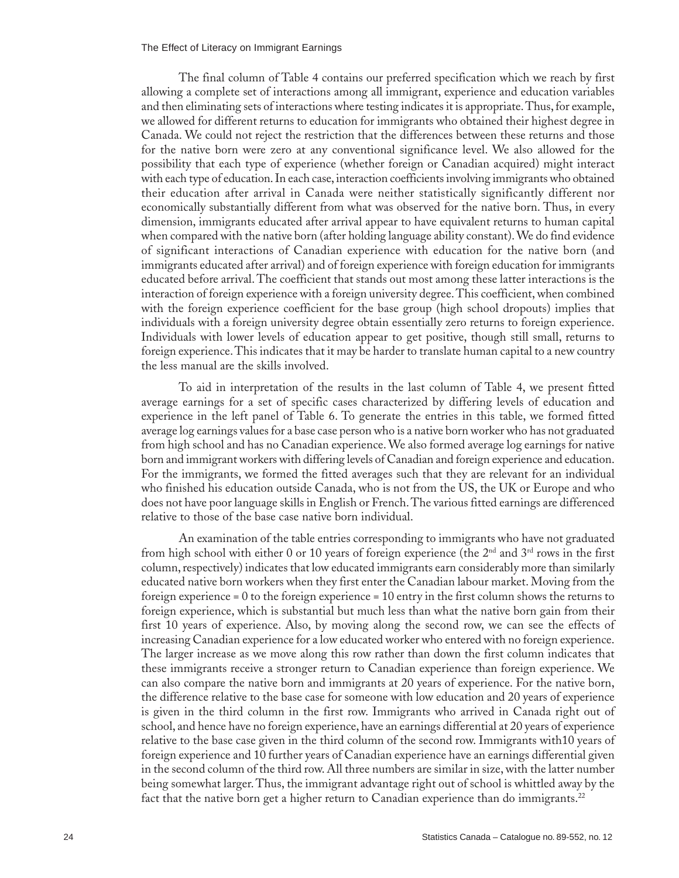The final column of Table 4 contains our preferred specification which we reach by first allowing a complete set of interactions among all immigrant, experience and education variables and then eliminating sets of interactions where testing indicates it is appropriate. Thus, for example, we allowed for different returns to education for immigrants who obtained their highest degree in Canada. We could not reject the restriction that the differences between these returns and those for the native born were zero at any conventional significance level. We also allowed for the possibility that each type of experience (whether foreign or Canadian acquired) might interact with each type of education. In each case, interaction coefficients involving immigrants who obtained their education after arrival in Canada were neither statistically significantly different nor economically substantially different from what was observed for the native born. Thus, in every dimension, immigrants educated after arrival appear to have equivalent returns to human capital when compared with the native born (after holding language ability constant). We do find evidence of significant interactions of Canadian experience with education for the native born (and immigrants educated after arrival) and of foreign experience with foreign education for immigrants educated before arrival. The coefficient that stands out most among these latter interactions is the interaction of foreign experience with a foreign university degree. This coefficient, when combined with the foreign experience coefficient for the base group (high school dropouts) implies that individuals with a foreign university degree obtain essentially zero returns to foreign experience. Individuals with lower levels of education appear to get positive, though still small, returns to foreign experience. This indicates that it may be harder to translate human capital to a new country the less manual are the skills involved.

To aid in interpretation of the results in the last column of Table 4, we present fitted average earnings for a set of specific cases characterized by differing levels of education and experience in the left panel of Table 6. To generate the entries in this table, we formed fitted average log earnings values for a base case person who is a native born worker who has not graduated from high school and has no Canadian experience. We also formed average log earnings for native born and immigrant workers with differing levels of Canadian and foreign experience and education. For the immigrants, we formed the fitted averages such that they are relevant for an individual who finished his education outside Canada, who is not from the US, the UK or Europe and who does not have poor language skills in English or French. The various fitted earnings are differenced relative to those of the base case native born individual.

An examination of the table entries corresponding to immigrants who have not graduated from high school with either 0 or 10 years of foreign experience (the 2nd and 3rd rows in the first column, respectively) indicates that low educated immigrants earn considerably more than similarly educated native born workers when they first enter the Canadian labour market. Moving from the foreign experience = 0 to the foreign experience = 10 entry in the first column shows the returns to foreign experience, which is substantial but much less than what the native born gain from their first 10 years of experience. Also, by moving along the second row, we can see the effects of increasing Canadian experience for a low educated worker who entered with no foreign experience. The larger increase as we move along this row rather than down the first column indicates that these immigrants receive a stronger return to Canadian experience than foreign experience. We can also compare the native born and immigrants at 20 years of experience. For the native born, the difference relative to the base case for someone with low education and 20 years of experience is given in the third column in the first row. Immigrants who arrived in Canada right out of school, and hence have no foreign experience, have an earnings differential at 20 years of experience relative to the base case given in the third column of the second row. Immigrants with10 years of foreign experience and 10 further years of Canadian experience have an earnings differential given in the second column of the third row. All three numbers are similar in size, with the latter number being somewhat larger. Thus, the immigrant advantage right out of school is whittled away by the fact that the native born get a higher return to Canadian experience than do immigrants.[22]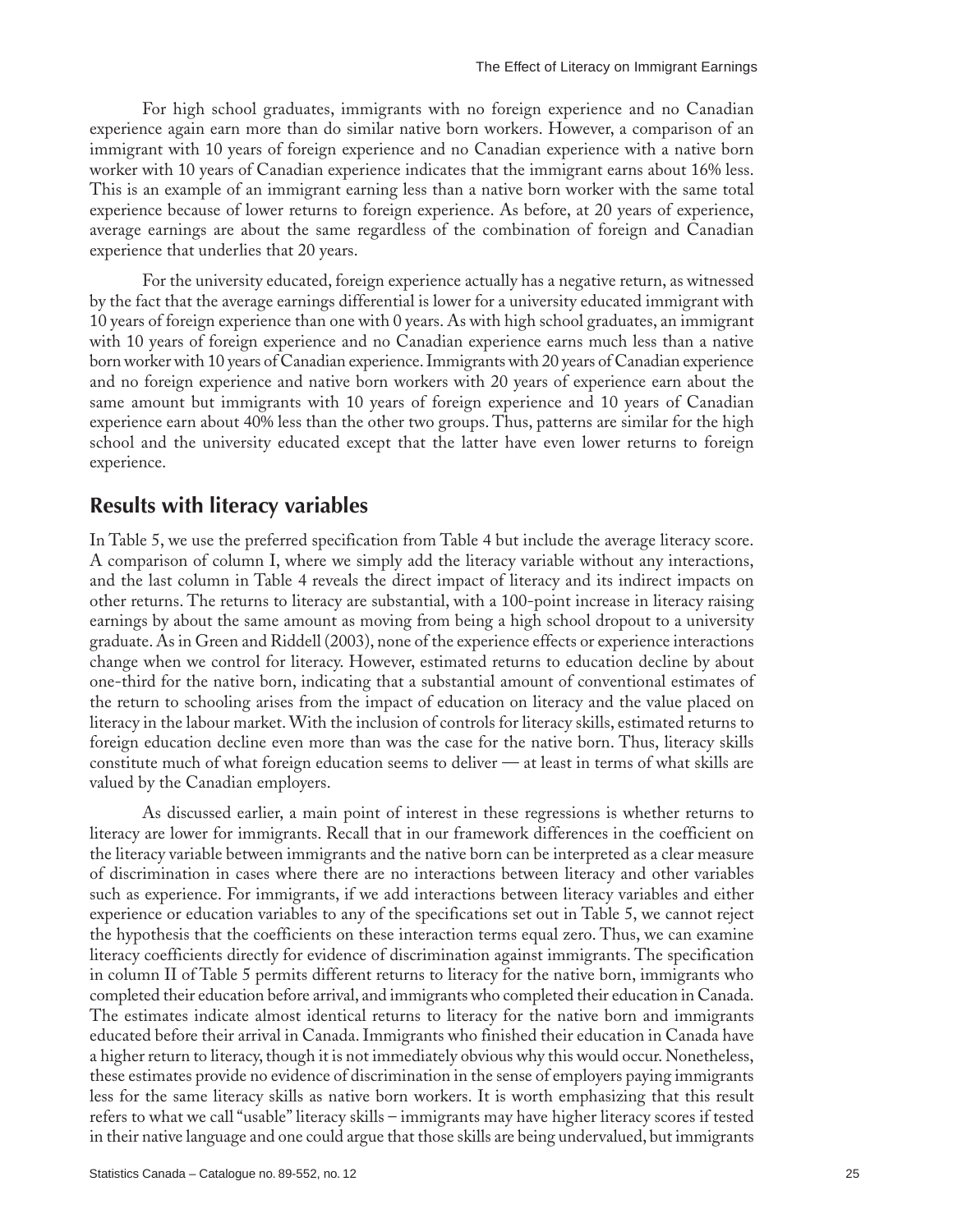For high school graduates, immigrants with no foreign experience and no Canadian experience again earn more than do similar native born workers. However, a comparison of an immigrant with 10 years of foreign experience and no Canadian experience with a native born worker with 10 years of Canadian experience indicates that the immigrant earns about 16% less. This is an example of an immigrant earning less than a native born worker with the same total experience because of lower returns to foreign experience. As before, at 20 years of experience, average earnings are about the same regardless of the combination of foreign and Canadian experience that underlies that 20 years.

For the university educated, foreign experience actually has a negative return, as witnessed by the fact that the average earnings differential is lower for a university educated immigrant with 10 years of foreign experience than one with 0 years. As with high school graduates, an immigrant with 10 years of foreign experience and no Canadian experience earns much less than a native born worker with 10 years of Canadian experience. Immigrants with 20 years of Canadian experience and no foreign experience and native born workers with 20 years of experience earn about the same amount but immigrants with 10 years of foreign experience and 10 years of Canadian experience earn about 40% less than the other two groups. Thus, patterns are similar for the high school and the university educated except that the latter have even lower returns to foreign experience.

## Results with literacy variables

In Table 5, we use the preferred specification from Table 4 but include the average literacy score. A comparison of column I, where we simply add the literacy variable without any interactions, and the last column in Table 4 reveals the direct impact of literacy and its indirect impacts on other returns. The returns to literacy are substantial, with a 100-point increase in literacy raising earnings by about the same amount as moving from being a high school dropout to a university graduate. As in Green and Riddell (2003), none of the experience effects or experience interactions change when we control for literacy. However, estimated returns to education decline by about one-third for the native born, indicating that a substantial amount of conventional estimates of the return to schooling arises from the impact of education on literacy and the value placed on literacy in the labour market. With the inclusion of controls for literacy skills, estimated returns to foreign education decline even more than was the case for the native born. Thus, literacy skills constitute much of what foreign education seems to deliver — at least in terms of what skills are valued by the Canadian employers.

As discussed earlier, a main point of interest in these regressions is whether returns to literacy are lower for immigrants. Recall that in our framework differences in the coefficient on the literacy variable between immigrants and the native born can be interpreted as a clear measure of discrimination in cases where there are no interactions between literacy and other variables such as experience. For immigrants, if we add interactions between literacy variables and either experience or education variables to any of the specifications set out in Table 5, we cannot reject the hypothesis that the coefficients on these interaction terms equal zero. Thus, we can examine literacy coefficients directly for evidence of discrimination against immigrants. The specification in column II of Table 5 permits different returns to literacy for the native born, immigrants who completed their education before arrival, and immigrants who completed their education in Canada. The estimates indicate almost identical returns to literacy for the native born and immigrants educated before their arrival in Canada. Immigrants who finished their education in Canada have a higher return to literacy, though it is not immediately obvious why this would occur. Nonetheless, these estimates provide no evidence of discrimination in the sense of employers paying immigrants less for the same literacy skills as native born workers. It is worth emphasizing that this result refers to what we call "usable" literacy skills – immigrants may have higher literacy scores if tested in their native language and one could argue that those skills are being undervalued, but immigrants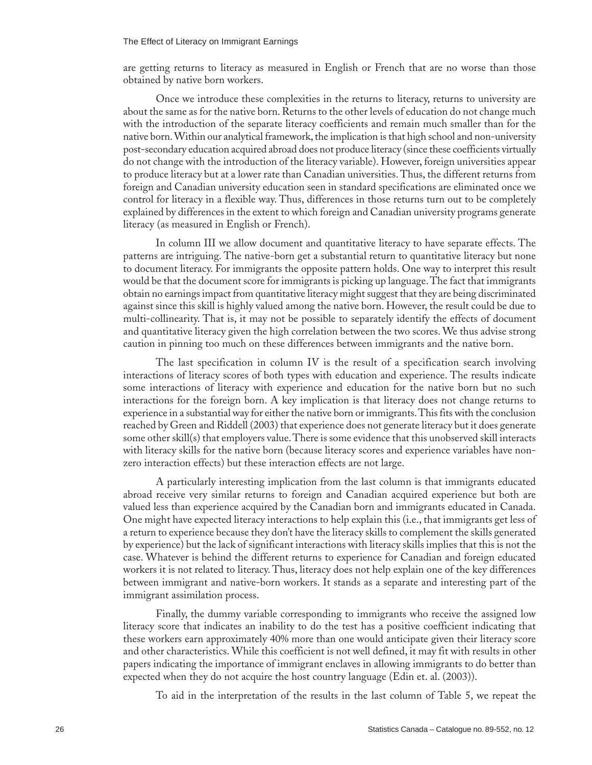are getting returns to literacy as measured in English or French that are no worse than those obtained by native born workers.

Once we introduce these complexities in the returns to literacy, returns to university are about the same as for the native born. Returns to the other levels of education do not change much with the introduction of the separate literacy coefficients and remain much smaller than for the native born. Within our analytical framework, the implication is that high school and non-university post-secondary education acquired abroad does not produce literacy (since these coefficients virtually do not change with the introduction of the literacy variable). However, foreign universities appear to produce literacy but at a lower rate than Canadian universities. Thus, the different returns from foreign and Canadian university education seen in standard specifications are eliminated once we control for literacy in a flexible way. Thus, differences in those returns turn out to be completely explained by differences in the extent to which foreign and Canadian university programs generate literacy (as measured in English or French).

In column III we allow document and quantitative literacy to have separate effects. The patterns are intriguing. The native-born get a substantial return to quantitative literacy but none to document literacy. For immigrants the opposite pattern holds. One way to interpret this result would be that the document score for immigrants is picking up language. The fact that immigrants obtain no earnings impact from quantitative literacy might suggest that they are being discriminated against since this skill is highly valued among the native born. However, the result could be due to multi-collinearity. That is, it may not be possible to separately identify the effects of document and quantitative literacy given the high correlation between the two scores. We thus advise strong caution in pinning too much on these differences between immigrants and the native born.

The last specification in column IV is the result of a specification search involving interactions of literacy scores of both types with education and experience. The results indicate some interactions of literacy with experience and education for the native born but no such interactions for the foreign born. A key implication is that literacy does not change returns to experience in a substantial way for either the native born or immigrants. This fits with the conclusion reached by Green and Riddell (2003) that experience does not generate literacy but it does generate some other skill(s) that employers value. There is some evidence that this unobserved skill interacts with literacy skills for the native born (because literacy scores and experience variables have non-zero interaction effects) but these interaction effects are not large.

A particularly interesting implication from the last column is that immigrants educated abroad receive very similar returns to foreign and Canadian acquired experience but both are valued less than experience acquired by the Canadian born and immigrants educated in Canada. One might have expected literacy interactions to help explain this (i.e., that immigrants get less of a return to experience because they don't have the literacy skills to complement the skills generated by experience) but the lack of significant interactions with literacy skills implies that this is not the case. Whatever is behind the different returns to experience for Canadian and foreign educated workers it is not related to literacy. Thus, literacy does not help explain one of the key differences between immigrant and native-born workers. It stands as a separate and interesting part of the immigrant assimilation process.

Finally, the dummy variable corresponding to immigrants who receive the assigned low literacy score that indicates an inability to do the test has a positive coefficient indicating that these workers earn approximately 40% more than one would anticipate given their literacy score and other characteristics. While this coefficient is not well defined, it may fit with results in other papers indicating the importance of immigrant enclaves in allowing immigrants to do better than expected when they do not acquire the host country language (Edin et. al. (2003)).

To aid in the interpretation of the results in the last column of Table 5, we repeat the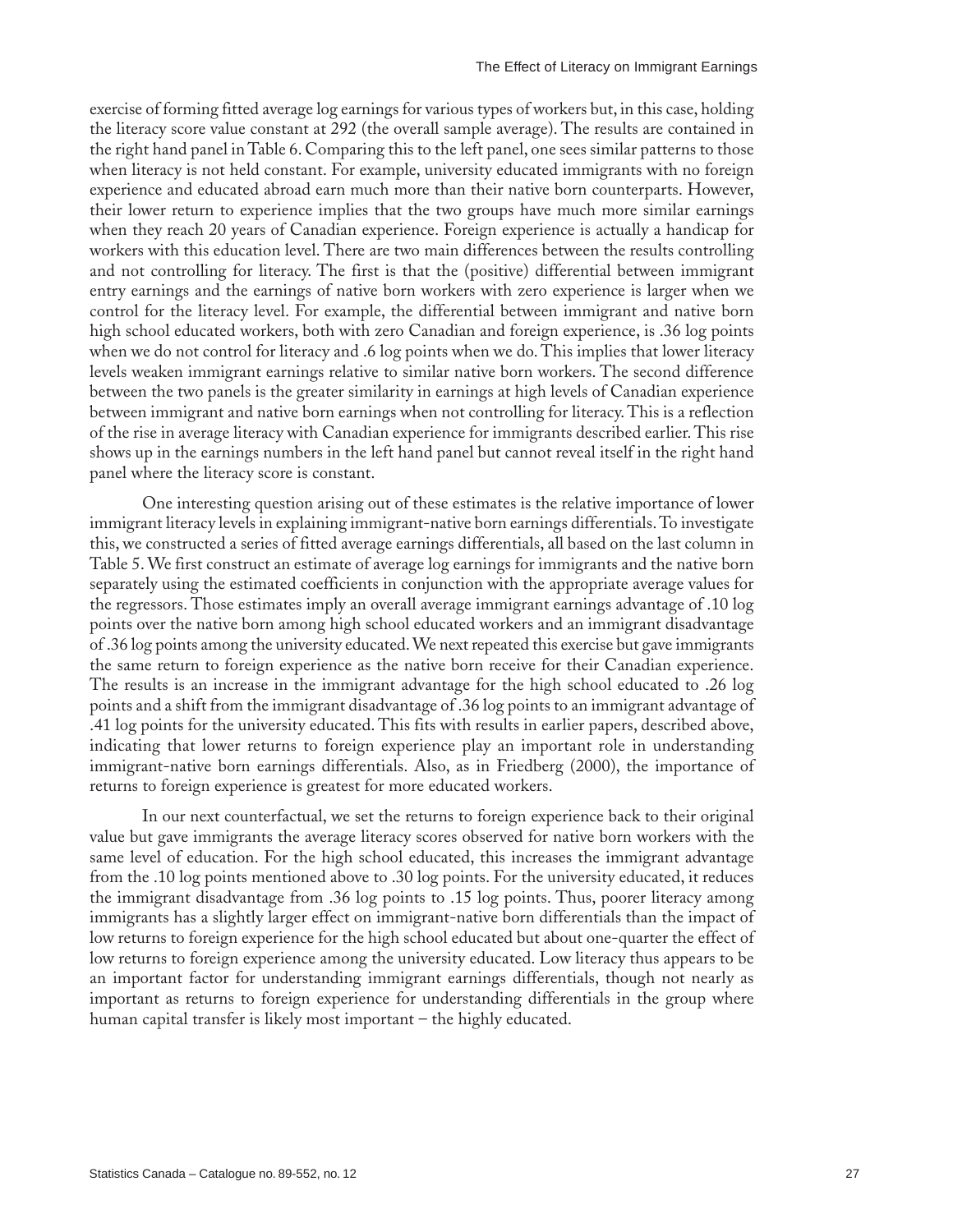exercise of forming fitted average log earnings for various types of workers but, in this case, holding the literacy score value constant at 292 (the overall sample average). The results are contained in the right hand panel in Table 6. Comparing this to the left panel, one sees similar patterns to those when literacy is not held constant. For example, university educated immigrants with no foreign experience and educated abroad earn much more than their native born counterparts. However, their lower return to experience implies that the two groups have much more similar earnings when they reach 20 years of Canadian experience. Foreign experience is actually a handicap for workers with this education level. There are two main differences between the results controlling and not controlling for literacy. The first is that the (positive) differential between immigrant entry earnings and the earnings of native born workers with zero experience is larger when we control for the literacy level. For example, the differential between immigrant and native born high school educated workers, both with zero Canadian and foreign experience, is .36 log points when we do not control for literacy and .6 log points when we do. This implies that lower literacy levels weaken immigrant earnings relative to similar native born workers. The second difference between the two panels is the greater similarity in earnings at high levels of Canadian experience between immigrant and native born earnings when not controlling for literacy. This is a reflection of the rise in average literacy with Canadian experience for immigrants described earlier. This rise shows up in the earnings numbers in the left hand panel but cannot reveal itself in the right hand panel where the literacy score is constant.

One interesting question arising out of these estimates is the relative importance of lower immigrant literacy levels in explaining immigrant-native born earnings differentials. To investigate this, we constructed a series of fitted average earnings differentials, all based on the last column in Table 5. We first construct an estimate of average log earnings for immigrants and the native born separately using the estimated coefficients in conjunction with the appropriate average values for the regressors. Those estimates imply an overall average immigrant earnings advantage of .10 log points over the native born among high school educated workers and an immigrant disadvantage of .36 log points among the university educated. We next repeated this exercise but gave immigrants the same return to foreign experience as the native born receive for their Canadian experience. The results is an increase in the immigrant advantage for the high school educated to .26 log points and a shift from the immigrant disadvantage of .36 log points to an immigrant advantage of .41 log points for the university educated. This fits with results in earlier papers, described above, indicating that lower returns to foreign experience play an important role in understanding immigrant-native born earnings differentials. Also, as in Friedberg (2000), the importance of returns to foreign experience is greatest for more educated workers.

In our next counterfactual, we set the returns to foreign experience back to their original value but gave immigrants the average literacy scores observed for native born workers with the same level of education. For the high school educated, this increases the immigrant advantage from the .10 log points mentioned above to .30 log points. For the university educated, it reduces the immigrant disadvantage from .36 log points to .15 log points. Thus, poorer literacy among immigrants has a slightly larger effect on immigrant-native born differentials than the impact of low returns to foreign experience for the high school educated but about one-quarter the effect of low returns to foreign experience among the university educated. Low literacy thus appears to be an important factor for understanding immigrant earnings differentials, though not nearly as important as returns to foreign experience for understanding differentials in the group where human capital transfer is likely most important – the highly educated.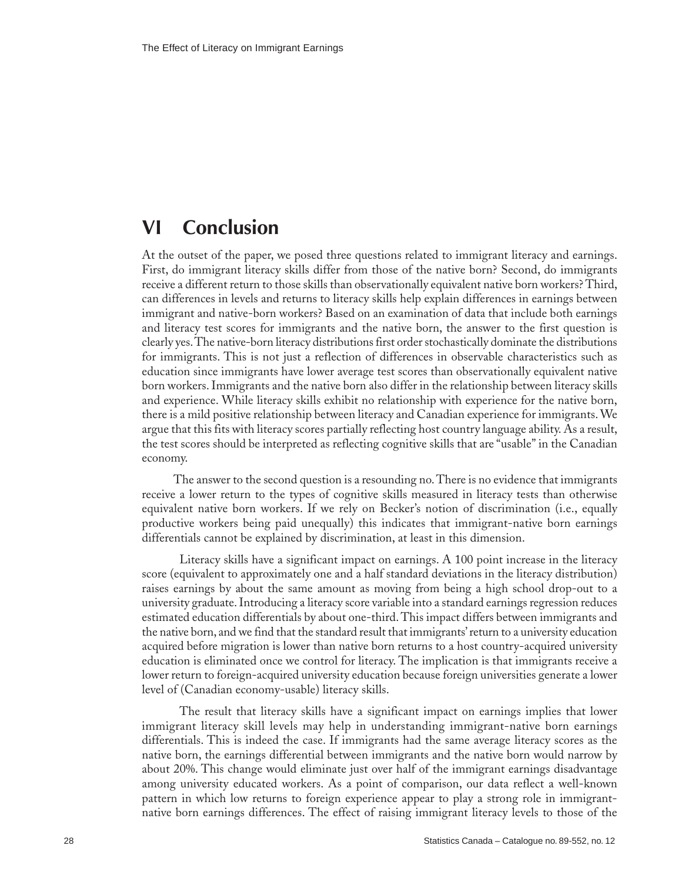## VI Conclusion

At the outset of the paper, we posed three questions related to immigrant literacy and earnings. First, do immigrant literacy skills differ from those of the native born? Second, do immigrants receive a different return to those skills than observationally equivalent native born workers? Third, can differences in levels and returns to literacy skills help explain differences in earnings between immigrant and native-born workers? Based on an examination of data that include both earnings and literacy test scores for immigrants and the native born, the answer to the first question is clearly yes. The native-born literacy distributions first order stochastically dominate the distributions for immigrants. This is not just a reflection of differences in observable characteristics such as education since immigrants have lower average test scores than observationally equivalent native born workers. Immigrants and the native born also differ in the relationship between literacy skills and experience. While literacy skills exhibit no relationship with experience for the native born, there is a mild positive relationship between literacy and Canadian experience for immigrants. We argue that this fits with literacy scores partially reflecting host country language ability. As a result, the test scores should be interpreted as reflecting cognitive skills that are "usable" in the Canadian economy.

The answer to the second question is a resounding no. There is no evidence that immigrants receive a lower return to the types of cognitive skills measured in literacy tests than otherwise equivalent native born workers. If we rely on Becker's notion of discrimination (i.e., equally productive workers being paid unequally) this indicates that immigrant-native born earnings differentials cannot be explained by discrimination, at least in this dimension.

Literacy skills have a significant impact on earnings. A 100 point increase in the literacy score (equivalent to approximately one and a half standard deviations in the literacy distribution) raises earnings by about the same amount as moving from being a high school drop-out to a university graduate. Introducing a literacy score variable into a standard earnings regression reduces estimated education differentials by about one-third. This impact differs between immigrants and the native born, and we find that the standard result that immigrants' return to a university education acquired before migration is lower than native born returns to a host country-acquired university education is eliminated once we control for literacy. The implication is that immigrants receive a lower return to foreign-acquired university education because foreign universities generate a lower level of (Canadian economy-usable) literacy skills.

The result that literacy skills have a significant impact on earnings implies that lower immigrant literacy skill levels may help in understanding immigrant-native born earnings differentials. This is indeed the case. If immigrants had the same average literacy scores as the native born, the earnings differential between immigrants and the native born would narrow by about 20%. This change would eliminate just over half of the immigrant earnings disadvantage among university educated workers. As a point of comparison, our data reflect a well-known pattern in which low returns to foreign experience appear to play a strong role in immigrant-native born earnings differences. The effect of raising immigrant literacy levels to those of the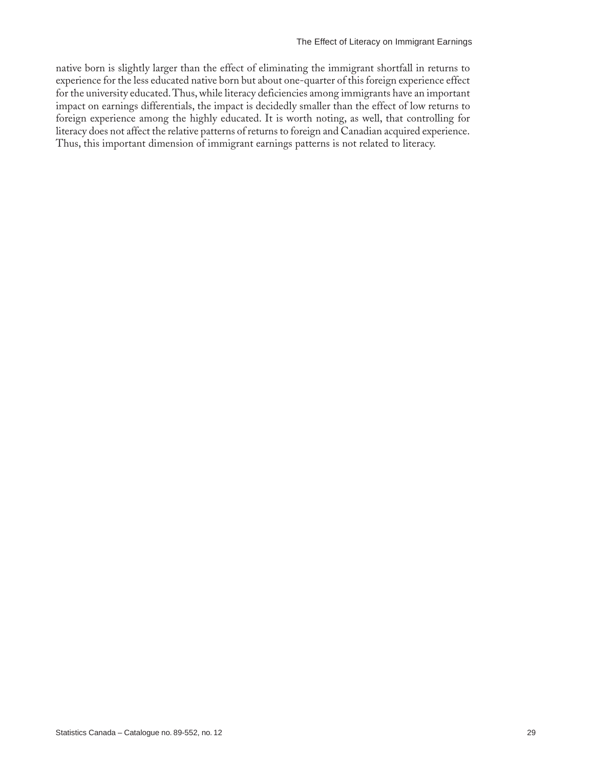native born is slightly larger than the effect of eliminating the immigrant shortfall in returns to experience for the less educated native born but about one-quarter of this foreign experience effect for the university educated. Thus, while literacy deficiencies among immigrants have an important impact on earnings differentials, the impact is decidedly smaller than the effect of low returns to foreign experience among the highly educated. It is worth noting, as well, that controlling for literacy does not affect the relative patterns of returns to foreign and Canadian acquired experience. Thus, this important dimension of immigrant earnings patterns is not related to literacy.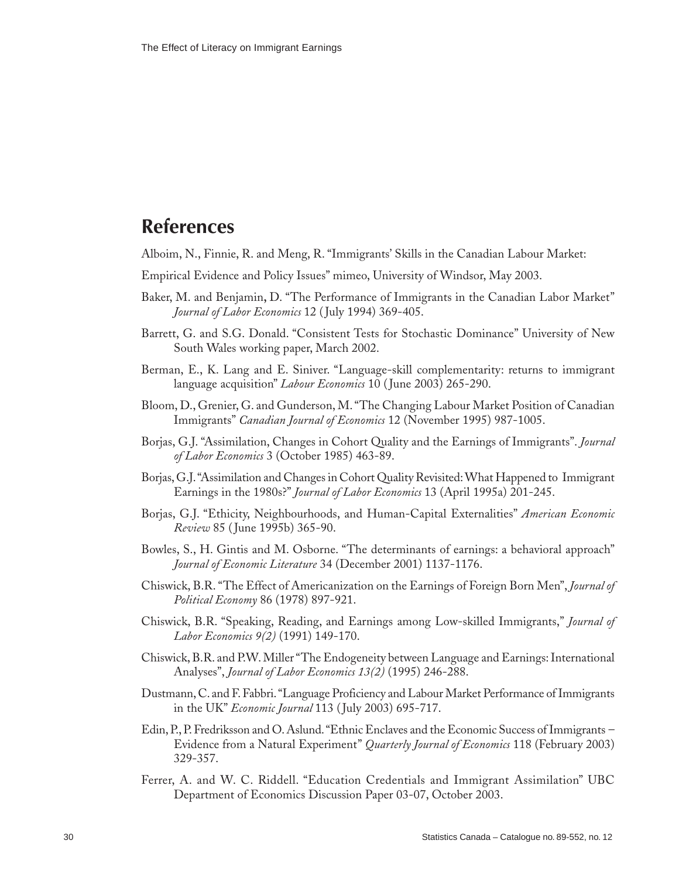## References

Alboim, N., Finnie, R. and Meng, R. "Immigrants' Skills in the Canadian Labour Market:

Empirical Evidence and Policy Issues" mimeo, University of Windsor, May 2003.

Baker, M. and Benjamin, D. "The Performance of Immigrants in the Canadian Labor Market" *Journal of Labor Economics* 12 (July 1994) 369-405.

Barrett, G. and S.G. Donald. "Consistent Tests for Stochastic Dominance" University of New South Wales working paper, March 2002.

Berman, E., K. Lang and E. Siniver. "Language-skill complementarity: returns to immigrant language acquisition" *Labour Economics* 10 (June 2003) 265-290.

Bloom, D., Grenier, G. and Gunderson, M. "The Changing Labour Market Position of Canadian Immigrants" *Canadian Journal of Economics* 12 (November 1995) 987-1005.

Borjas, G.J. "Assimilation, Changes in Cohort Quality and the Earnings of Immigrants". *Journal of Labor Economics* 3 (October 1985) 463-89.

Borjas, G.J. "Assimilation and Changes in Cohort Quality Revisited: What Happened to Immigrant Earnings in the 1980s?" *Journal of Labor Economics* 13 (April 1995a) 201-245.

Borjas, G.J. "Ethicity, Neighbourhoods, and Human-Capital Externalities" *American Economic Review* 85 (June 1995b) 365-90.

Bowles, S., H. Gintis and M. Osborne. "The determinants of earnings: a behavioral approach" *Journal of Economic Literature* 34 (December 2001) 1137-1176.

Chiswick, B.R. "The Effect of Americanization on the Earnings of Foreign Born Men", *Journal of Political Economy* 86 (1978) 897-921.

Chiswick, B.R. "Speaking, Reading, and Earnings among Low-skilled Immigrants," *Journal of Labor Economics 9(2)* (1991) 149-170.

Chiswick, B.R. and P.W. Miller "The Endogeneity between Language and Earnings: International Analyses", *Journal of Labor Economics 13(2)* (1995) 246-288.

Dustmann, C. and F. Fabbri. "Language Proficiency and Labour Market Performance of Immigrants in the UK" *Economic Journal* 113 (July 2003) 695-717.

Edin, P., P. Fredriksson and O. Aslund. "Ethnic Enclaves and the Economic Success of Immigrants – Evidence from a Natural Experiment" *Quarterly Journal of Economics* 118 (February 2003) 329-357.

Ferrer, A. and W. C. Riddell. "Education Credentials and Immigrant Assimilation" UBC Department of Economics Discussion Paper 03-07, October 2003.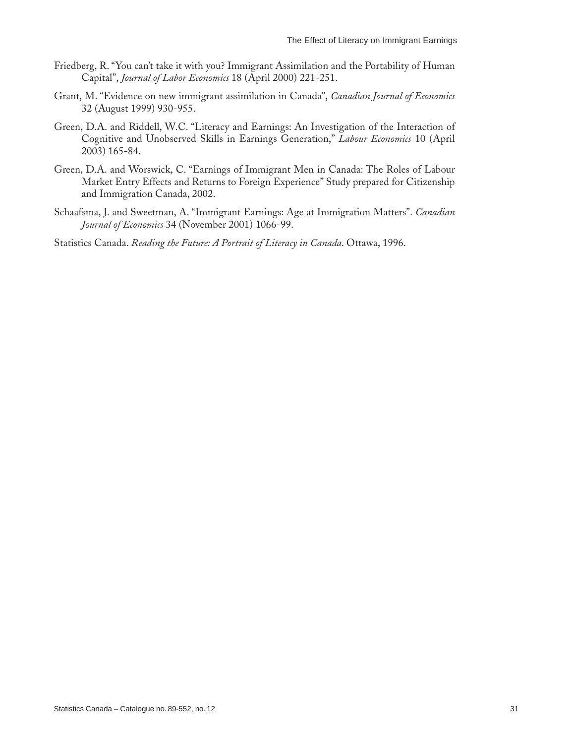Friedberg, R. "You can't take it with you? Immigrant Assimilation and the Portability of Human Capital", *Journal of Labor Economics* 18 (April 2000) 221-251.

Grant, M. "Evidence on new immigrant assimilation in Canada", *Canadian Journal of Economics* 32 (August 1999) 930-955.

Green, D.A. and Riddell, W.C. "Literacy and Earnings: An Investigation of the Interaction of Cognitive and Unobserved Skills in Earnings Generation," *Labour Economics* 10 (April 2003) 165-84.

Green, D.A. and Worswick, C. "Earnings of Immigrant Men in Canada: The Roles of Labour Market Entry Effects and Returns to Foreign Experience" Study prepared for Citizenship and Immigration Canada, 2002.

Schaafsma, J. and Sweetman, A. "Immigrant Earnings: Age at Immigration Matters". *Canadian Journal of Economics* 34 (November 2001) 1066-99.

Statistics Canada. *Reading the Future: A Portrait of Literacy in Canada*. Ottawa, 1996.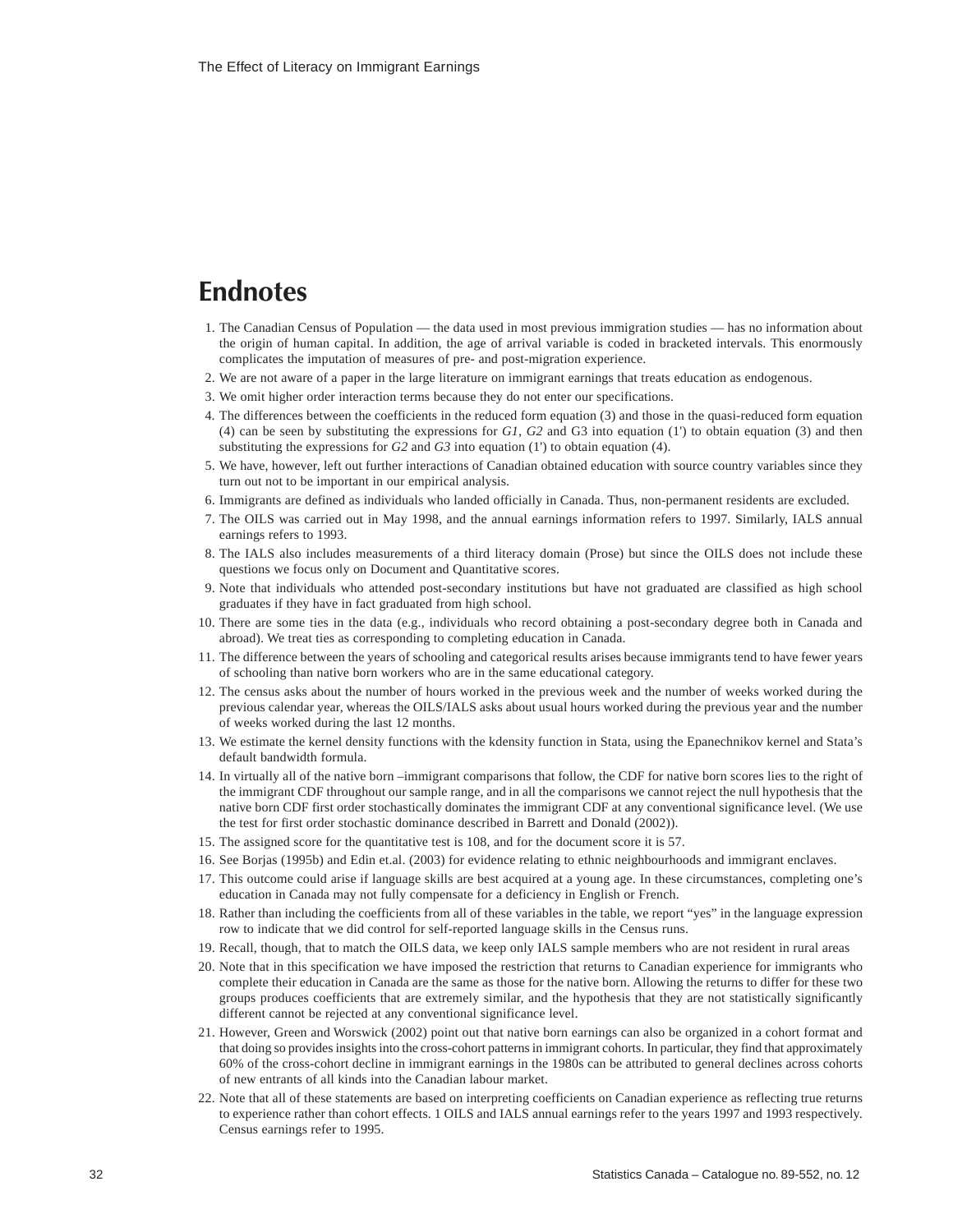# Endnotes

1. The Canadian Census of Population — the data used in most previous immigration studies — has no information about the origin of human capital. In addition, the age of arrival variable is coded in bracketed intervals. This enormously complicates the imputation of measures of pre- and post-migration experience.
2. We are not aware of a paper in the large literature on immigrant earnings that treats education as endogenous.
3. We omit higher order interaction terms because they do not enter our specifications.
4. The differences between the coefficients in the reduced form equation (3) and those in the quasi-reduced form equation (4) can be seen by substituting the expressions for $G1$, $G2$ and G3 into equation (1') to obtain equation (3) and then substituting the expressions for $G2$ and $G3$ into equation (1') to obtain equation (4).
5. We have, however, left out further interactions of Canadian obtained education with source country variables since they turn out not to be important in our empirical analysis.
6. Immigrants are defined as individuals who landed officially in Canada. Thus, non-permanent residents are excluded.
7. The OILS was carried out in May 1998, and the annual earnings information refers to 1997. Similarly, IALS annual earnings refers to 1993.
8. The IALS also includes measurements of a third literacy domain (Prose) but since the OILS does not include these questions we focus only on Document and Quantitative scores.
9. Note that individuals who attended post-secondary institutions but have not graduated are classified as high school graduates if they have in fact graduated from high school.
10. There are some ties in the data (e.g., individuals who record obtaining a post-secondary degree both in Canada and abroad). We treat ties as corresponding to completing education in Canada.
11. The difference between the years of schooling and categorical results arises because immigrants tend to have fewer years of schooling than native born workers who are in the same educational category.
12. The census asks about the number of hours worked in the previous week and the number of weeks worked during the previous calendar year, whereas the OILS/IALS asks about usual hours worked during the previous year and the number of weeks worked during the last 12 months.
13. We estimate the kernel density functions with the kdensity function in Stata, using the Epanechnikov kernel and Stata's default bandwidth formula.
14. In virtually all of the native born –immigrant comparisons that follow, the CDF for native born scores lies to the right of the immigrant CDF throughout our sample range, and in all the comparisons we cannot reject the null hypothesis that the native born CDF first order stochastically dominates the immigrant CDF at any conventional significance level. (We use the test for first order stochastic dominance described in Barrett and Donald (2002)).
15. The assigned score for the quantitative test is 108, and for the document score it is 57.
16. See Borjas (1995b) and Edin et.al. (2003) for evidence relating to ethnic neighbourhoods and immigrant enclaves.
17. This outcome could arise if language skills are best acquired at a young age. In these circumstances, completing one's education in Canada may not fully compensate for a deficiency in English or French.
18. Rather than including the coefficients from all of these variables in the table, we report "yes" in the language expression row to indicate that we did control for self-reported language skills in the Census runs.
19. Recall, though, that to match the OILS data, we keep only IALS sample members who are not resident in rural areas
20. Note that in this specification we have imposed the restriction that returns to Canadian experience for immigrants who complete their education in Canada are the same as those for the native born. Allowing the returns to differ for these two groups produces coefficients that are extremely similar, and the hypothesis that they are not statistically significantly different cannot be rejected at any conventional significance level.
21. However, Green and Worswick (2002) point out that native born earnings can also be organized in a cohort format and that doing so provides insights into the cross-cohort patterns in immigrant cohorts. In particular, they find that approximately 60% of the cross-cohort decline in immigrant earnings in the 1980s can be attributed to general declines across cohorts of new entrants of all kinds into the Canadian labour market.
22. Note that all of these statements are based on interpreting coefficients on Canadian experience as reflecting true returns to experience rather than cohort effects. 1 OILS and IALS annual earnings refer to the years 1997 and 1993 respectively. Census earnings refer to 1995.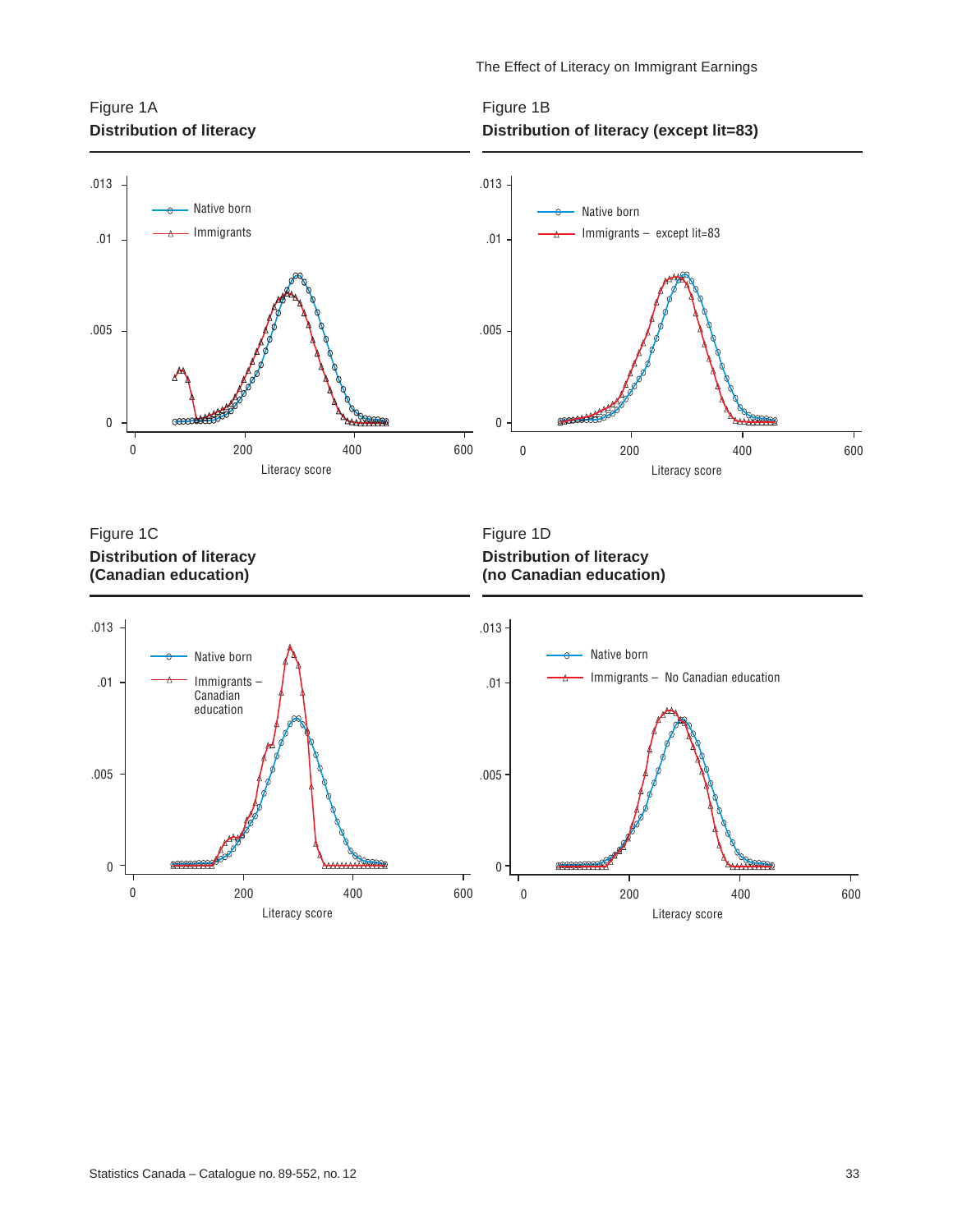Figure 1A

**Distribution of literacy**

Figure 1B

**Distribution of literacy (except lit=83)**

Figure 1C

**Distribution of literacy (Canadian education)**

Figure 1D

**Distribution of literacy (no Canadian education)**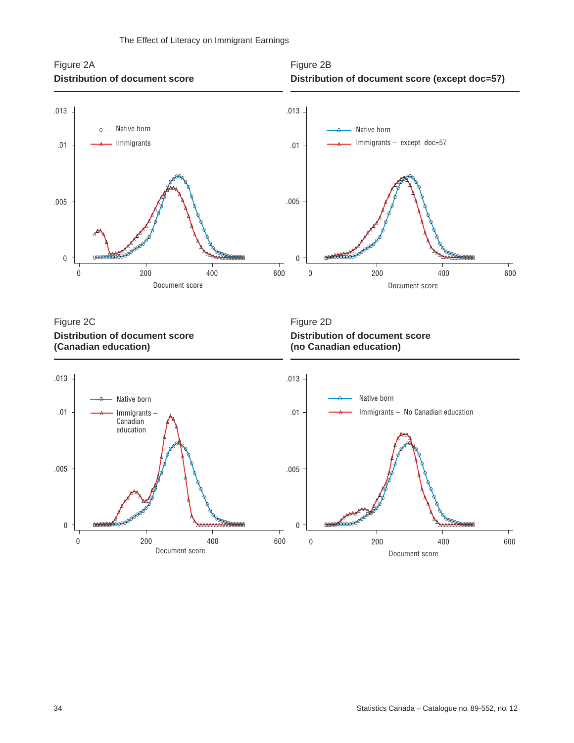Figure 2A

**Distribution of document score**

Native born

Immigrants

.013

.01

.005

0

0 200 400 600

Document score

Figure 2B

**Distribution of document score (except doc=57)**

Native born

Immigrants – except doc=57

.013

.01

.005

0

0 200 400 600

Document score

Figure 2C

**Distribution of document score (Canadian education)**

Native born

Immigrants – Canadian education

.013

.01

.005

0

0 200 400 600

Document score

Figure 2D

**Distribution of document score (no Canadian education)**

Native born

Immigrants – No Canadian education

.013

.01

.005

0

0 200 400 600

Document score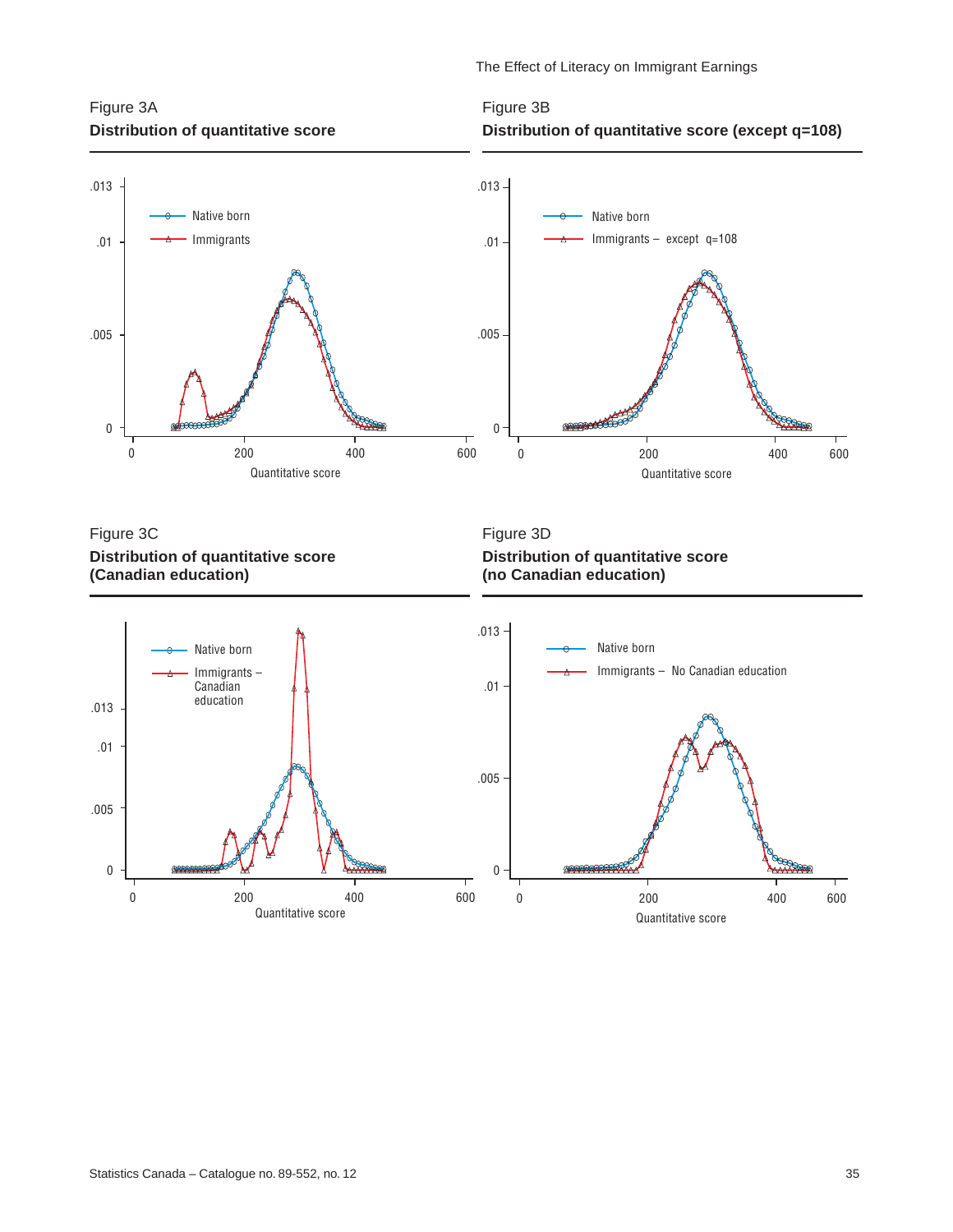Figure 3A

**Distribution of quantitative score**

Figure 3B

**Distribution of quantitative score (except q=108)**

Figure 3C

**Distribution of quantitative score (Canadian education)**

Figure 3D

**Distribution of quantitative score (no Canadian education)**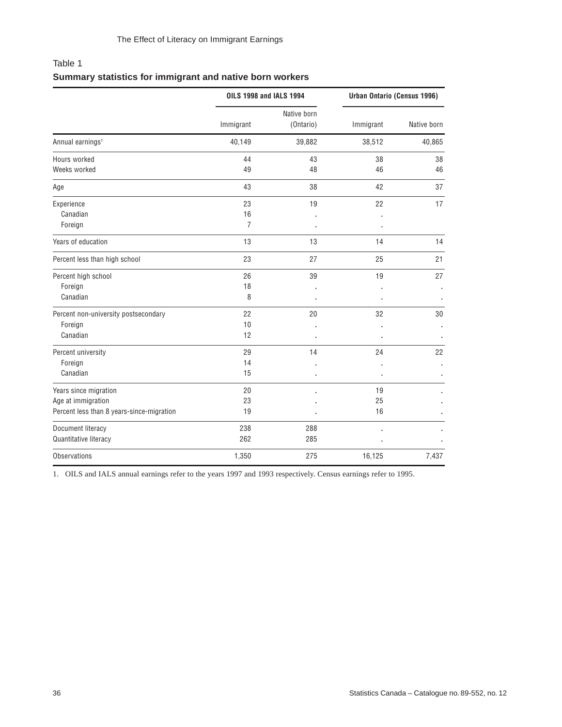Table 1

**Summary statistics for immigrant and native born workers**

| | OILS 1998 and IALS 1994 | | Urban Ontario (Census 1996) | |
|---|---|---|---|---|
| | Immigrant | Native born (Ontario) | Immigrant | Native born |
| Annual earnings[1] | 40,149 | 39,882 | 38,512 | 40,865 |
| Hours worked | 44 | 43 | 38 | 38 |
| Weeks worked | 49 | 48 | 46 | 46 |
| Age | 43 | 38 | 42 | 37 |
| Experience | 23 | 19 | 22 | 17 |
| Canadian | 16 | . | . | |
| Foreign | 7 | . | . | |
| Years of education | 13 | 13 | 14 | 14 |
| Percent less than high school | 23 | 27 | 25 | 21 |
| Percent high school | 26 | 39 | 19 | 27 |
| Foreign | 18 | . | . | . |
| Canadian | 8 | . | . | . |
| Percent non-university postsecondary | 22 | 20 | 32 | 30 |
| Foreign | 10 | . | . | . |
| Canadian | 12 | . | . | . |
| Percent university | 29 | 14 | 24 | 22 |
| Foreign | 14 | . | . | . |
| Canadian | 15 | . | . | . |
| Years since migration | 20 | . | 19 | . |
| Age at immigration | 23 | . | 25 | . |
| Percent less than 8 years-since-migration | 19 | . | 16 | . |
| Document literacy | 238 | 288 | . | . |
| Quantitative literacy | 262 | 285 | . | . |
| Observations | 1,350 | 275 | 16,125 | 7,437 |

1. OILS and IALS annual earnings refer to the years 1997 and 1993 respectively. Census earnings refer to 1995.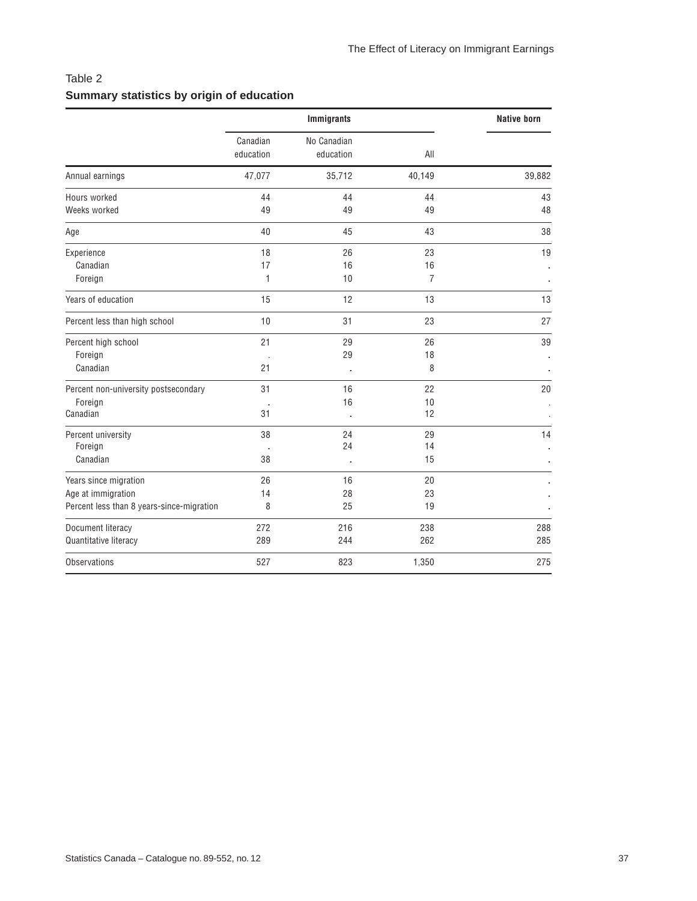Table 2

**Summary statistics by origin of education**

| | Immigrants | | | Native born |
|---|---|---|---|---|
| | Canadian education | No Canadian education | All | |
| Annual earnings | 47,077 | 35,712 | 40,149 | 39,882 |
| Hours worked | 44 | 44 | 44 | 43 |
| Weeks worked | 49 | 49 | 49 | 48 |
| Age | 40 | 45 | 43 | 38 |
| Experience | 18 | 26 | 23 | 19 |
| Canadian | 17 | 16 | 16 | . |
| Foreign | 1 | 10 | 7 | . |
| Years of education | 15 | 12 | 13 | 13 |
| Percent less than high school | 10 | 31 | 23 | 27 |
| Percent high school | 21 | 29 | 26 | 39 |
| Foreign | . | 29 | 18 | . |
| Canadian | 21 | . | 8 | . |
| Percent non-university postsecondary | 31 | 16 | 22 | 20 |
| Foreign | . | 16 | 10 | . |
| Canadian | 31 | . | 12 | . |
| Percent university | 38 | 24 | 29 | 14 |
| Foreign | . | 24 | 14 | . |
| Canadian | 38 | . | 15 | . |
| Years since migration | 26 | 16 | 20 | . |
| Age at immigration | 14 | 28 | 23 | . |
| Percent less than 8 years-since-migration | 8 | 25 | 19 | . |
| Document literacy | 272 | 216 | 238 | 288 |
| Quantitative literacy | 289 | 244 | 262 | 285 |
| Observations | 527 | 823 | 1,350 | 275 |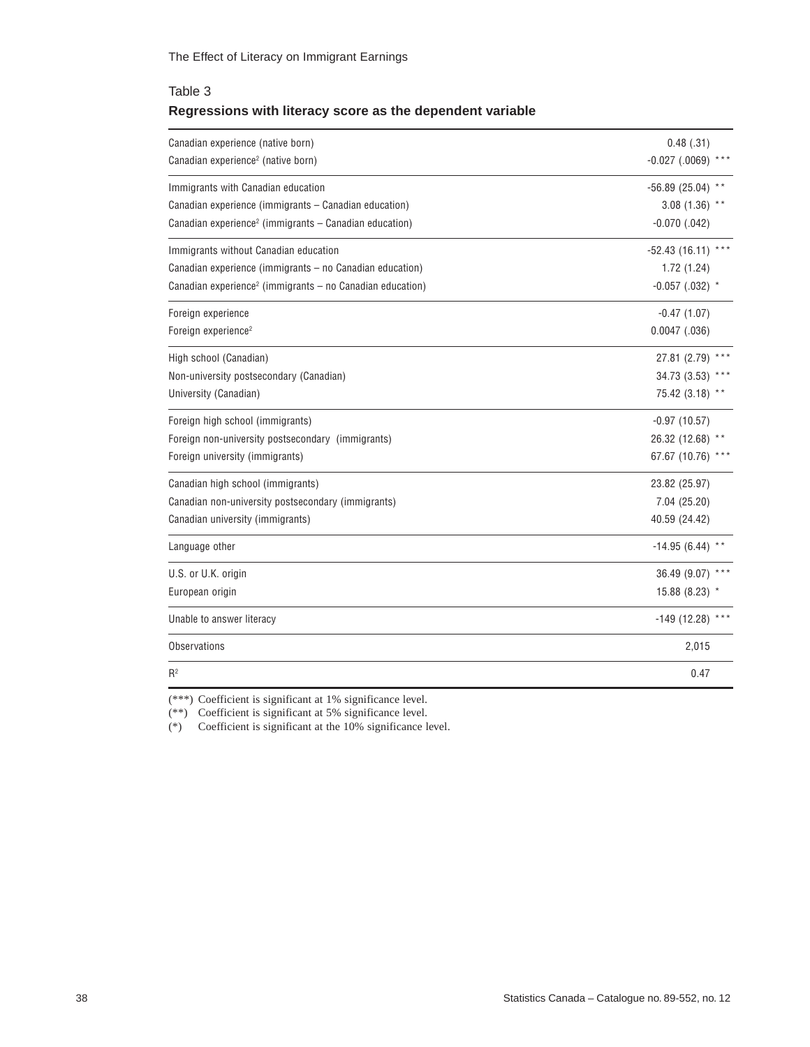## Table 3

**Regressions with literacy score as the dependent variable**

| | |
|---|---|
| Canadian experience (native born) | 0.48 (.31) |
| Canadian experience² (native born) | -0.027 (.0069) *** |
| Immigrants with Canadian education | -56.89 (25.04) ** |
| Canadian experience (immigrants – Canadian education) | 3.08 (1.36) ** |
| Canadian experience² (immigrants – Canadian education) | -0.070 (.042) |
| Immigrants without Canadian education | -52.43 (16.11) *** |
| Canadian experience (immigrants – no Canadian education) | 1.72 (1.24) |
| Canadian experience² (immigrants – no Canadian education) | -0.057 (.032) * |
| Foreign experience | -0.47 (1.07) |
| Foreign experience² | 0.0047 (.036) |
| High school (Canadian) | 27.81 (2.79) *** |
| Non-university postsecondary (Canadian) | 34.73 (3.53) *** |
| University (Canadian) | 75.42 (3.18) ** |
| Foreign high school (immigrants) | -0.97 (10.57) |
| Foreign non-university postsecondary (immigrants) | 26.32 (12.68) ** |
| Foreign university (immigrants) | 67.67 (10.76) *** |
| Canadian high school (immigrants) | 23.82 (25.97) |
| Canadian non-university postsecondary (immigrants) | 7.04 (25.20) |
| Canadian university (immigrants) | 40.59 (24.42) |
| Language other | -14.95 (6.44) ** |
| U.S. or U.K. origin | 36.49 (9.07) *** |
| European origin | 15.88 (8.23) * |
| Unable to answer literacy | -149 (12.28) *** |
| Observations | 2,015 |
| $R^2$ | 0.47 |

(***) Coefficient is significant at 1% significance level.
(**) Coefficient is significant at 5% significance level.
(*) Coefficient is significant at the 10% significance level.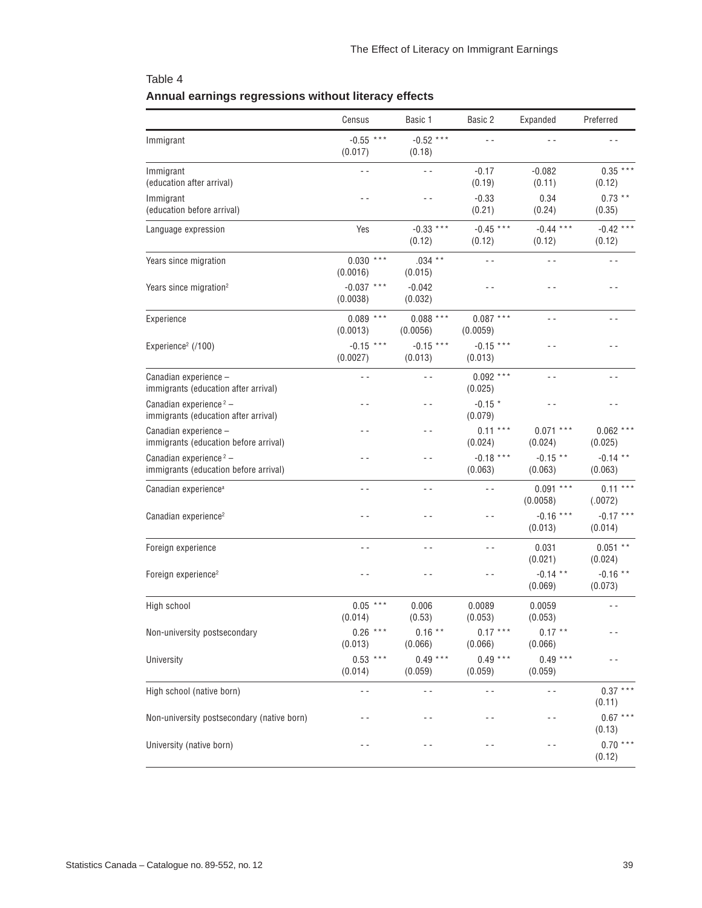Table 4

**Annual earnings regressions without literacy effects**

| | Census | Basic 1 | Basic 2 | Expanded | Preferred |
|---|---|---|---|---|---|
| Immigrant | -0.55 *** (0.017) | -0.52 *** (0.18) | - - | - - | - - |
| Immigrant (education after arrival) | - - | - - | -0.17 (0.19) | -0.082 (0.11) | 0.35 *** (0.12) |
| Immigrant (education before arrival) | - - | - - | -0.33 (0.21) | 0.34 (0.24) | 0.73 ** (0.35) |
| Language expression | Yes | -0.33 *** (0.12) | -0.45 *** (0.12) | -0.44 *** (0.12) | -0.42 *** (0.12) |
| Years since migration | 0.030 *** (0.0016) | .034 ** (0.015) | - - | - - | - - |
| Years since migration[2] | -0.037 *** (0.0038) | -0.042 (0.032) | - - | - - | - - |
| Experience | 0.089 *** (0.0013) | 0.088 *** (0.0056) | 0.087 *** (0.0059) | - - | - - |
| Experience[2] (/100) | -0.15 *** (0.0027) | -0.15 *** (0.013) | -0.15 *** (0.013) | - - | - - |
| Canadian experience – immigrants (education after arrival) | - - | - - | 0.092 *** (0.025) | - - | - - |
| Canadian experience [2] – immigrants (education after arrival) | - - | - - | -0.15 * (0.079) | - - | - - |
| Canadian experience – immigrants (education before arrival) | - - | - - | 0.11 *** (0.024) | 0.071 *** (0.024) | 0.062 *** (0.025) |
| Canadian experience [2] – immigrants (education before arrival) | - - | - - | -0.18 *** (0.063) | -0.15 ** (0.063) | -0.14 ** (0.063) |
| Canadian experience[a] | - - | - - | - - | 0.091 *** (0.0058) | 0.11 *** (.0072) |
| Canadian experience[2] | - - | - - | - - | -0.16 *** (0.013) | -0.17 *** (0.014) |
| Foreign experience | - - | - - | - - | 0.031 (0.021) | 0.051 ** (0.024) |
| Foreign experience[2] | - - | - - | - - | -0.14 ** (0.069) | -0.16 ** (0.073) |
| High school | 0.05 *** (0.014) | 0.006 (0.53) | 0.0089 (0.053) | 0.0059 (0.053) | - - |
| Non-university postsecondary | 0.26 *** (0.013) | 0.16 ** (0.066) | 0.17 *** (0.066) | 0.17 ** (0.066) | - - |
| University | 0.53 *** (0.014) | 0.49 *** (0.059) | 0.49 *** (0.059) | 0.49 *** (0.059) | - - |
| High school (native born) | - - | - - | - - | - - | 0.37 *** (0.11) |
| Non-university postsecondary (native born) | - - | - - | - - | - - | 0.67 *** (0.13) |
| University (native born) | - - | - - | - - | - - | 0.70 *** (0.12) |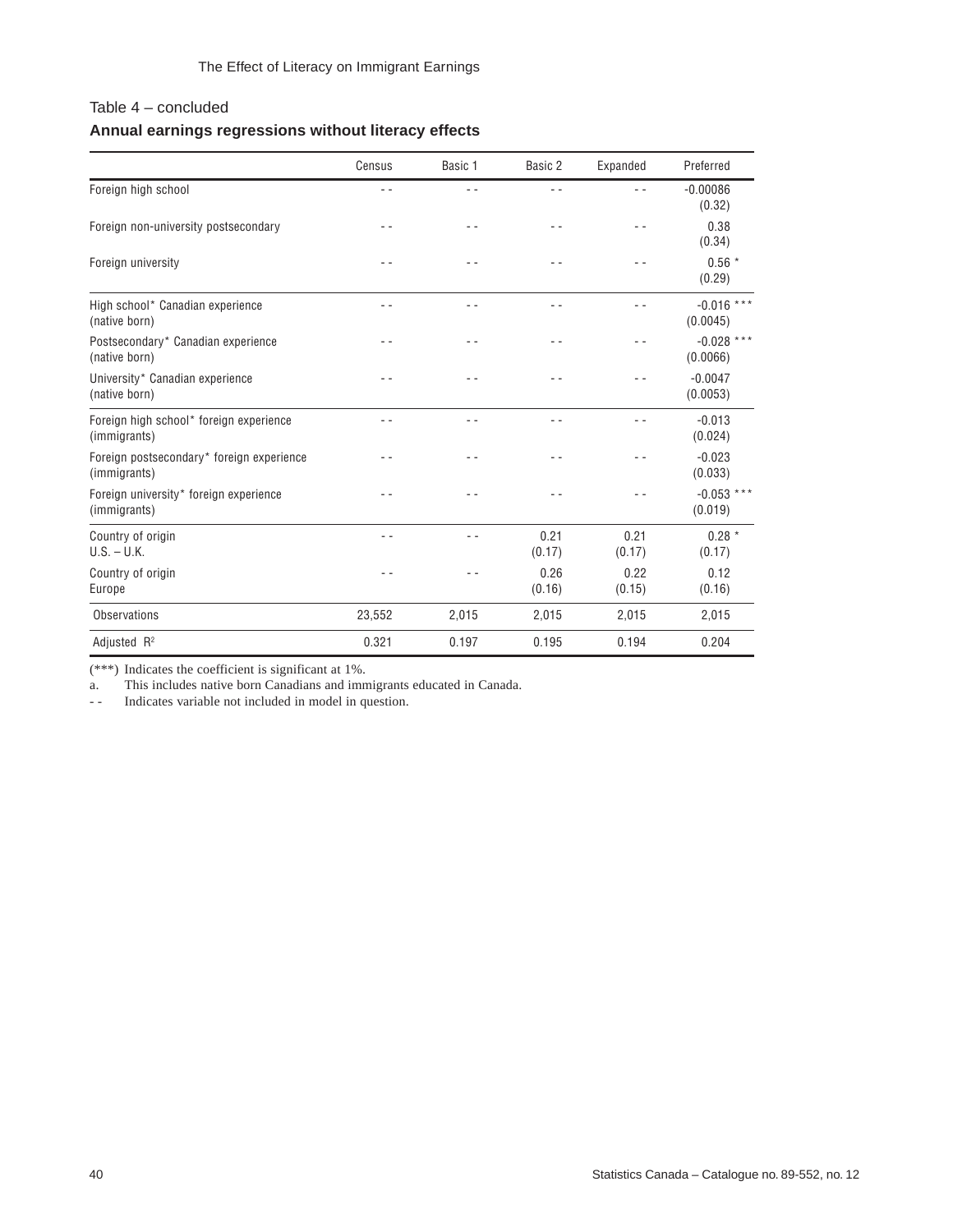Table 4 – concluded

**Annual earnings regressions without literacy effects**

| | Census | Basic 1 | Basic 2 | Expanded | Preferred |
|---|---|---|---|---|---|
| Foreign high school | - - | - - | - - | - - | -0.00086 (0.32) |
| Foreign non-university postsecondary | - - | - - | - - | - - | 0.38 (0.34) |
| Foreign university | - - | - - | - - | - - | 0.56 * (0.29) |
| High school* Canadian experience (native born) | - - | - - | - - | - - | -0.016 *** (0.0045) |
| Postsecondary* Canadian experience (native born) | - - | - - | - - | - - | -0.028 *** (0.0066) |
| University* Canadian experience (native born) | - - | - - | - - | - - | -0.0047 (0.0053) |
| Foreign high school* foreign experience (immigrants) | - - | - - | - - | - - | -0.013 (0.024) |
| Foreign postsecondary* foreign experience (immigrants) | - - | - - | - - | - - | -0.023 (0.033) |
| Foreign university* foreign experience (immigrants) | - - | - - | - - | - - | -0.053 *** (0.019) |
| Country of origin U.S. – U.K. | - - | - - | 0.21 (0.17) | 0.21 (0.17) | 0.28 * (0.17) |
| Country of origin Europe | - - | - - | 0.26 (0.16) | 0.22 (0.15) | 0.12 (0.16) |
| Observations | 23,552 | 2,015 | 2,015 | 2,015 | 2,015 |
| Adjusted $R^2$ | 0.321 | 0.197 | 0.195 | 0.194 | 0.204 |

(***) Indicates the coefficient is significant at 1%.

a. This includes native born Canadians and immigrants educated in Canada.

- - Indicates variable not included in model in question.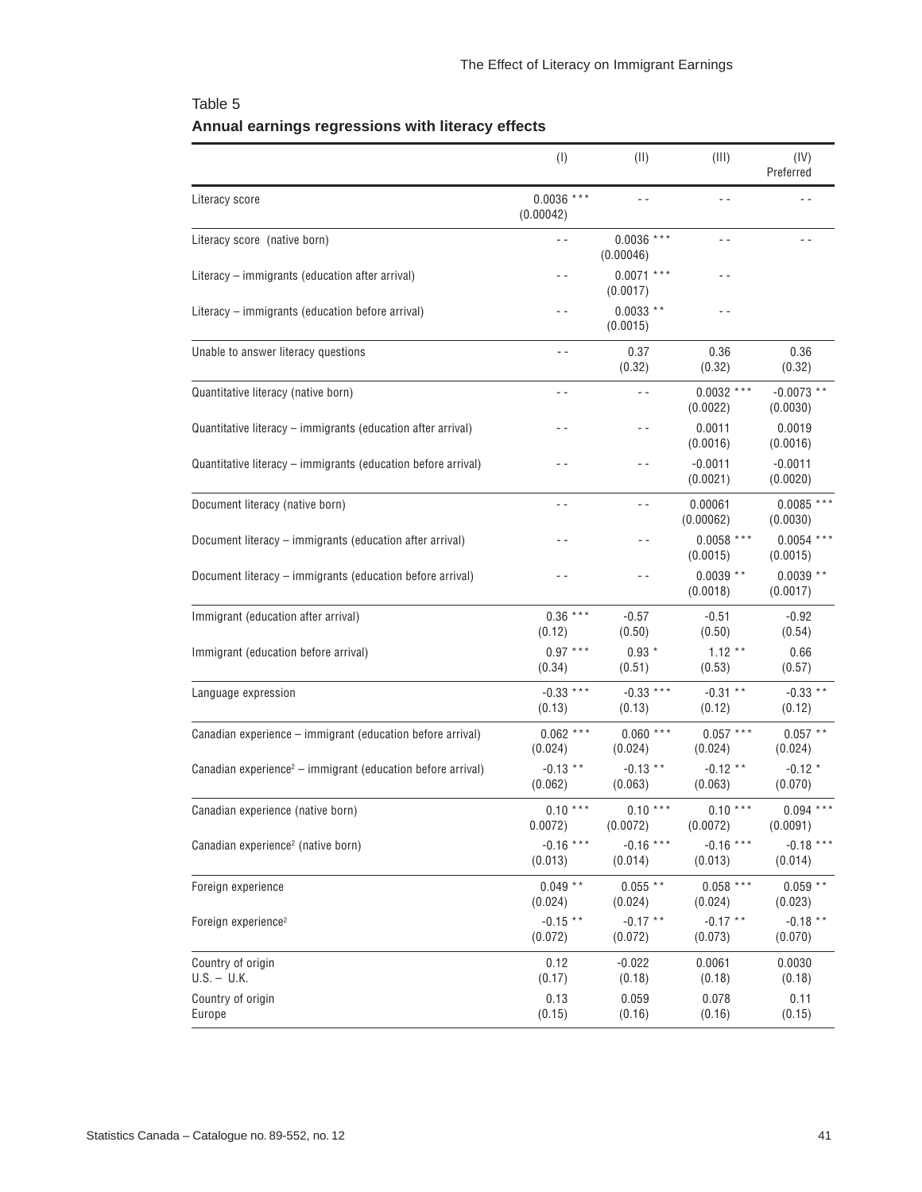Table 5

**Annual earnings regressions with literacy effects**

| | (I) | (II) | (III) | (IV) Preferred |
|---|---|---|---|---|
| Literacy score | 0.0036 *** (0.00042) | - - | - - | - - |
| Literacy score (native born) | - - | 0.0036 *** (0.00046) | - - | - - |
| Literacy – immigrants (education after arrival) | - - | 0.0071 *** (0.0017) | - - | |
| Literacy – immigrants (education before arrival) | - - | 0.0033 ** (0.0015) | - - | |
| Unable to answer literacy questions | - - | 0.37 (0.32) | 0.36 (0.32) | 0.36 (0.32) |
| Quantitative literacy (native born) | - - | - - | 0.0032 *** (0.0022) | -0.0073 ** (0.0030) |
| Quantitative literacy – immigrants (education after arrival) | - - | - - | 0.0011 (0.0016) | 0.0019 (0.0016) |
| Quantitative literacy – immigrants (education before arrival) | - - | - - | -0.0011 (0.0021) | -0.0011 (0.0020) |
| Document literacy (native born) | - - | - - | 0.00061 (0.00062) | 0.0085 *** (0.0030) |
| Document literacy – immigrants (education after arrival) | - - | - - | 0.0058 *** (0.0015) | 0.0054 *** (0.0015) |
| Document literacy – immigrants (education before arrival) | - - | - - | 0.0039 ** (0.0018) | 0.0039 ** (0.0017) |
| Immigrant (education after arrival) | 0.36 *** (0.12) | -0.57 (0.50) | -0.51 (0.50) | -0.92 (0.54) |
| Immigrant (education before arrival) | 0.97 *** (0.34) | 0.93 * (0.51) | 1.12 ** (0.53) | 0.66 (0.57) |
| Language expression | -0.33 *** (0.13) | -0.33 *** (0.13) | -0.31 ** (0.12) | -0.33 ** (0.12) |
| Canadian experience – immigrant (education before arrival) | 0.062 *** (0.024) | 0.060 *** (0.024) | 0.057 *** (0.024) | 0.057 ** (0.024) |
| Canadian experience[2] – immigrant (education before arrival) | -0.13 ** (0.062) | -0.13 ** (0.063) | -0.12 ** (0.063) | -0.12 * (0.070) |
| Canadian experience (native born) | 0.10 *** 0.0072) | 0.10 *** (0.0072) | 0.10 *** (0.0072) | 0.094 *** (0.0091) |
| Canadian experience[2] (native born) | -0.16 *** (0.013) | -0.16 *** (0.014) | -0.16 *** (0.013) | -0.18 *** (0.014) |
| Foreign experience | 0.049 ** (0.024) | 0.055 ** (0.024) | 0.058 *** (0.024) | 0.059 ** (0.023) |
| Foreign experience[2] | -0.15 ** (0.072) | -0.17 ** (0.072) | -0.17 ** (0.073) | -0.18 ** (0.070) |
| Country of origin U.S. – U.K. | 0.12 (0.17) | -0.022 (0.18) | 0.0061 (0.18) | 0.0030 (0.18) |
| Country of origin Europe | 0.13 (0.15) | 0.059 (0.16) | 0.078 (0.16) | 0.11 (0.15) |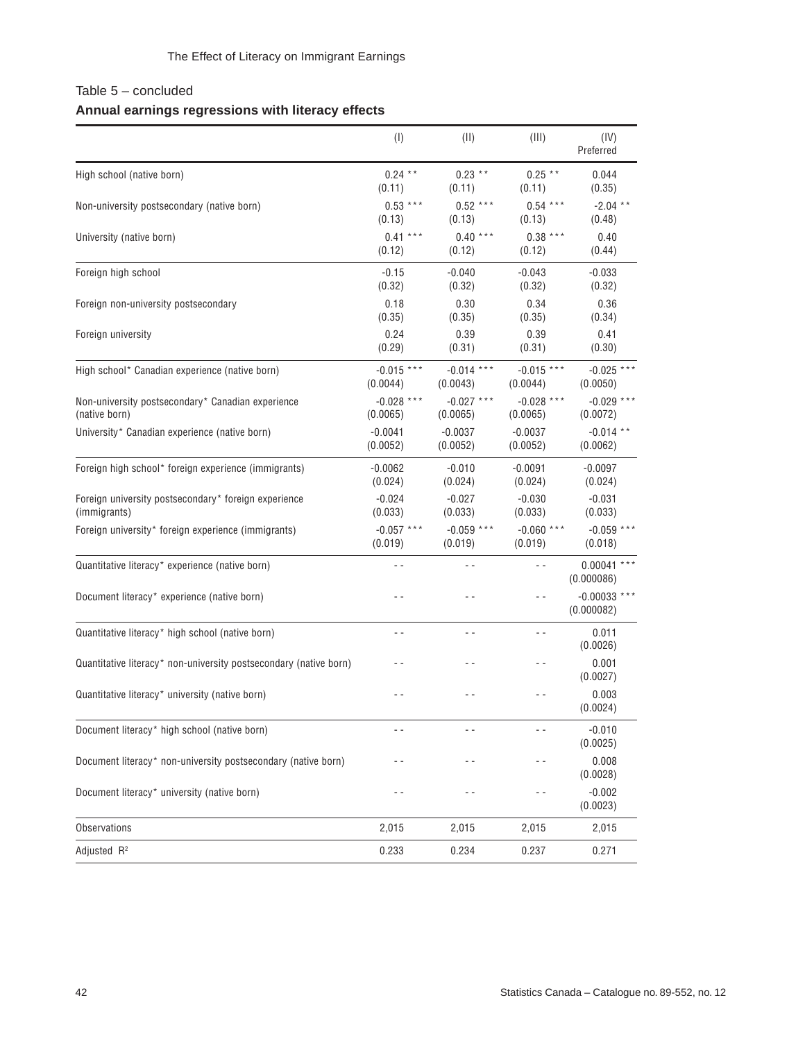Table 5 – concluded

**Annual earnings regressions with literacy effects**

| | (I) | (II) | (III) | (IV) Preferred |
|---|---|---|---|---|
| High school (native born) | 0.24 ** (0.11) | 0.23 ** (0.11) | 0.25 ** (0.11) | 0.044 (0.35) |
| Non-university postsecondary (native born) | 0.53 *** (0.13) | 0.52 *** (0.13) | 0.54 *** (0.13) | -2.04 ** (0.48) |
| University (native born) | 0.41 *** (0.12) | 0.40 *** (0.12) | 0.38 *** (0.12) | 0.40 (0.44) |
| Foreign high school | -0.15 (0.32) | -0.040 (0.32) | -0.043 (0.32) | -0.033 (0.32) |
| Foreign non-university postsecondary | 0.18 (0.35) | 0.30 (0.35) | 0.34 (0.35) | 0.36 (0.34) |
| Foreign university | 0.24 (0.29) | 0.39 (0.31) | 0.39 (0.31) | 0.41 (0.30) |
| High school* Canadian experience (native born) | -0.015 *** (0.0044) | -0.014 *** (0.0043) | -0.015 *** (0.0044) | -0.025 *** (0.0050) |
| Non-university postsecondary* Canadian experience (native born) | -0.028 *** (0.0065) | -0.027 *** (0.0065) | -0.028 *** (0.0065) | -0.029 *** (0.0072) |
| University* Canadian experience (native born) | -0.0041 (0.0052) | -0.0037 (0.0052) | -0.0037 (0.0052) | -0.014 ** (0.0062) |
| Foreign high school* foreign experience (immigrants) | -0.0062 (0.024) | -0.010 (0.024) | -0.0091 (0.024) | -0.0097 (0.024) |
| Foreign university postsecondary* foreign experience (immigrants) | -0.024 (0.033) | -0.027 (0.033) | -0.030 (0.033) | -0.031 (0.033) |
| Foreign university* foreign experience (immigrants) | -0.057 *** (0.019) | -0.059 *** (0.019) | -0.060 *** (0.019) | -0.059 *** (0.018) |
| Quantitative literacy* experience (native born) | - - | - - | - - | 0.00041 *** (0.000086) |
| Document literacy* experience (native born) | - - | - - | - - | -0.00033 *** (0.000082) |
| Quantitative literacy* high school (native born) | - - | - - | - - | 0.011 (0.0026) |
| Quantitative literacy* non-university postsecondary (native born) | - - | - - | - - | 0.001 (0.0027) |
| Quantitative literacy* university (native born) | - - | - - | - - | 0.003 (0.0024) |
| Document literacy* high school (native born) | - - | - - | - - | -0.010 (0.0025) |
| Document literacy* non-university postsecondary (native born) | - - | - - | - - | 0.008 (0.0028) |
| Document literacy* university (native born) | - - | - - | - - | -0.002 (0.0023) |
| Observations | 2,015 | 2,015 | 2,015 | 2,015 |
| Adjusted $R^2$ | 0.233 | 0.234 | 0.237 | 0.271 |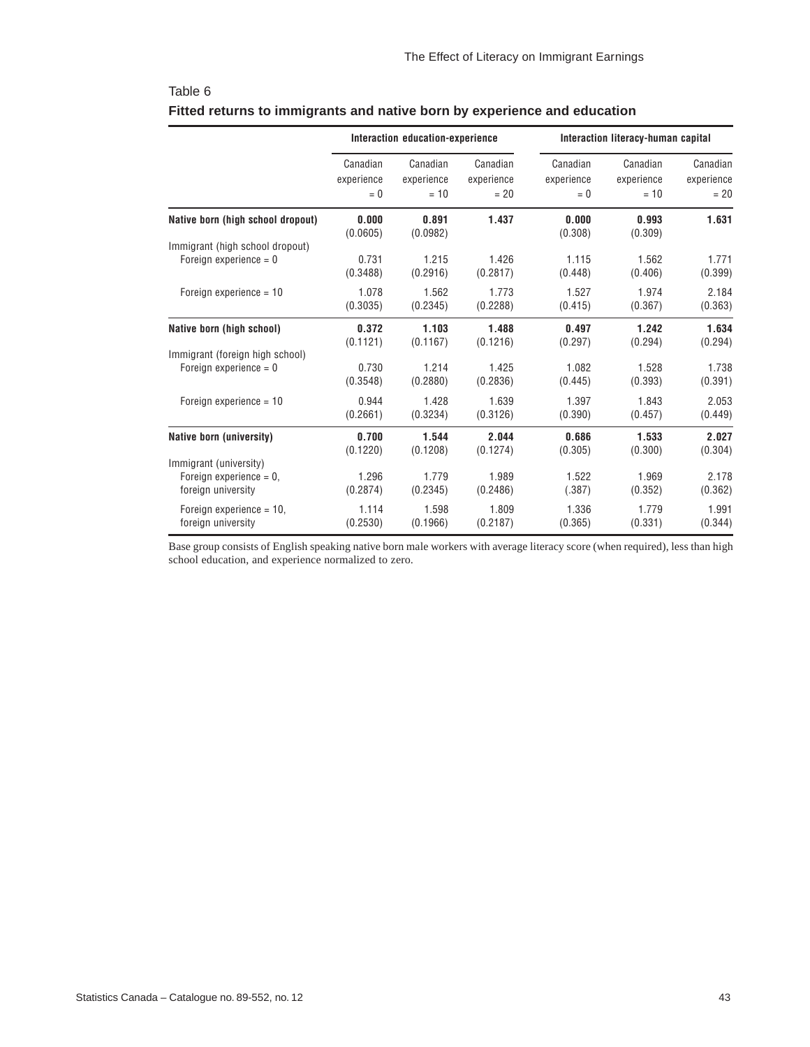Table 6

**Fitted returns to immigrants and native born by experience and education**

| | Interaction education-experience | | | Interaction literacy-human capital | | |
|---|---|---|---|---|---|---|
| | Canadian experience = 0 | Canadian experience = 10 | Canadian experience = 20 | Canadian experience = 0 | Canadian experience = 10 | Canadian experience = 20 |
| **Native born (high school dropout)** | **0.000** (0.0605) | **0.891** (0.0982) | **1.437** | **0.000** (0.308) | **0.993** (0.309) | **1.631** |
| Immigrant (high school dropout) | | | | | | |
| Foreign experience = 0 | 0.731 (0.3488) | 1.215 (0.2916) | 1.426 (0.2817) | 1.115 (0.448) | 1.562 (0.406) | 1.771 (0.399) |
| Foreign experience = 10 | 1.078 (0.3035) | 1.562 (0.2345) | 1.773 (0.2288) | 1.527 (0.415) | 1.974 (0.367) | 2.184 (0.363) |
| **Native born (high school)** | **0.372** (0.1121) | **1.103** (0.1167) | **1.488** (0.1216) | **0.497** (0.297) | **1.242** (0.294) | **1.634** (0.294) |
| Immigrant (foreign high school) | | | | | | |
| Foreign experience = 0 | 0.730 (0.3548) | 1.214 (0.2880) | 1.425 (0.2836) | 1.082 (0.445) | 1.528 (0.393) | 1.738 (0.391) |
| Foreign experience = 10 | 0.944 (0.2661) | 1.428 (0.3234) | 1.639 (0.3126) | 1.397 (0.390) | 1.843 (0.457) | 2.053 (0.449) |
| **Native born (university)** | **0.700** (0.1220) | **1.544** (0.1208) | **2.044** (0.1274) | **0.686** (0.305) | **1.533** (0.300) | **2.027** (0.304) |
| Immigrant (university) | | | | | | |
| Foreign experience = 0, foreign university | 1.296 (0.2874) | 1.779 (0.2345) | 1.989 (0.2486) | 1.522 (.387) | 1.969 (0.352) | 2.178 (0.362) |
| Foreign experience = 10, foreign university | 1.114 (0.2530) | 1.598 (0.1966) | 1.809 (0.2187) | 1.336 (0.365) | 1.779 (0.331) | 1.991 (0.344) |

Base group consists of English speaking native born male workers with average literacy score (when required), less than high school education, and experience normalized to zero.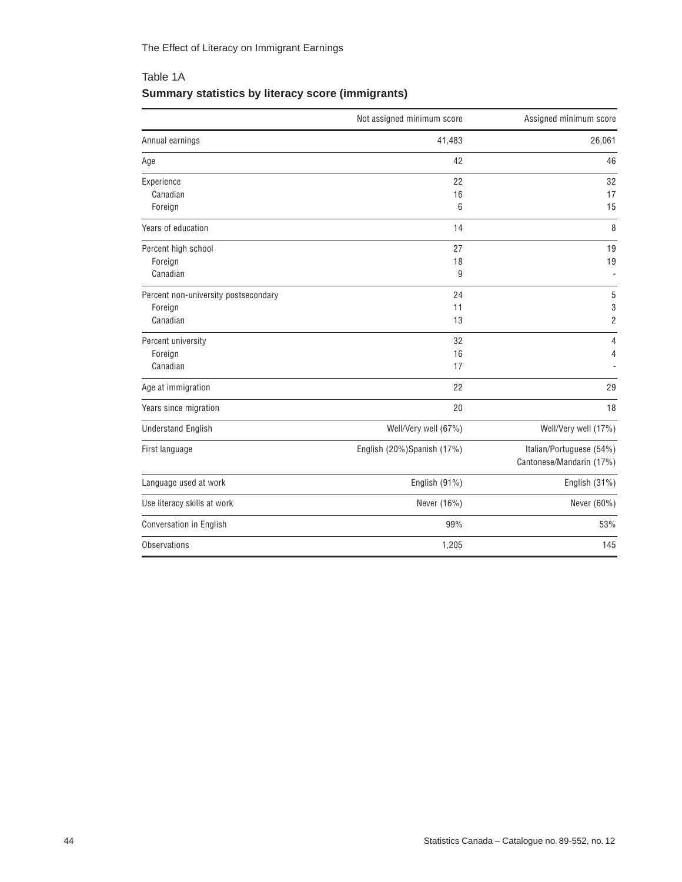Table 1A

**Summary statistics by literacy score (immigrants)**

| | Not assigned minimum score | Assigned minimum score |
|---|---|---|
| Annual earnings | 41,483 | 26,061 |
| Age | 42 | 46 |
| Experience | 22 | 32 |
| Canadian | 16 | 17 |
| Foreign | 6 | 15 |
| Years of education | 14 | 8 |
| Percent high school | 27 | 19 |
| Foreign | 18 | 19 |
| Canadian | 9 | - |
| Percent non-university postsecondary | 24 | 5 |
| Foreign | 11 | 3 |
| Canadian | 13 | 2 |
| Percent university | 32 | 4 |
| Foreign | 16 | 4 |
| Canadian | 17 | - |
| Age at immigration | 22 | 29 |
| Years since migration | 20 | 18 |
| Understand English | Well/Very well (67%) | Well/Very well (17%) |
| First language | English (20%)Spanish (17%) | Italian/Portuguese (54%) Cantonese/Mandarin (17%) |
| Language used at work | English (91%) | English (31%) |
| Use literacy skills at work | Never (16%) | Never (60%) |
| Conversation in English | 99% | 53% |
| Observations | 1,205 | 145 |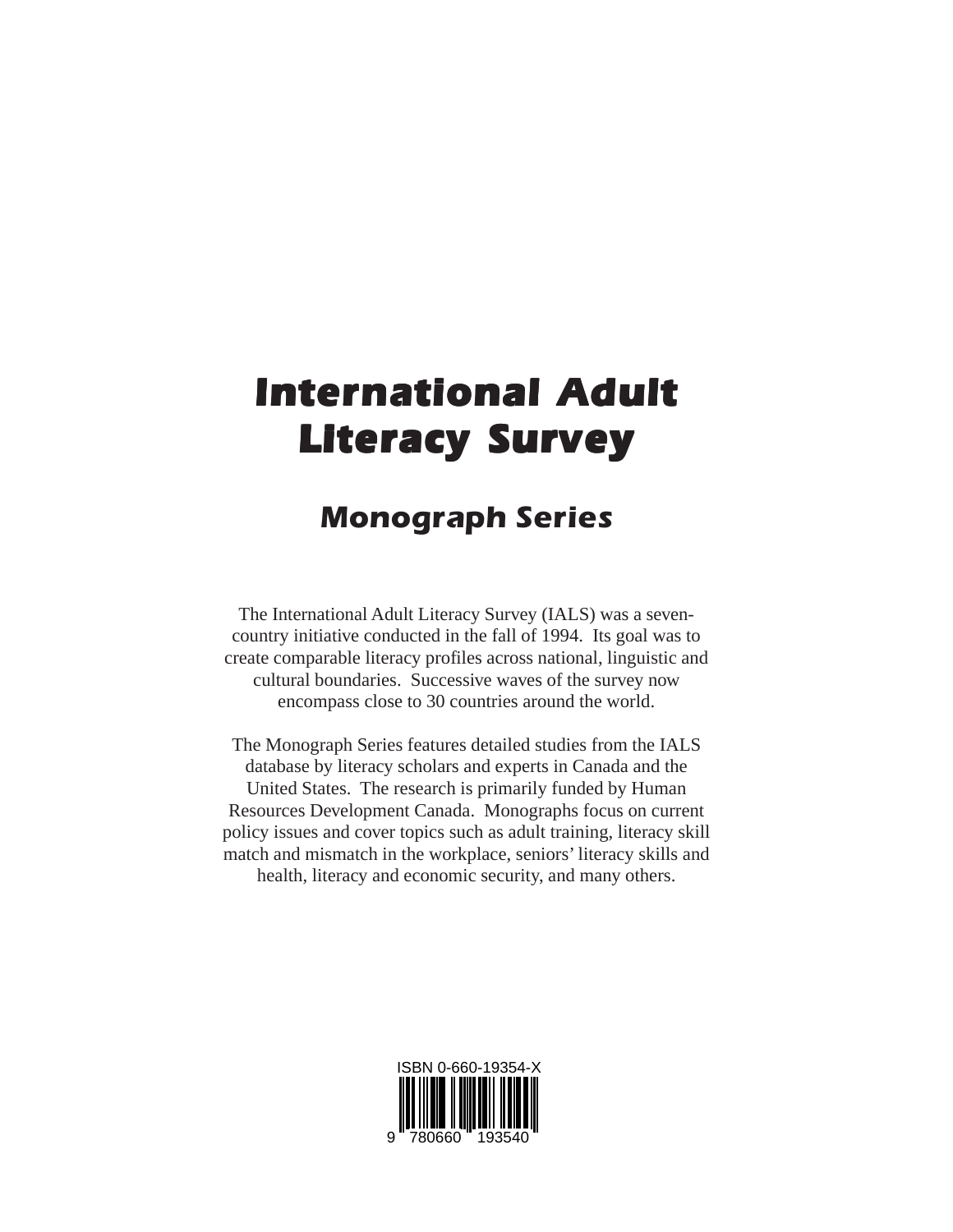# International Adult Literacy Survey

## Monograph Series

The International Adult Literacy Survey (IALS) was a seven-country initiative conducted in the fall of 1994. Its goal was to create comparable literacy profiles across national, linguistic and cultural boundaries. Successive waves of the survey now encompass close to 30 countries around the world.

The Monograph Series features detailed studies from the IALS database by literacy scholars and experts in Canada and the United States. The research is primarily funded by Human Resources Development Canada. Monographs focus on current policy issues and cover topics such as adult training, literacy skill match and mismatch in the workplace, seniors' literacy skills and health, literacy and economic security, and many others.

ISBN 0-660-19354-X

9 780660 193540